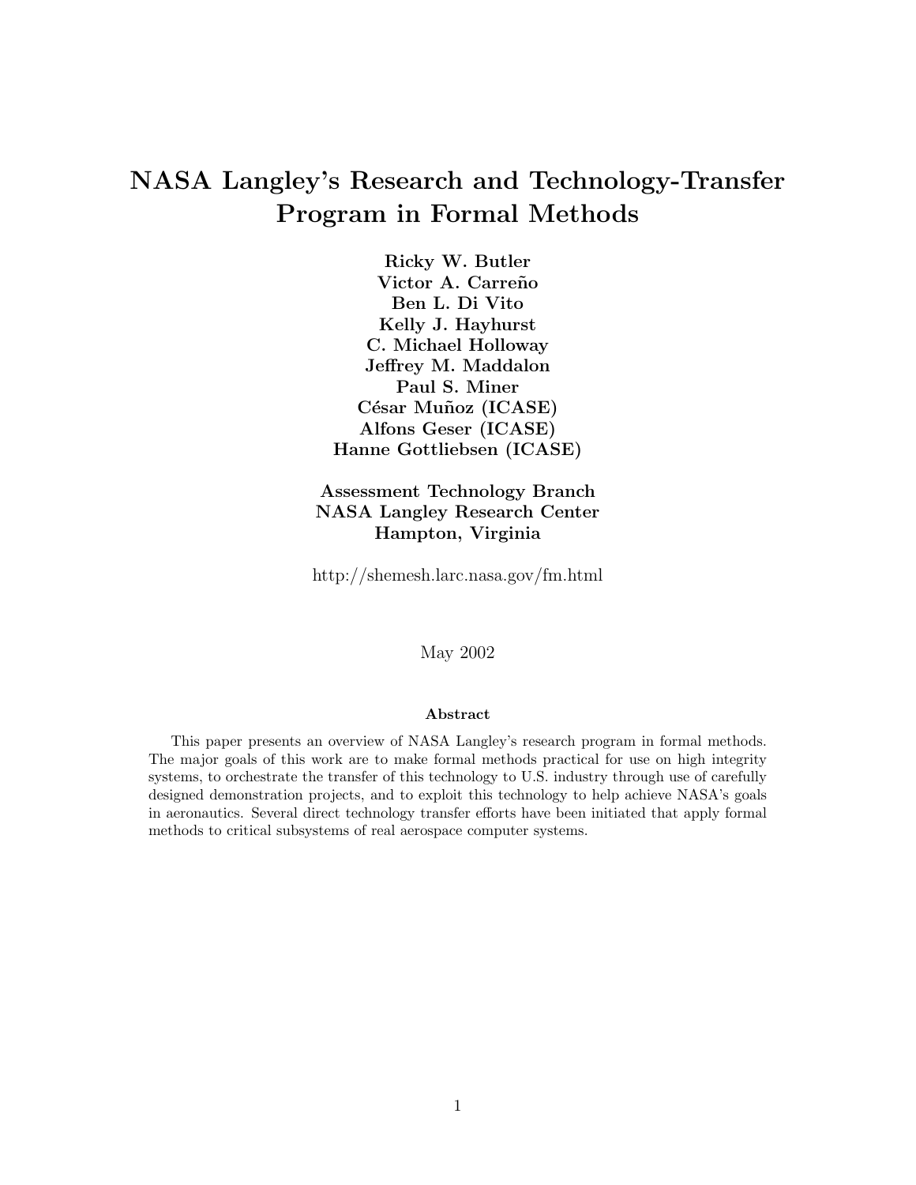# NASA Langley's Research and Technology-Transfer Program in Formal Methods

**Ricky W. Butler**
**Victor A. Carreño**
**Ben L. Di Vito**
**Kelly J. Hayhurst**
**C. Michael Holloway**
**Jeffrey M. Maddalon**
**Paul S. Miner**
**César Muñoz (ICASE)**
**Alfons Geser (ICASE)**
**Hanne Gottliebsen (ICASE)**

**Assessment Technology Branch**
**NASA Langley Research Center**
**Hampton, Virginia**

http://shemesh.larc.nasa.gov/fm.html

May 2002

**Abstract**

This paper presents an overview of NASA Langley's research program in formal methods. The major goals of this work are to make formal methods practical for use on high integrity systems, to orchestrate the transfer of this technology to U.S. industry through use of carefully designed demonstration projects, and to exploit this technology to help achieve NASA's goals in aeronautics. Several direct technology transfer efforts have been initiated that apply formal methods to critical subsystems of real aerospace computer systems.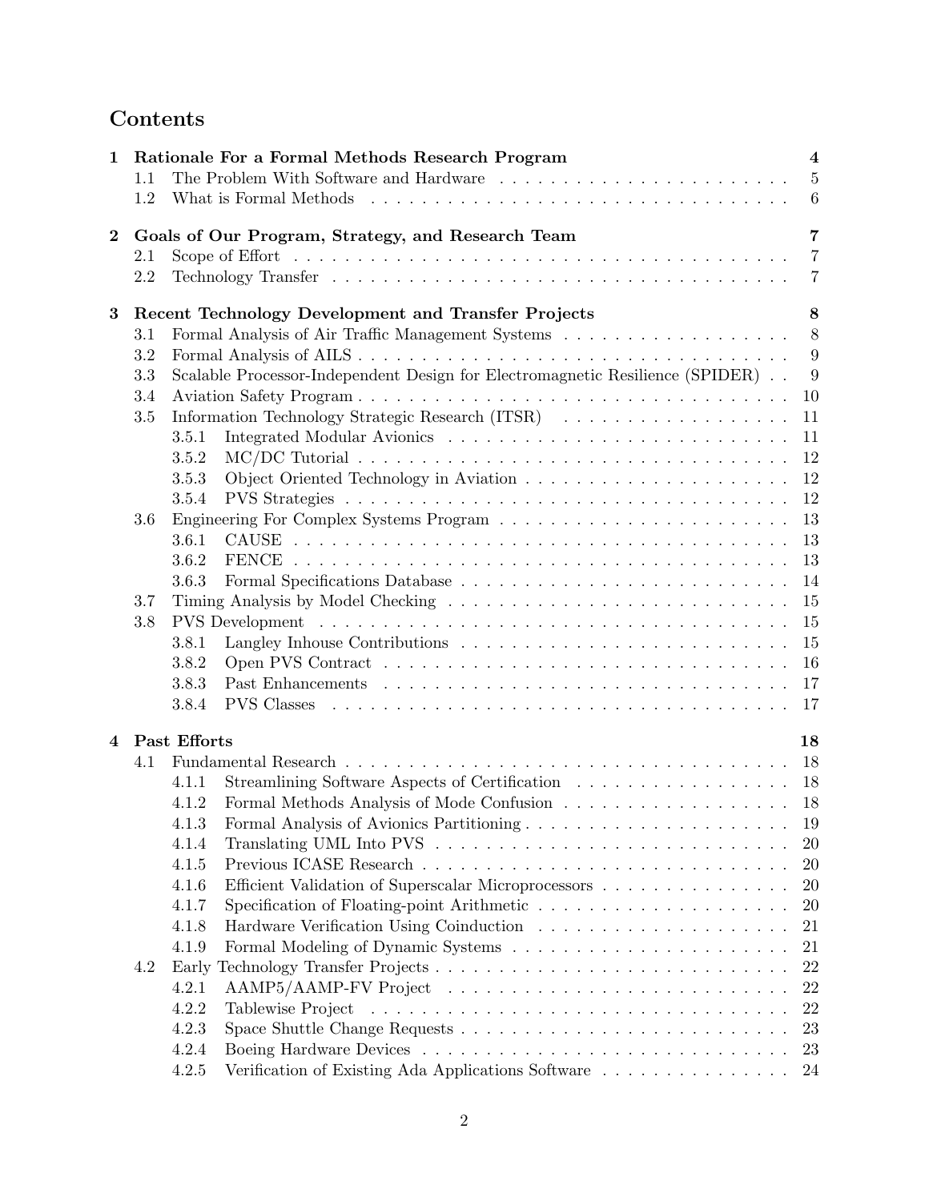## Contents

**1 Rationale For a Formal Methods Research Program** — **4**
- 1.1 The Problem With Software and Hardware — 5
- 1.2 What is Formal Methods — 6

**2 Goals of Our Program, Strategy, and Research Team** — **7**
- 2.1 Scope of Effort — 7
- 2.2 Technology Transfer — 7

**3 Recent Technology Development and Transfer Projects** — **8**
- 3.1 Formal Analysis of Air Traffic Management Systems — 8
- 3.2 Formal Analysis of AILS — 9
- 3.3 Scalable Processor-Independent Design for Electromagnetic Resilience (SPIDER) — 9
- 3.4 Aviation Safety Program — 10
- 3.5 Information Technology Strategic Research (ITSR) — 11
  - 3.5.1 Integrated Modular Avionics — 11
  - 3.5.2 MC/DC Tutorial — 12
  - 3.5.3 Object Oriented Technology in Aviation — 12
  - 3.5.4 PVS Strategies — 12
- 3.6 Engineering For Complex Systems Program — 13
  - 3.6.1 CAUSE — 13
  - 3.6.2 FENCE — 13
  - 3.6.3 Formal Specifications Database — 14
- 3.7 Timing Analysis by Model Checking — 15
- 3.8 PVS Development — 15
  - 3.8.1 Langley Inhouse Contributions — 15
  - 3.8.2 Open PVS Contract — 16
  - 3.8.3 Past Enhancements — 17
  - 3.8.4 PVS Classes — 17

**4 Past Efforts** — **18**
- 4.1 Fundamental Research — 18
  - 4.1.1 Streamlining Software Aspects of Certification — 18
  - 4.1.2 Formal Methods Analysis of Mode Confusion — 18
  - 4.1.3 Formal Analysis of Avionics Partitioning — 19
  - 4.1.4 Translating UML Into PVS — 20
  - 4.1.5 Previous ICASE Research — 20
  - 4.1.6 Efficient Validation of Superscalar Microprocessors — 20
  - 4.1.7 Specification of Floating-point Arithmetic — 20
  - 4.1.8 Hardware Verification Using Coinduction — 21
  - 4.1.9 Formal Modeling of Dynamic Systems — 21
- 4.2 Early Technology Transfer Projects — 22
  - 4.2.1 AAMP5/AAMP-FV Project — 22
  - 4.2.2 Tablewise Project — 22
  - 4.2.3 Space Shuttle Change Requests — 23
  - 4.2.4 Boeing Hardware Devices — 23
  - 4.2.5 Verification of Existing Ada Applications Software — 24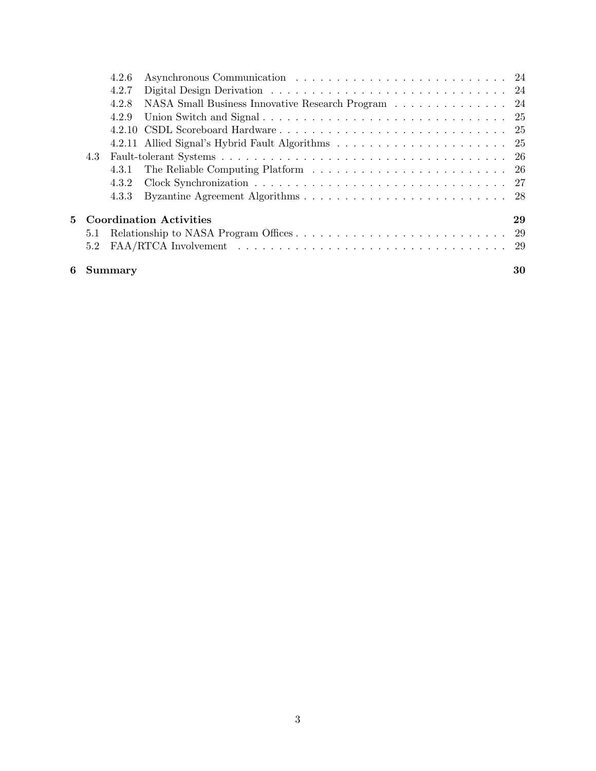- 4.2.6 Asynchronous Communication . . . . . 24
- 4.2.7 Digital Design Derivation . . . . . 24
- 4.2.8 NASA Small Business Innovative Research Program . . . . . 24
- 4.2.9 Union Switch and Signal . . . . . 25
- 4.2.10 CSDL Scoreboard Hardware . . . . . 25
- 4.2.11 Allied Signal's Hybrid Fault Algorithms . . . . . 25
- 4.3 Fault-tolerant Systems . . . . . 26
  - 4.3.1 The Reliable Computing Platform . . . . . 26
  - 4.3.2 Clock Synchronization . . . . . 27
  - 4.3.3 Byzantine Agreement Algorithms . . . . . 28

**5 Coordination Activities** **29**

- 5.1 Relationship to NASA Program Offices . . . . . 29
- 5.2 FAA/RTCA Involvement . . . . . 29

**6 Summary** **30**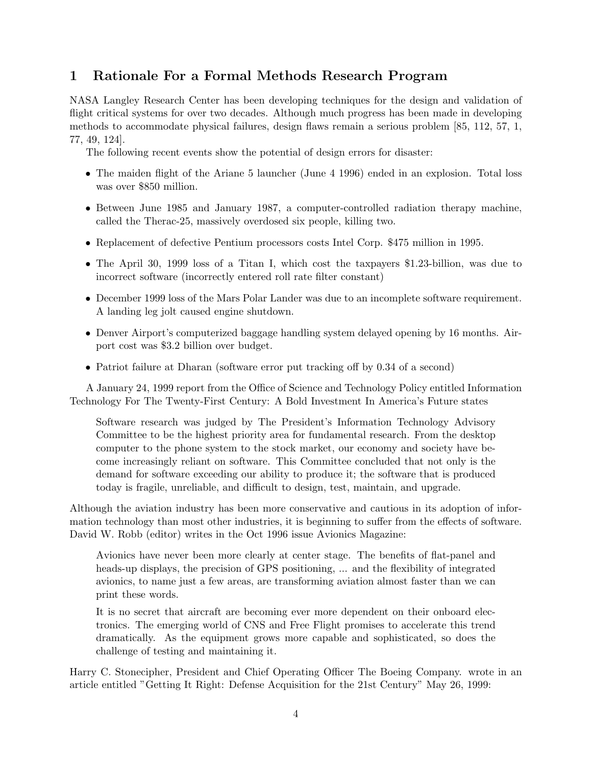# 1 Rationale For a Formal Methods Research Program

NASA Langley Research Center has been developing techniques for the design and validation of flight critical systems for over two decades. Although much progress has been made in developing methods to accommodate physical failures, design flaws remain a serious problem [85, 112, 57, 1, 77, 49, 124].

The following recent events show the potential of design errors for disaster:

- The maiden flight of the Ariane 5 launcher (June 4 1996) ended in an explosion. Total loss was over $850 million.
- Between June 1985 and January 1987, a computer-controlled radiation therapy machine, called the Therac-25, massively overdosed six people, killing two.
- Replacement of defective Pentium processors costs Intel Corp. $475 million in 1995.
- The April 30, 1999 loss of a Titan I, which cost the taxpayers $1.23-billion, was due to incorrect software (incorrectly entered roll rate filter constant)
- December 1999 loss of the Mars Polar Lander was due to an incomplete software requirement. A landing leg jolt caused engine shutdown.
- Denver Airport's computerized baggage handling system delayed opening by 16 months. Airport cost was $3.2 billion over budget.
- Patriot failure at Dharan (software error put tracking off by 0.34 of a second)

A January 24, 1999 report from the Office of Science and Technology Policy entitled Information Technology For The Twenty-First Century: A Bold Investment In America's Future states

> Software research was judged by The President's Information Technology Advisory Committee to be the highest priority area for fundamental research. From the desktop computer to the phone system to the stock market, our economy and society have become increasingly reliant on software. This Committee concluded that not only is the demand for software exceeding our ability to produce it; the software that is produced today is fragile, unreliable, and difficult to design, test, maintain, and upgrade.

Although the aviation industry has been more conservative and cautious in its adoption of information technology than most other industries, it is beginning to suffer from the effects of software. David W. Robb (editor) writes in the Oct 1996 issue Avionics Magazine:

> Avionics have never been more clearly at center stage. The benefits of flat-panel and heads-up displays, the precision of GPS positioning, ... and the flexibility of integrated avionics, to name just a few areas, are transforming aviation almost faster than we can print these words.
>
> It is no secret that aircraft are becoming ever more dependent on their onboard electronics. The emerging world of CNS and Free Flight promises to accelerate this trend dramatically. As the equipment grows more capable and sophisticated, so does the challenge of testing and maintaining it.

Harry C. Stonecipher, President and Chief Operating Officer The Boeing Company. wrote in an article entitled "Getting It Right: Defense Acquisition for the 21st Century" May 26, 1999: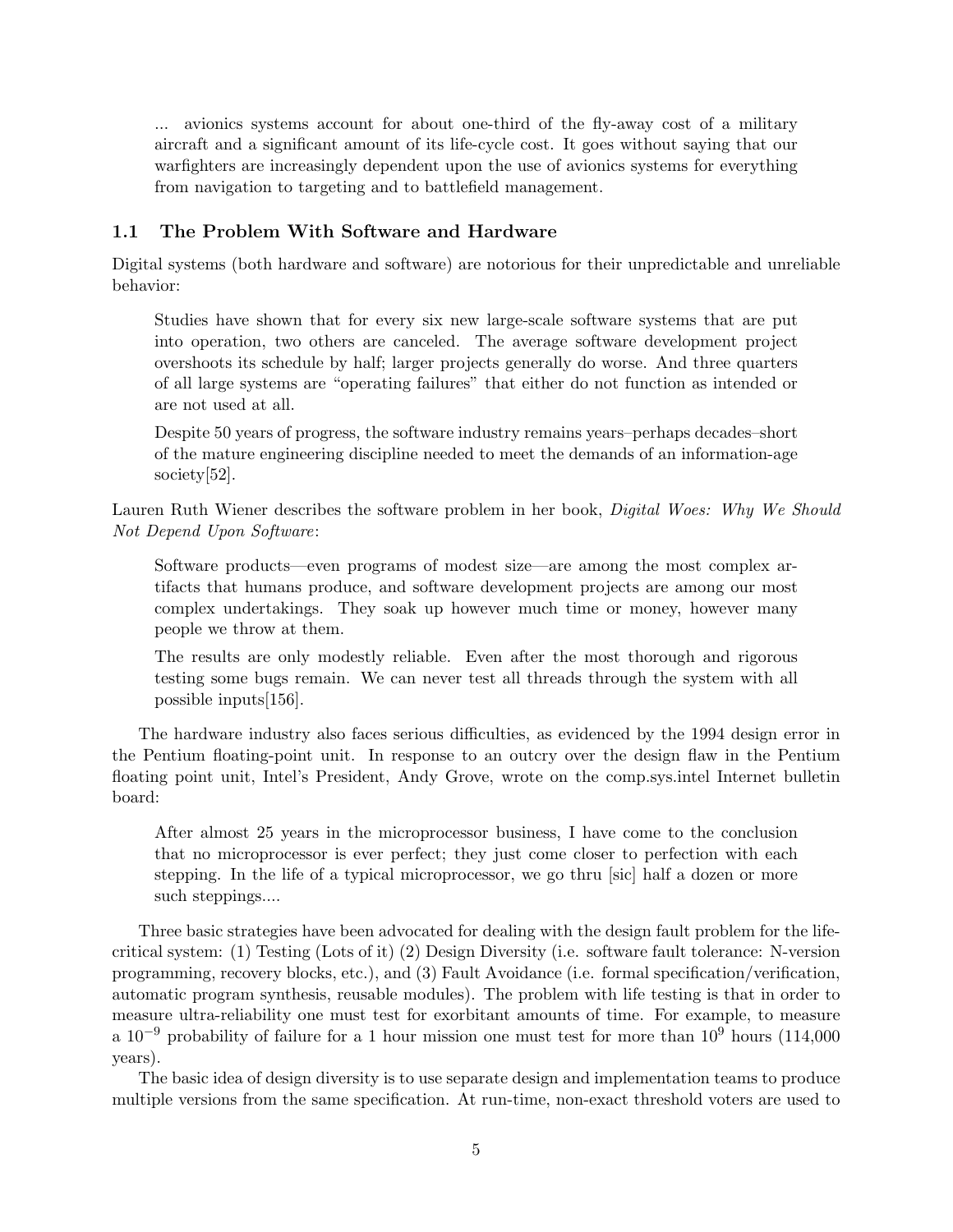> ... avionics systems account for about one-third of the fly-away cost of a military aircraft and a significant amount of its life-cycle cost. It goes without saying that our warfighters are increasingly dependent upon the use of avionics systems for everything from navigation to targeting and to battlefield management.

### 1.1 The Problem With Software and Hardware

Digital systems (both hardware and software) are notorious for their unpredictable and unreliable behavior:

> Studies have shown that for every six new large-scale software systems that are put into operation, two others are canceled. The average software development project overshoots its schedule by half; larger projects generally do worse. And three quarters of all large systems are "operating failures" that either do not function as intended or are not used at all.
>
> Despite 50 years of progress, the software industry remains years–perhaps decades–short of the mature engineering discipline needed to meet the demands of an information-age society[52].

Lauren Ruth Wiener describes the software problem in her book, *Digital Woes: Why We Should Not Depend Upon Software*:

> Software products—even programs of modest size—are among the most complex artifacts that humans produce, and software development projects are among our most complex undertakings. They soak up however much time or money, however many people we throw at them.
>
> The results are only modestly reliable. Even after the most thorough and rigorous testing some bugs remain. We can never test all threads through the system with all possible inputs[156].

The hardware industry also faces serious difficulties, as evidenced by the 1994 design error in the Pentium floating-point unit. In response to an outcry over the design flaw in the Pentium floating point unit, Intel's President, Andy Grove, wrote on the comp.sys.intel Internet bulletin board:

> After almost 25 years in the microprocessor business, I have come to the conclusion that no microprocessor is ever perfect; they just come closer to perfection with each stepping. In the life of a typical microprocessor, we go thru [sic] half a dozen or more such steppings....

Three basic strategies have been advocated for dealing with the design fault problem for the life-critical system: (1) Testing (Lots of it) (2) Design Diversity (i.e. software fault tolerance: N-version programming, recovery blocks, etc.), and (3) Fault Avoidance (i.e. formal specification/verification, automatic program synthesis, reusable modules). The problem with life testing is that in order to measure ultra-reliability one must test for exorbitant amounts of time. For example, to measure a $10^{-9}$ probability of failure for a 1 hour mission one must test for more than $10^9$ hours (114,000 years).

The basic idea of design diversity is to use separate design and implementation teams to produce multiple versions from the same specification. At run-time, non-exact threshold voters are used to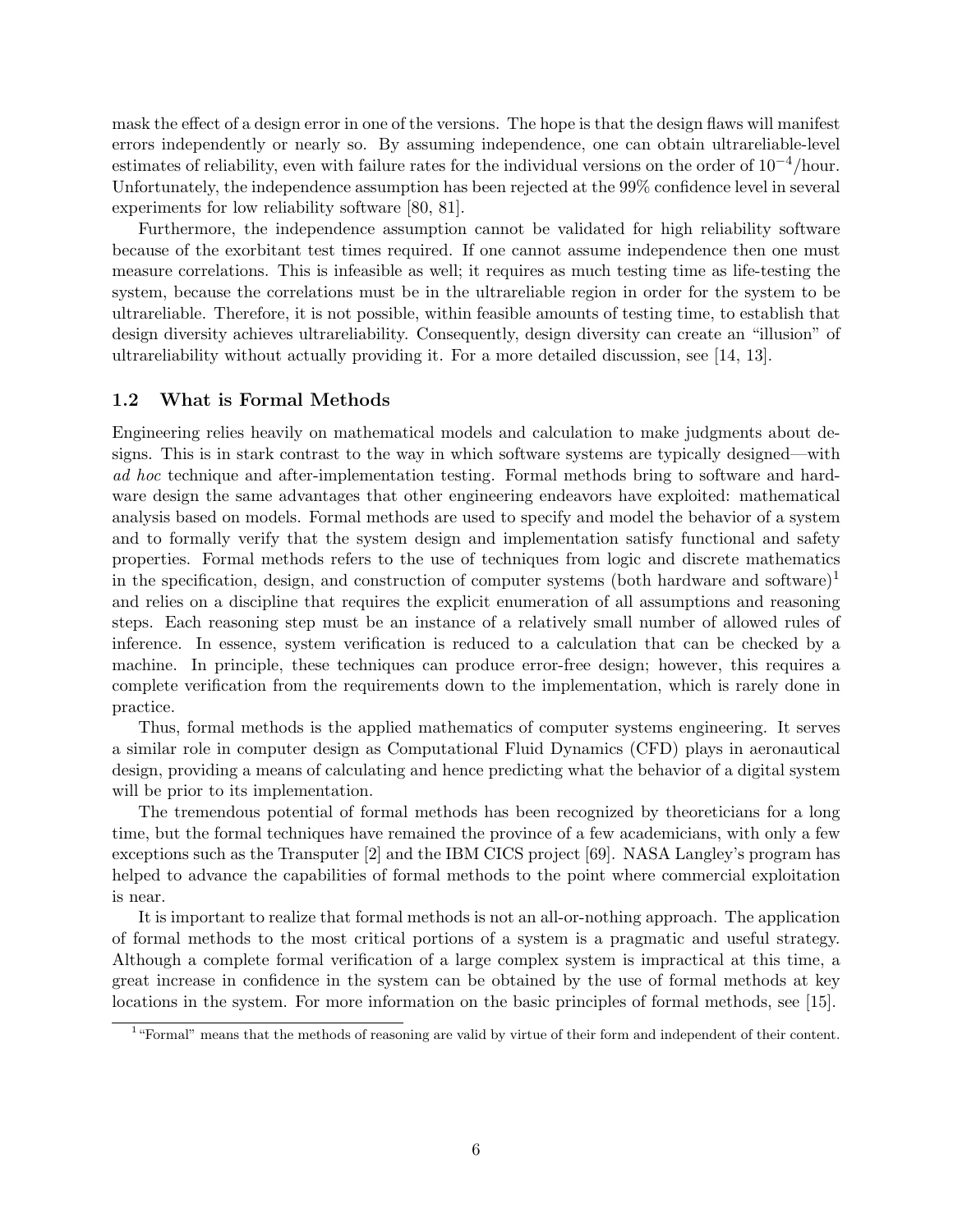mask the effect of a design error in one of the versions. The hope is that the design flaws will manifest errors independently or nearly so. By assuming independence, one can obtain ultrareliable-level estimates of reliability, even with failure rates for the individual versions on the order of $10^{-4}$/hour. Unfortunately, the independence assumption has been rejected at the 99% confidence level in several experiments for low reliability software [80, 81].

Furthermore, the independence assumption cannot be validated for high reliability software because of the exorbitant test times required. If one cannot assume independence then one must measure correlations. This is infeasible as well; it requires as much testing time as life-testing the system, because the correlations must be in the ultrareliable region in order for the system to be ultrareliable. Therefore, it is not possible, within feasible amounts of testing time, to establish that design diversity achieves ultrareliability. Consequently, design diversity can create an "illusion" of ultrareliability without actually providing it. For a more detailed discussion, see [14, 13].

### 1.2 What is Formal Methods

Engineering relies heavily on mathematical models and calculation to make judgments about designs. This is in stark contrast to the way in which software systems are typically designed—with *ad hoc* technique and after-implementation testing. Formal methods bring to software and hardware design the same advantages that other engineering endeavors have exploited: mathematical analysis based on models. Formal methods are used to specify and model the behavior of a system and to formally verify that the system design and implementation satisfy functional and safety properties. Formal methods refers to the use of techniques from logic and discrete mathematics in the specification, design, and construction of computer systems (both hardware and software)[1] and relies on a discipline that requires the explicit enumeration of all assumptions and reasoning steps. Each reasoning step must be an instance of a relatively small number of allowed rules of inference. In essence, system verification is reduced to a calculation that can be checked by a machine. In principle, these techniques can produce error-free design; however, this requires a complete verification from the requirements down to the implementation, which is rarely done in practice.

Thus, formal methods is the applied mathematics of computer systems engineering. It serves a similar role in computer design as Computational Fluid Dynamics (CFD) plays in aeronautical design, providing a means of calculating and hence predicting what the behavior of a digital system will be prior to its implementation.

The tremendous potential of formal methods has been recognized by theoreticians for a long time, but the formal techniques have remained the province of a few academicians, with only a few exceptions such as the Transputer [2] and the IBM CICS project [69]. NASA Langley's program has helped to advance the capabilities of formal methods to the point where commercial exploitation is near.

It is important to realize that formal methods is not an all-or-nothing approach. The application of formal methods to the most critical portions of a system is a pragmatic and useful strategy. Although a complete formal verification of a large complex system is impractical at this time, a great increase in confidence in the system can be obtained by the use of formal methods at key locations in the system. For more information on the basic principles of formal methods, see [15].

[1] "Formal" means that the methods of reasoning are valid by virtue of their form and independent of their content.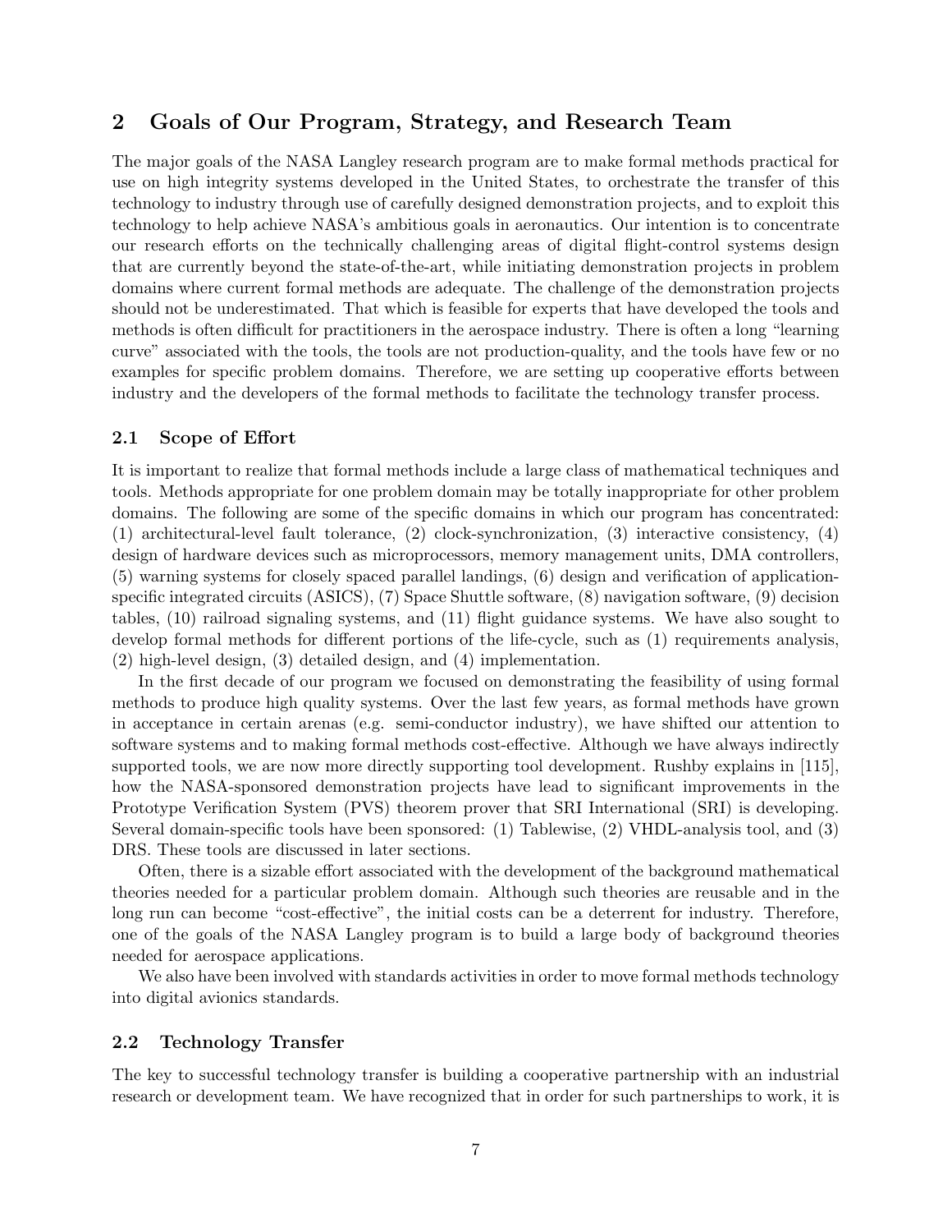## 2 Goals of Our Program, Strategy, and Research Team

The major goals of the NASA Langley research program are to make formal methods practical for use on high integrity systems developed in the United States, to orchestrate the transfer of this technology to industry through use of carefully designed demonstration projects, and to exploit this technology to help achieve NASA's ambitious goals in aeronautics. Our intention is to concentrate our research efforts on the technically challenging areas of digital flight-control systems design that are currently beyond the state-of-the-art, while initiating demonstration projects in problem domains where current formal methods are adequate. The challenge of the demonstration projects should not be underestimated. That which is feasible for experts that have developed the tools and methods is often difficult for practitioners in the aerospace industry. There is often a long "learning curve" associated with the tools, the tools are not production-quality, and the tools have few or no examples for specific problem domains. Therefore, we are setting up cooperative efforts between industry and the developers of the formal methods to facilitate the technology transfer process.

### 2.1 Scope of Effort

It is important to realize that formal methods include a large class of mathematical techniques and tools. Methods appropriate for one problem domain may be totally inappropriate for other problem domains. The following are some of the specific domains in which our program has concentrated: (1) architectural-level fault tolerance, (2) clock-synchronization, (3) interactive consistency, (4) design of hardware devices such as microprocessors, memory management units, DMA controllers, (5) warning systems for closely spaced parallel landings, (6) design and verification of application-specific integrated circuits (ASICS), (7) Space Shuttle software, (8) navigation software, (9) decision tables, (10) railroad signaling systems, and (11) flight guidance systems. We have also sought to develop formal methods for different portions of the life-cycle, such as (1) requirements analysis, (2) high-level design, (3) detailed design, and (4) implementation.

In the first decade of our program we focused on demonstrating the feasibility of using formal methods to produce high quality systems. Over the last few years, as formal methods have grown in acceptance in certain arenas (e.g. semi-conductor industry), we have shifted our attention to software systems and to making formal methods cost-effective. Although we have always indirectly supported tools, we are now more directly supporting tool development. Rushby explains in [115], how the NASA-sponsored demonstration projects have lead to significant improvements in the Prototype Verification System (PVS) theorem prover that SRI International (SRI) is developing. Several domain-specific tools have been sponsored: (1) Tablewise, (2) VHDL-analysis tool, and (3) DRS. These tools are discussed in later sections.

Often, there is a sizable effort associated with the development of the background mathematical theories needed for a particular problem domain. Although such theories are reusable and in the long run can become "cost-effective", the initial costs can be a deterrent for industry. Therefore, one of the goals of the NASA Langley program is to build a large body of background theories needed for aerospace applications.

We also have been involved with standards activities in order to move formal methods technology into digital avionics standards.

### 2.2 Technology Transfer

The key to successful technology transfer is building a cooperative partnership with an industrial research or development team. We have recognized that in order for such partnerships to work, it is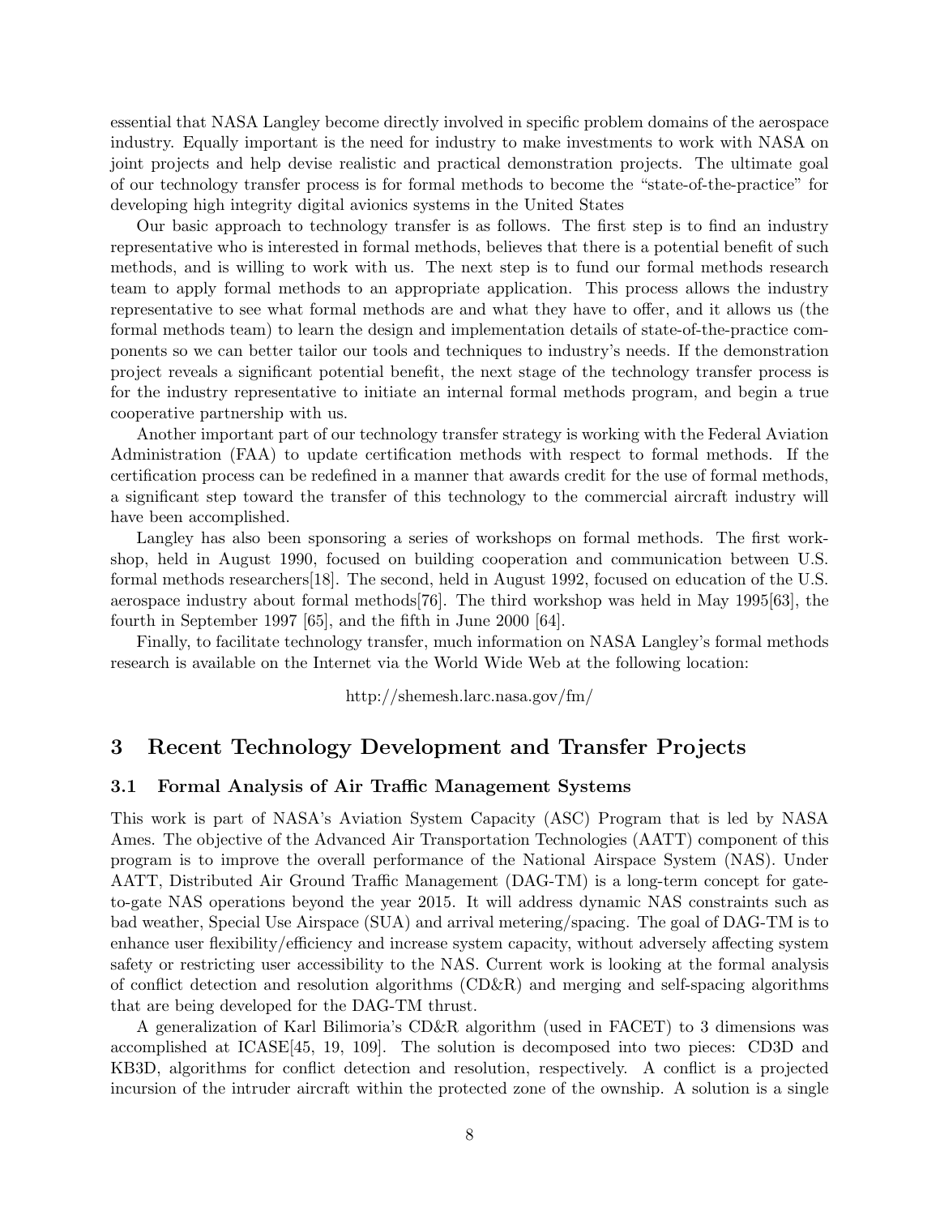essential that NASA Langley become directly involved in specific problem domains of the aerospace industry. Equally important is the need for industry to make investments to work with NASA on joint projects and help devise realistic and practical demonstration projects. The ultimate goal of our technology transfer process is for formal methods to become the "state-of-the-practice" for developing high integrity digital avionics systems in the United States

Our basic approach to technology transfer is as follows. The first step is to find an industry representative who is interested in formal methods, believes that there is a potential benefit of such methods, and is willing to work with us. The next step is to fund our formal methods research team to apply formal methods to an appropriate application. This process allows the industry representative to see what formal methods are and what they have to offer, and it allows us (the formal methods team) to learn the design and implementation details of state-of-the-practice components so we can better tailor our tools and techniques to industry's needs. If the demonstration project reveals a significant potential benefit, the next stage of the technology transfer process is for the industry representative to initiate an internal formal methods program, and begin a true cooperative partnership with us.

Another important part of our technology transfer strategy is working with the Federal Aviation Administration (FAA) to update certification methods with respect to formal methods. If the certification process can be redefined in a manner that awards credit for the use of formal methods, a significant step toward the transfer of this technology to the commercial aircraft industry will have been accomplished.

Langley has also been sponsoring a series of workshops on formal methods. The first workshop, held in August 1990, focused on building cooperation and communication between U.S. formal methods researchers[18]. The second, held in August 1992, focused on education of the U.S. aerospace industry about formal methods[76]. The third workshop was held in May 1995[63], the fourth in September 1997 [65], and the fifth in June 2000 [64].

Finally, to facilitate technology transfer, much information on NASA Langley's formal methods research is available on the Internet via the World Wide Web at the following location:

http://shemesh.larc.nasa.gov/fm/

## 3 Recent Technology Development and Transfer Projects

### 3.1 Formal Analysis of Air Traffic Management Systems

This work is part of NASA's Aviation System Capacity (ASC) Program that is led by NASA Ames. The objective of the Advanced Air Transportation Technologies (AATT) component of this program is to improve the overall performance of the National Airspace System (NAS). Under AATT, Distributed Air Ground Traffic Management (DAG-TM) is a long-term concept for gate-to-gate NAS operations beyond the year 2015. It will address dynamic NAS constraints such as bad weather, Special Use Airspace (SUA) and arrival metering/spacing. The goal of DAG-TM is to enhance user flexibility/efficiency and increase system capacity, without adversely affecting system safety or restricting user accessibility to the NAS. Current work is looking at the formal analysis of conflict detection and resolution algorithms (CD&R) and merging and self-spacing algorithms that are being developed for the DAG-TM thrust.

A generalization of Karl Bilimoria's CD&R algorithm (used in FACET) to 3 dimensions was accomplished at ICASE[45, 19, 109]. The solution is decomposed into two pieces: CD3D and KB3D, algorithms for conflict detection and resolution, respectively. A conflict is a projected incursion of the intruder aircraft within the protected zone of the ownship. A solution is a single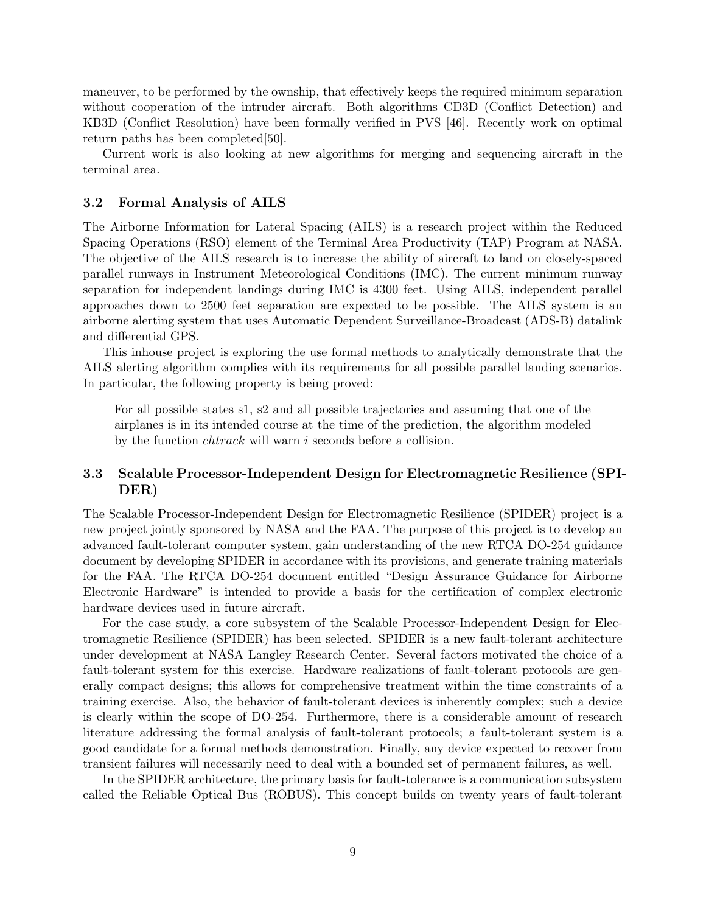maneuver, to be performed by the ownship, that effectively keeps the required minimum separation without cooperation of the intruder aircraft. Both algorithms CD3D (Conflict Detection) and KB3D (Conflict Resolution) have been formally verified in PVS [46]. Recently work on optimal return paths has been completed[50].

Current work is also looking at new algorithms for merging and sequencing aircraft in the terminal area.

### 3.2 Formal Analysis of AILS

The Airborne Information for Lateral Spacing (AILS) is a research project within the Reduced Spacing Operations (RSO) element of the Terminal Area Productivity (TAP) Program at NASA. The objective of the AILS research is to increase the ability of aircraft to land on closely-spaced parallel runways in Instrument Meteorological Conditions (IMC). The current minimum runway separation for independent landings during IMC is 4300 feet. Using AILS, independent parallel approaches down to 2500 feet separation are expected to be possible. The AILS system is an airborne alerting system that uses Automatic Dependent Surveillance-Broadcast (ADS-B) datalink and differential GPS.

This inhouse project is exploring the use formal methods to analytically demonstrate that the AILS alerting algorithm complies with its requirements for all possible parallel landing scenarios. In particular, the following property is being proved:

> For all possible states s1, s2 and all possible trajectories and assuming that one of the airplanes is in its intended course at the time of the prediction, the algorithm modeled by the function *chtrack* will warn $i$ seconds before a collision.

### 3.3 Scalable Processor-Independent Design for Electromagnetic Resilience (SPIDER)

The Scalable Processor-Independent Design for Electromagnetic Resilience (SPIDER) project is a new project jointly sponsored by NASA and the FAA. The purpose of this project is to develop an advanced fault-tolerant computer system, gain understanding of the new RTCA DO-254 guidance document by developing SPIDER in accordance with its provisions, and generate training materials for the FAA. The RTCA DO-254 document entitled "Design Assurance Guidance for Airborne Electronic Hardware" is intended to provide a basis for the certification of complex electronic hardware devices used in future aircraft.

For the case study, a core subsystem of the Scalable Processor-Independent Design for Electromagnetic Resilience (SPIDER) has been selected. SPIDER is a new fault-tolerant architecture under development at NASA Langley Research Center. Several factors motivated the choice of a fault-tolerant system for this exercise. Hardware realizations of fault-tolerant protocols are generally compact designs; this allows for comprehensive treatment within the time constraints of a training exercise. Also, the behavior of fault-tolerant devices is inherently complex; such a device is clearly within the scope of DO-254. Furthermore, there is a considerable amount of research literature addressing the formal analysis of fault-tolerant protocols; a fault-tolerant system is a good candidate for a formal methods demonstration. Finally, any device expected to recover from transient failures will necessarily need to deal with a bounded set of permanent failures, as well.

In the SPIDER architecture, the primary basis for fault-tolerance is a communication subsystem called the Reliable Optical Bus (ROBUS). This concept builds on twenty years of fault-tolerant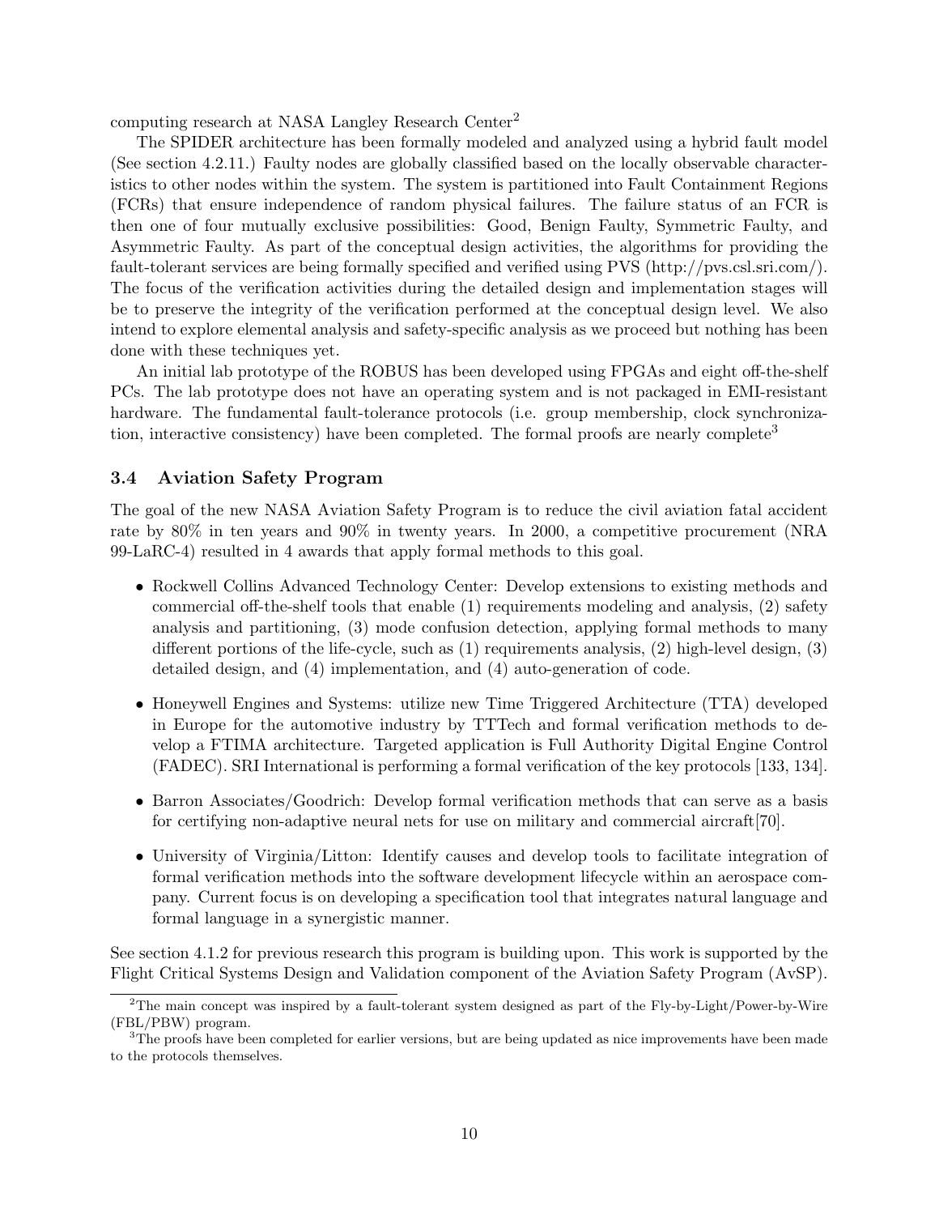computing research at NASA Langley Research Center[2]

The SPIDER architecture has been formally modeled and analyzed using a hybrid fault model (See section 4.2.11.) Faulty nodes are globally classified based on the locally observable characteristics to other nodes within the system. The system is partitioned into Fault Containment Regions (FCRs) that ensure independence of random physical failures. The failure status of an FCR is then one of four mutually exclusive possibilities: Good, Benign Faulty, Symmetric Faulty, and Asymmetric Faulty. As part of the conceptual design activities, the algorithms for providing the fault-tolerant services are being formally specified and verified using PVS (http://pvs.csl.sri.com/). The focus of the verification activities during the detailed design and implementation stages will be to preserve the integrity of the verification performed at the conceptual design level. We also intend to explore elemental analysis and safety-specific analysis as we proceed but nothing has been done with these techniques yet.

An initial lab prototype of the ROBUS has been developed using FPGAs and eight off-the-shelf PCs. The lab prototype does not have an operating system and is not packaged in EMI-resistant hardware. The fundamental fault-tolerance protocols (i.e. group membership, clock synchronization, interactive consistency) have been completed. The formal proofs are nearly complete[3]

### 3.4 Aviation Safety Program

The goal of the new NASA Aviation Safety Program is to reduce the civil aviation fatal accident rate by 80% in ten years and 90% in twenty years. In 2000, a competitive procurement (NRA 99-LaRC-4) resulted in 4 awards that apply formal methods to this goal.

- Rockwell Collins Advanced Technology Center: Develop extensions to existing methods and commercial off-the-shelf tools that enable (1) requirements modeling and analysis, (2) safety analysis and partitioning, (3) mode confusion detection, applying formal methods to many different portions of the life-cycle, such as (1) requirements analysis, (2) high-level design, (3) detailed design, and (4) implementation, and (4) auto-generation of code.
- Honeywell Engines and Systems: utilize new Time Triggered Architecture (TTA) developed in Europe for the automotive industry by TTTech and formal verification methods to develop a FTIMA architecture. Targeted application is Full Authority Digital Engine Control (FADEC). SRI International is performing a formal verification of the key protocols [133, 134].
- Barron Associates/Goodrich: Develop formal verification methods that can serve as a basis for certifying non-adaptive neural nets for use on military and commercial aircraft[70].
- University of Virginia/Litton: Identify causes and develop tools to facilitate integration of formal verification methods into the software development lifecycle within an aerospace company. Current focus is on developing a specification tool that integrates natural language and formal language in a synergistic manner.

See section 4.1.2 for previous research this program is building upon. This work is supported by the Flight Critical Systems Design and Validation component of the Aviation Safety Program (AvSP).

---

[2] The main concept was inspired by a fault-tolerant system designed as part of the Fly-by-Light/Power-by-Wire (FBL/PBW) program.

[3] The proofs have been completed for earlier versions, but are being updated as nice improvements have been made to the protocols themselves.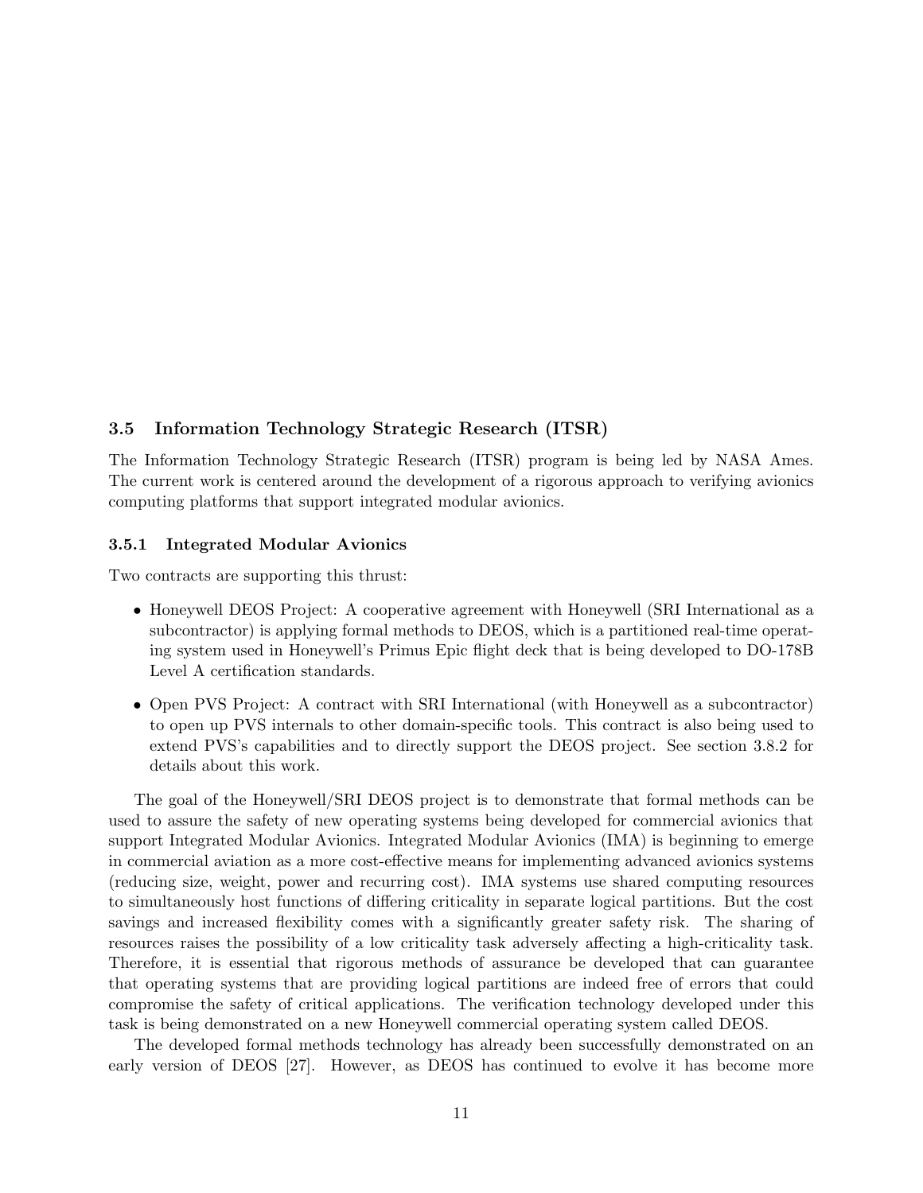### 3.5 Information Technology Strategic Research (ITSR)

The Information Technology Strategic Research (ITSR) program is being led by NASA Ames. The current work is centered around the development of a rigorous approach to verifying avionics computing platforms that support integrated modular avionics.

#### 3.5.1 Integrated Modular Avionics

Two contracts are supporting this thrust:

- Honeywell DEOS Project: A cooperative agreement with Honeywell (SRI International as a subcontractor) is applying formal methods to DEOS, which is a partitioned real-time operating system used in Honeywell's Primus Epic flight deck that is being developed to DO-178B Level A certification standards.
- Open PVS Project: A contract with SRI International (with Honeywell as a subcontractor) to open up PVS internals to other domain-specific tools. This contract is also being used to extend PVS's capabilities and to directly support the DEOS project. See section 3.8.2 for details about this work.

The goal of the Honeywell/SRI DEOS project is to demonstrate that formal methods can be used to assure the safety of new operating systems being developed for commercial avionics that support Integrated Modular Avionics. Integrated Modular Avionics (IMA) is beginning to emerge in commercial aviation as a more cost-effective means for implementing advanced avionics systems (reducing size, weight, power and recurring cost). IMA systems use shared computing resources to simultaneously host functions of differing criticality in separate logical partitions. But the cost savings and increased flexibility comes with a significantly greater safety risk. The sharing of resources raises the possibility of a low criticality task adversely affecting a high-criticality task. Therefore, it is essential that rigorous methods of assurance be developed that can guarantee that operating systems that are providing logical partitions are indeed free of errors that could compromise the safety of critical applications. The verification technology developed under this task is being demonstrated on a new Honeywell commercial operating system called DEOS.

The developed formal methods technology has already been successfully demonstrated on an early version of DEOS [27]. However, as DEOS has continued to evolve it has become more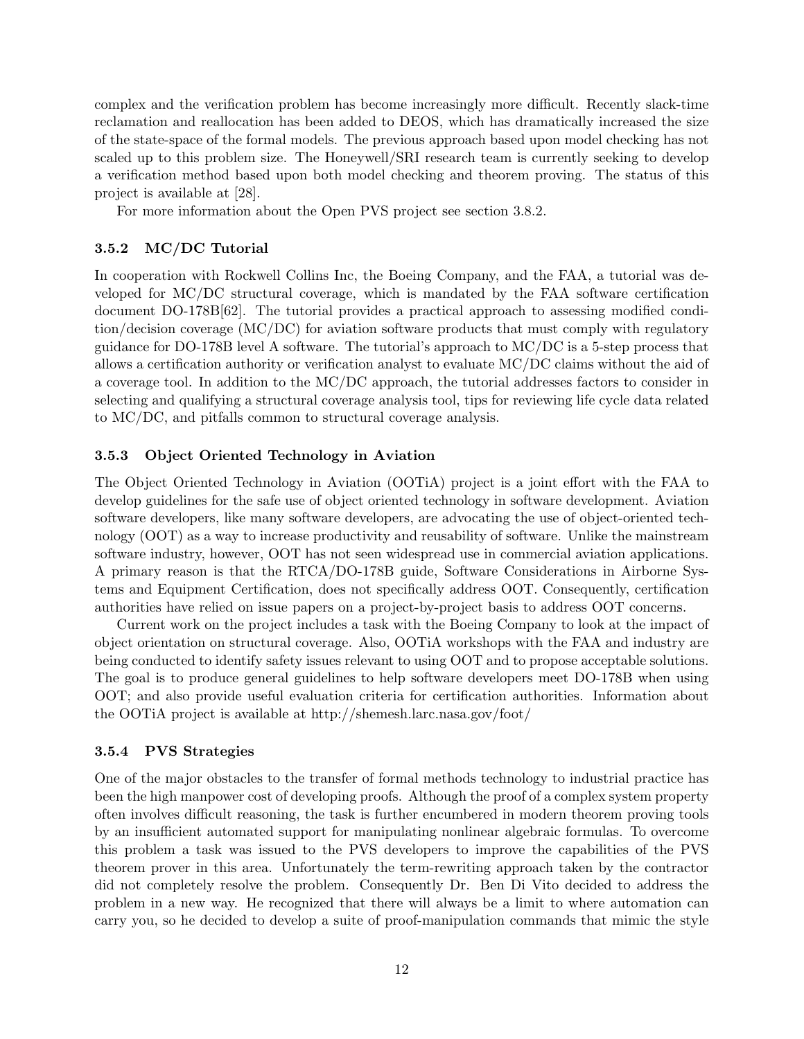complex and the verification problem has become increasingly more difficult. Recently slack-time reclamation and reallocation has been added to DEOS, which has dramatically increased the size of the state-space of the formal models. The previous approach based upon model checking has not scaled up to this problem size. The Honeywell/SRI research team is currently seeking to develop a verification method based upon both model checking and theorem proving. The status of this project is available at [28].

For more information about the Open PVS project see section 3.8.2.

### 3.5.2 MC/DC Tutorial

In cooperation with Rockwell Collins Inc, the Boeing Company, and the FAA, a tutorial was developed for MC/DC structural coverage, which is mandated by the FAA software certification document DO-178B[62]. The tutorial provides a practical approach to assessing modified condition/decision coverage (MC/DC) for aviation software products that must comply with regulatory guidance for DO-178B level A software. The tutorial's approach to MC/DC is a 5-step process that allows a certification authority or verification analyst to evaluate MC/DC claims without the aid of a coverage tool. In addition to the MC/DC approach, the tutorial addresses factors to consider in selecting and qualifying a structural coverage analysis tool, tips for reviewing life cycle data related to MC/DC, and pitfalls common to structural coverage analysis.

### 3.5.3 Object Oriented Technology in Aviation

The Object Oriented Technology in Aviation (OOTiA) project is a joint effort with the FAA to develop guidelines for the safe use of object oriented technology in software development. Aviation software developers, like many software developers, are advocating the use of object-oriented technology (OOT) as a way to increase productivity and reusability of software. Unlike the mainstream software industry, however, OOT has not seen widespread use in commercial aviation applications. A primary reason is that the RTCA/DO-178B guide, Software Considerations in Airborne Systems and Equipment Certification, does not specifically address OOT. Consequently, certification authorities have relied on issue papers on a project-by-project basis to address OOT concerns.

Current work on the project includes a task with the Boeing Company to look at the impact of object orientation on structural coverage. Also, OOTiA workshops with the FAA and industry are being conducted to identify safety issues relevant to using OOT and to propose acceptable solutions. The goal is to produce general guidelines to help software developers meet DO-178B when using OOT; and also provide useful evaluation criteria for certification authorities. Information about the OOTiA project is available at http://shemesh.larc.nasa.gov/foot/

### 3.5.4 PVS Strategies

One of the major obstacles to the transfer of formal methods technology to industrial practice has been the high manpower cost of developing proofs. Although the proof of a complex system property often involves difficult reasoning, the task is further encumbered in modern theorem proving tools by an insufficient automated support for manipulating nonlinear algebraic formulas. To overcome this problem a task was issued to the PVS developers to improve the capabilities of the PVS theorem prover in this area. Unfortunately the term-rewriting approach taken by the contractor did not completely resolve the problem. Consequently Dr. Ben Di Vito decided to address the problem in a new way. He recognized that there will always be a limit to where automation can carry you, so he decided to develop a suite of proof-manipulation commands that mimic the style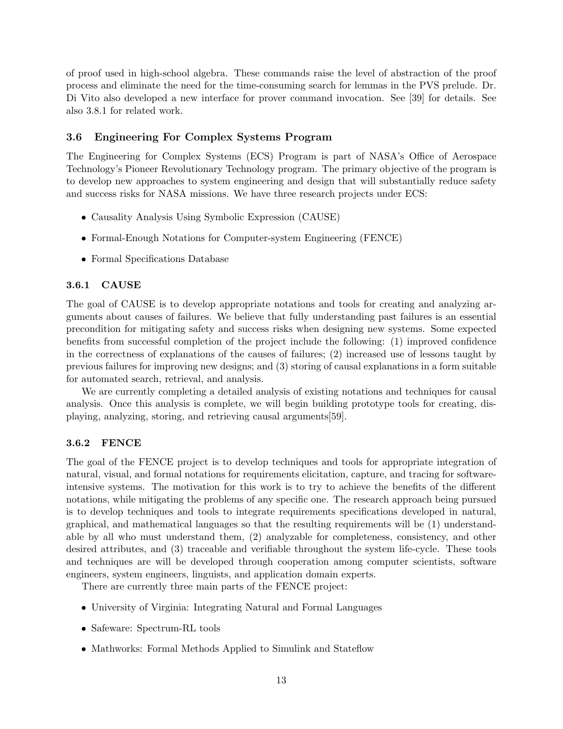of proof used in high-school algebra. These commands raise the level of abstraction of the proof process and eliminate the need for the time-consuming search for lemmas in the PVS prelude. Dr. Di Vito also developed a new interface for prover command invocation. See [39] for details. See also 3.8.1 for related work.

## 3.6 Engineering For Complex Systems Program

The Engineering for Complex Systems (ECS) Program is part of NASA's Office of Aerospace Technology's Pioneer Revolutionary Technology program. The primary objective of the program is to develop new approaches to system engineering and design that will substantially reduce safety and success risks for NASA missions. We have three research projects under ECS:

- Causality Analysis Using Symbolic Expression (CAUSE)
- Formal-Enough Notations for Computer-system Engineering (FENCE)
- Formal Specifications Database

### 3.6.1 CAUSE

The goal of CAUSE is to develop appropriate notations and tools for creating and analyzing arguments about causes of failures. We believe that fully understanding past failures is an essential precondition for mitigating safety and success risks when designing new systems. Some expected benefits from successful completion of the project include the following: (1) improved confidence in the correctness of explanations of the causes of failures; (2) increased use of lessons taught by previous failures for improving new designs; and (3) storing of causal explanations in a form suitable for automated search, retrieval, and analysis.

We are currently completing a detailed analysis of existing notations and techniques for causal analysis. Once this analysis is complete, we will begin building prototype tools for creating, displaying, analyzing, storing, and retrieving causal arguments[59].

### 3.6.2 FENCE

The goal of the FENCE project is to develop techniques and tools for appropriate integration of natural, visual, and formal notations for requirements elicitation, capture, and tracing for software-intensive systems. The motivation for this work is to try to achieve the benefits of the different notations, while mitigating the problems of any specific one. The research approach being pursued is to develop techniques and tools to integrate requirements specifications developed in natural, graphical, and mathematical languages so that the resulting requirements will be (1) understandable by all who must understand them, (2) analyzable for completeness, consistency, and other desired attributes, and (3) traceable and verifiable throughout the system life-cycle. These tools and techniques are will be developed through cooperation among computer scientists, software engineers, system engineers, linguists, and application domain experts.

There are currently three main parts of the FENCE project:

- University of Virginia: Integrating Natural and Formal Languages
- Safeware: Spectrum-RL tools
- Mathworks: Formal Methods Applied to Simulink and Stateflow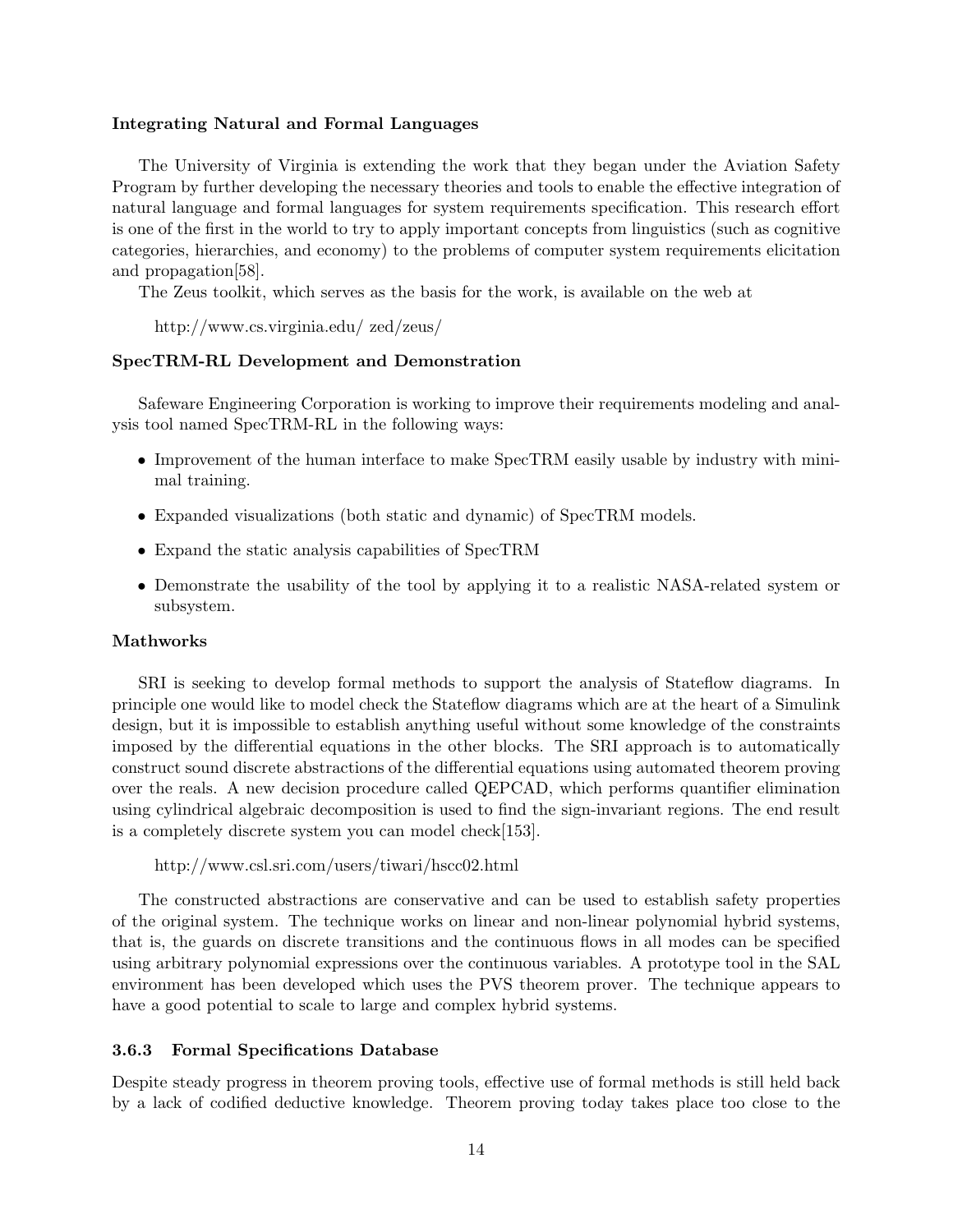**Integrating Natural and Formal Languages**

The University of Virginia is extending the work that they began under the Aviation Safety Program by further developing the necessary theories and tools to enable the effective integration of natural language and formal languages for system requirements specification. This research effort is one of the first in the world to try to apply important concepts from linguistics (such as cognitive categories, hierarchies, and economy) to the problems of computer system requirements elicitation and propagation[58].

The Zeus toolkit, which serves as the basis for the work, is available on the web at

http://www.cs.virginia.edu/ zed/zeus/

**SpecTRM-RL Development and Demonstration**

Safeware Engineering Corporation is working to improve their requirements modeling and analysis tool named SpecTRM-RL in the following ways:

- Improvement of the human interface to make SpecTRM easily usable by industry with minimal training.
- Expanded visualizations (both static and dynamic) of SpecTRM models.
- Expand the static analysis capabilities of SpecTRM
- Demonstrate the usability of the tool by applying it to a realistic NASA-related system or subsystem.

**Mathworks**

SRI is seeking to develop formal methods to support the analysis of Stateflow diagrams. In principle one would like to model check the Stateflow diagrams which are at the heart of a Simulink design, but it is impossible to establish anything useful without some knowledge of the constraints imposed by the differential equations in the other blocks. The SRI approach is to automatically construct sound discrete abstractions of the differential equations using automated theorem proving over the reals. A new decision procedure called QEPCAD, which performs quantifier elimination using cylindrical algebraic decomposition is used to find the sign-invariant regions. The end result is a completely discrete system you can model check[153].

http://www.csl.sri.com/users/tiwari/hscc02.html

The constructed abstractions are conservative and can be used to establish safety properties of the original system. The technique works on linear and non-linear polynomial hybrid systems, that is, the guards on discrete transitions and the continuous flows in all modes can be specified using arbitrary polynomial expressions over the continuous variables. A prototype tool in the SAL environment has been developed which uses the PVS theorem prover. The technique appears to have a good potential to scale to large and complex hybrid systems.

### 3.6.3 Formal Specifications Database

Despite steady progress in theorem proving tools, effective use of formal methods is still held back by a lack of codified deductive knowledge. Theorem proving today takes place too close to the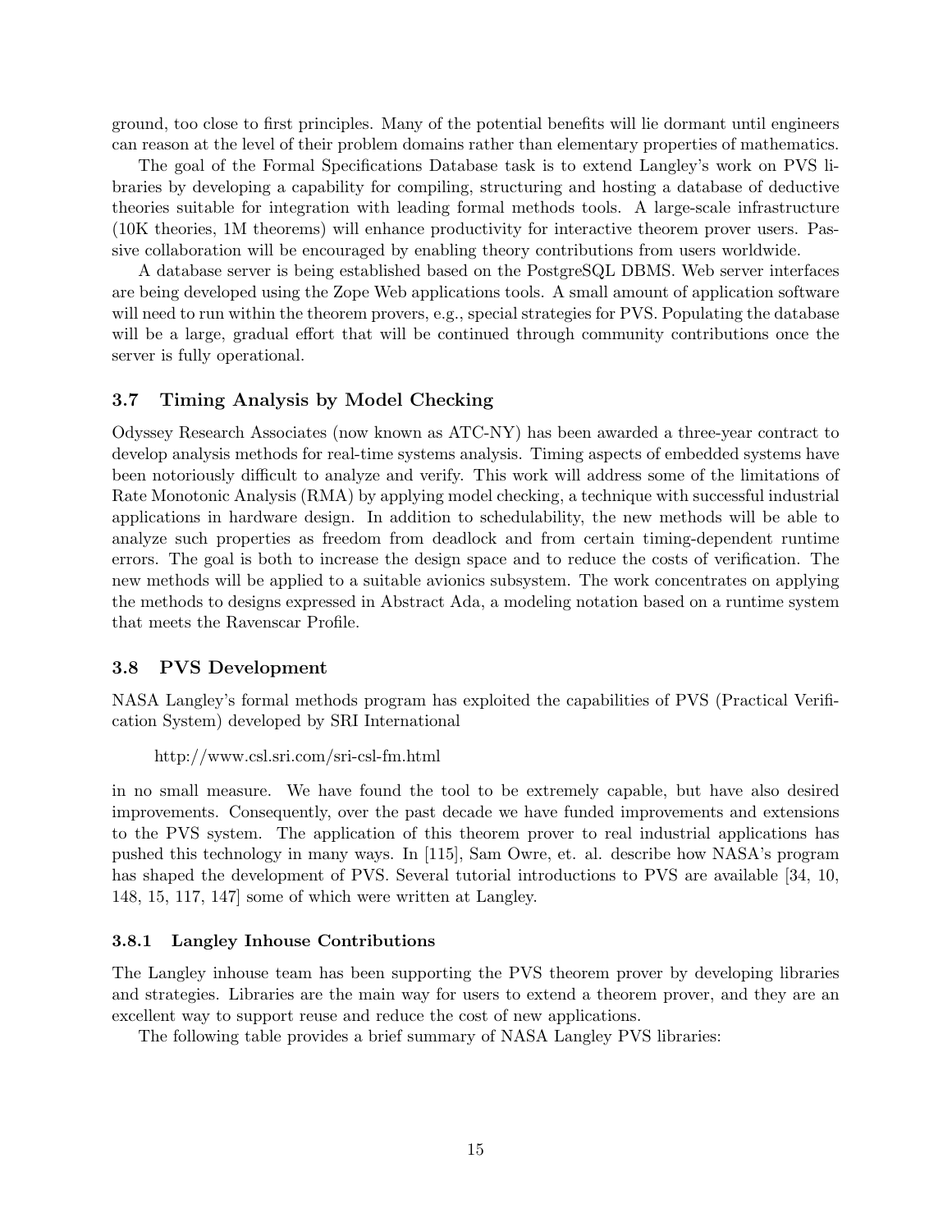ground, too close to first principles. Many of the potential benefits will lie dormant until engineers can reason at the level of their problem domains rather than elementary properties of mathematics.

The goal of the Formal Specifications Database task is to extend Langley's work on PVS libraries by developing a capability for compiling, structuring and hosting a database of deductive theories suitable for integration with leading formal methods tools. A large-scale infrastructure (10K theories, 1M theorems) will enhance productivity for interactive theorem prover users. Passive collaboration will be encouraged by enabling theory contributions from users worldwide.

A database server is being established based on the PostgreSQL DBMS. Web server interfaces are being developed using the Zope Web applications tools. A small amount of application software will need to run within the theorem provers, e.g., special strategies for PVS. Populating the database will be a large, gradual effort that will be continued through community contributions once the server is fully operational.

### 3.7 Timing Analysis by Model Checking

Odyssey Research Associates (now known as ATC-NY) has been awarded a three-year contract to develop analysis methods for real-time systems analysis. Timing aspects of embedded systems have been notoriously difficult to analyze and verify. This work will address some of the limitations of Rate Monotonic Analysis (RMA) by applying model checking, a technique with successful industrial applications in hardware design. In addition to schedulability, the new methods will be able to analyze such properties as freedom from deadlock and from certain timing-dependent runtime errors. The goal is both to increase the design space and to reduce the costs of verification. The new methods will be applied to a suitable avionics subsystem. The work concentrates on applying the methods to designs expressed in Abstract Ada, a modeling notation based on a runtime system that meets the Ravenscar Profile.

### 3.8 PVS Development

NASA Langley's formal methods program has exploited the capabilities of PVS (Practical Verification System) developed by SRI International

http://www.csl.sri.com/sri-csl-fm.html

in no small measure. We have found the tool to be extremely capable, but have also desired improvements. Consequently, over the past decade we have funded improvements and extensions to the PVS system. The application of this theorem prover to real industrial applications has pushed this technology in many ways. In [115], Sam Owre, et. al. describe how NASA's program has shaped the development of PVS. Several tutorial introductions to PVS are available [34, 10, 148, 15, 117, 147] some of which were written at Langley.

#### 3.8.1 Langley Inhouse Contributions

The Langley inhouse team has been supporting the PVS theorem prover by developing libraries and strategies. Libraries are the main way for users to extend a theorem prover, and they are an excellent way to support reuse and reduce the cost of new applications.

The following table provides a brief summary of NASA Langley PVS libraries: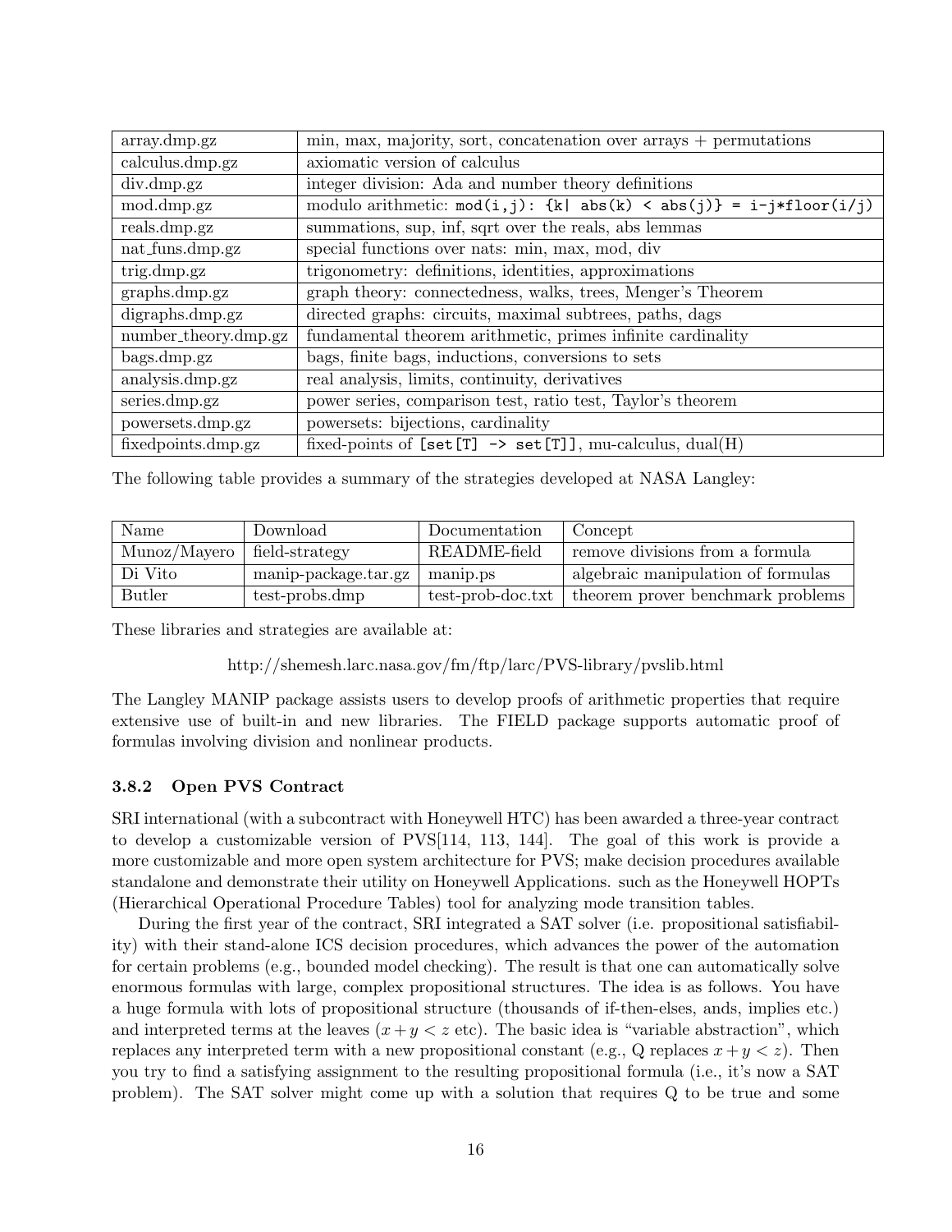| array.dmp.gz | min, max, majority, sort, concatenation over arrays + permutations |
|---|---|
| calculus.dmp.gz | axiomatic version of calculus |
| div.dmp.gz | integer division: Ada and number theory definitions |
| mod.dmp.gz | modulo arithmetic: `mod(i,j): {k\| abs(k) < abs(j)} = i-j*floor(i/j)` |
| reals.dmp.gz | summations, sup, inf, sqrt over the reals, abs lemmas |
| nat_funs.dmp.gz | special functions over nats: min, max, mod, div |
| trig.dmp.gz | trigonometry: definitions, identities, approximations |
| graphs.dmp.gz | graph theory: connectedness, walks, trees, Menger's Theorem |
| digraphs.dmp.gz | directed graphs: circuits, maximal subtrees, paths, dags |
| number_theory.dmp.gz | fundamental theorem arithmetic, primes infinite cardinality |
| bags.dmp.gz | bags, finite bags, inductions, conversions to sets |
| analysis.dmp.gz | real analysis, limits, continuity, derivatives |
| series.dmp.gz | power series, comparison test, ratio test, Taylor's theorem |
| powersets.dmp.gz | powersets: bijections, cardinality |
| fixedpoints.dmp.gz | fixed-points of `[set[T] -> set[T]]`, mu-calculus, dual(H) |

The following table provides a summary of the strategies developed at NASA Langley:

| Name | Download | Documentation | Concept |
|---|---|---|---|
| Munoz/Mayero | field-strategy | README-field | remove divisions from a formula |
| Di Vito | manip-package.tar.gz | manip.ps | algebraic manipulation of formulas |
| Butler | test-probs.dmp | test-prob-doc.txt | theorem prover benchmark problems |

These libraries and strategies are available at:

http://shemesh.larc.nasa.gov/fm/ftp/larc/PVS-library/pvslib.html

The Langley MANIP package assists users to develop proofs of arithmetic properties that require extensive use of built-in and new libraries. The FIELD package supports automatic proof of formulas involving division and nonlinear products.

### 3.8.2 Open PVS Contract

SRI international (with a subcontract with Honeywell HTC) has been awarded a three-year contract to develop a customizable version of PVS[114, 113, 144]. The goal of this work is provide a more customizable and more open system architecture for PVS; make decision procedures available standalone and demonstrate their utility on Honeywell Applications. such as the Honeywell HOPTs (Hierarchical Operational Procedure Tables) tool for analyzing mode transition tables.

During the first year of the contract, SRI integrated a SAT solver (i.e. propositional satisfiability) with their stand-alone ICS decision procedures, which advances the power of the automation for certain problems (e.g., bounded model checking). The result is that one can automatically solve enormous formulas with large, complex propositional structures. The idea is as follows. You have a huge formula with lots of propositional structure (thousands of if-then-elses, ands, implies etc.) and interpreted terms at the leaves ($x + y < z$ etc). The basic idea is "variable abstraction", which replaces any interpreted term with a new propositional constant (e.g., Q replaces $x + y < z$). Then you try to find a satisfying assignment to the resulting propositional formula (i.e., it's now a SAT problem). The SAT solver might come up with a solution that requires Q to be true and some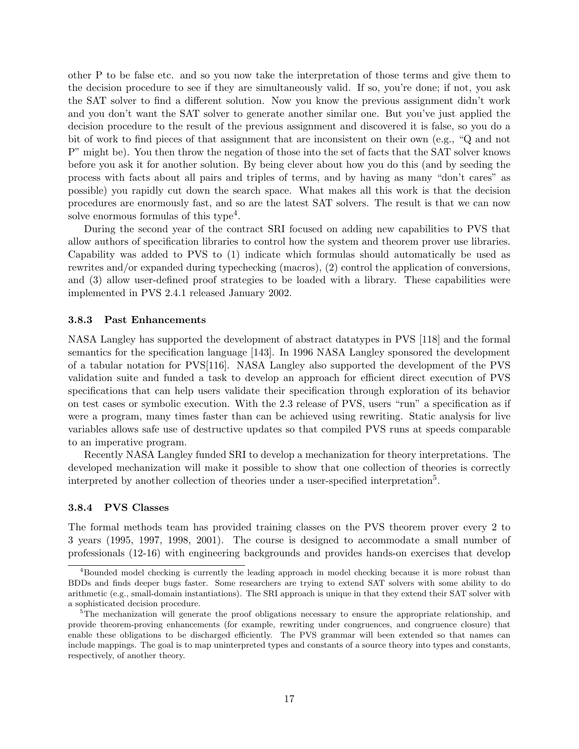other P to be false etc. and so you now take the interpretation of those terms and give them to the decision procedure to see if they are simultaneously valid. If so, you're done; if not, you ask the SAT solver to find a different solution. Now you know the previous assignment didn't work and you don't want the SAT solver to generate another similar one. But you've just applied the decision procedure to the result of the previous assignment and discovered it is false, so you do a bit of work to find pieces of that assignment that are inconsistent on their own (e.g., "Q and not P" might be). You then throw the negation of those into the set of facts that the SAT solver knows before you ask it for another solution. By being clever about how you do this (and by seeding the process with facts about all pairs and triples of terms, and by having as many "don't cares" as possible) you rapidly cut down the search space. What makes all this work is that the decision procedures are enormously fast, and so are the latest SAT solvers. The result is that we can now solve enormous formulas of this type[4].

During the second year of the contract SRI focused on adding new capabilities to PVS that allow authors of specification libraries to control how the system and theorem prover use libraries. Capability was added to PVS to (1) indicate which formulas should automatically be used as rewrites and/or expanded during typechecking (macros), (2) control the application of conversions, and (3) allow user-defined proof strategies to be loaded with a library. These capabilities were implemented in PVS 2.4.1 released January 2002.

### 3.8.3 Past Enhancements

NASA Langley has supported the development of abstract datatypes in PVS [118] and the formal semantics for the specification language [143]. In 1996 NASA Langley sponsored the development of a tabular notation for PVS[116]. NASA Langley also supported the development of the PVS validation suite and funded a task to develop an approach for efficient direct execution of PVS specifications that can help users validate their specification through exploration of its behavior on test cases or symbolic execution. With the 2.3 release of PVS, users "run" a specification as if were a program, many times faster than can be achieved using rewriting. Static analysis for live variables allows safe use of destructive updates so that compiled PVS runs at speeds comparable to an imperative program.

Recently NASA Langley funded SRI to develop a mechanization for theory interpretations. The developed mechanization will make it possible to show that one collection of theories is correctly interpreted by another collection of theories under a user-specified interpretation[5].

### 3.8.4 PVS Classes

The formal methods team has provided training classes on the PVS theorem prover every 2 to 3 years (1995, 1997, 1998, 2001). The course is designed to accommodate a small number of professionals (12-16) with engineering backgrounds and provides hands-on exercises that develop

---

[4] Bounded model checking is currently the leading approach in model checking because it is more robust than BDDs and finds deeper bugs faster. Some researchers are trying to extend SAT solvers with some ability to do arithmetic (e.g., small-domain instantiations). The SRI approach is unique in that they extend their SAT solver with a sophisticated decision procedure.

[5] The mechanization will generate the proof obligations necessary to ensure the appropriate relationship, and provide theorem-proving enhancements (for example, rewriting under congruences, and congruence closure) that enable these obligations to be discharged efficiently. The PVS grammar will been extended so that names can include mappings. The goal is to map uninterpreted types and constants of a source theory into types and constants, respectively, of another theory.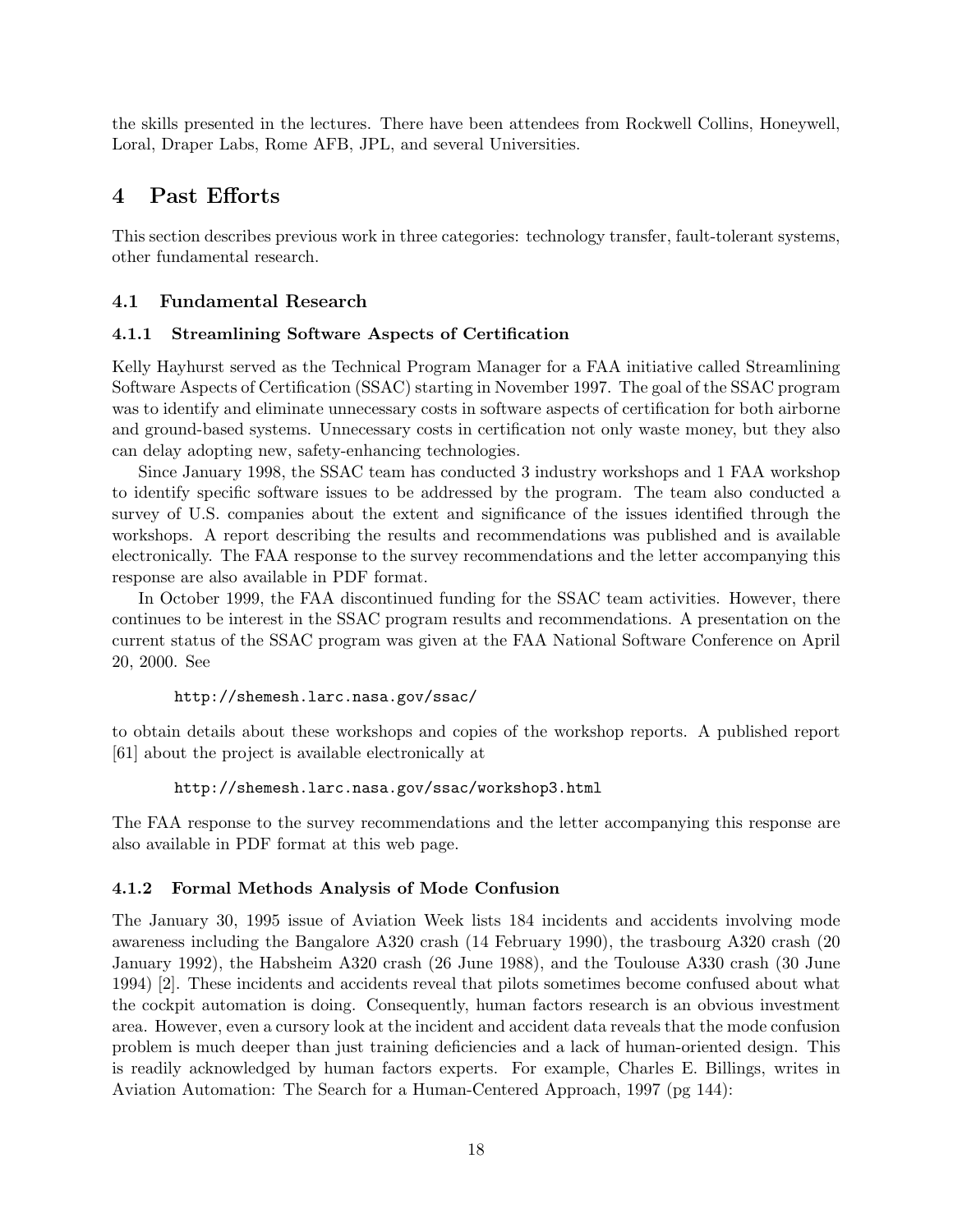the skills presented in the lectures. There have been attendees from Rockwell Collins, Honeywell, Loral, Draper Labs, Rome AFB, JPL, and several Universities.

# 4 Past Efforts

This section describes previous work in three categories: technology transfer, fault-tolerant systems, other fundamental research.

## 4.1 Fundamental Research

### 4.1.1 Streamlining Software Aspects of Certification

Kelly Hayhurst served as the Technical Program Manager for a FAA initiative called Streamlining Software Aspects of Certification (SSAC) starting in November 1997. The goal of the SSAC program was to identify and eliminate unnecessary costs in software aspects of certification for both airborne and ground-based systems. Unnecessary costs in certification not only waste money, but they also can delay adopting new, safety-enhancing technologies.

Since January 1998, the SSAC team has conducted 3 industry workshops and 1 FAA workshop to identify specific software issues to be addressed by the program. The team also conducted a survey of U.S. companies about the extent and significance of the issues identified through the workshops. A report describing the results and recommendations was published and is available electronically. The FAA response to the survey recommendations and the letter accompanying this response are also available in PDF format.

In October 1999, the FAA discontinued funding for the SSAC team activities. However, there continues to be interest in the SSAC program results and recommendations. A presentation on the current status of the SSAC program was given at the FAA National Software Conference on April 20, 2000. See

```
http://shemesh.larc.nasa.gov/ssac/
```

to obtain details about these workshops and copies of the workshop reports. A published report [61] about the project is available electronically at

```
http://shemesh.larc.nasa.gov/ssac/workshop3.html
```

The FAA response to the survey recommendations and the letter accompanying this response are also available in PDF format at this web page.

### 4.1.2 Formal Methods Analysis of Mode Confusion

The January 30, 1995 issue of Aviation Week lists 184 incidents and accidents involving mode awareness including the Bangalore A320 crash (14 February 1990), the trasbourg A320 crash (20 January 1992), the Habsheim A320 crash (26 June 1988), and the Toulouse A330 crash (30 June 1994) [2]. These incidents and accidents reveal that pilots sometimes become confused about what the cockpit automation is doing. Consequently, human factors research is an obvious investment area. However, even a cursory look at the incident and accident data reveals that the mode confusion problem is much deeper than just training deficiencies and a lack of human-oriented design. This is readily acknowledged by human factors experts. For example, Charles E. Billings, writes in Aviation Automation: The Search for a Human-Centered Approach, 1997 (pg 144):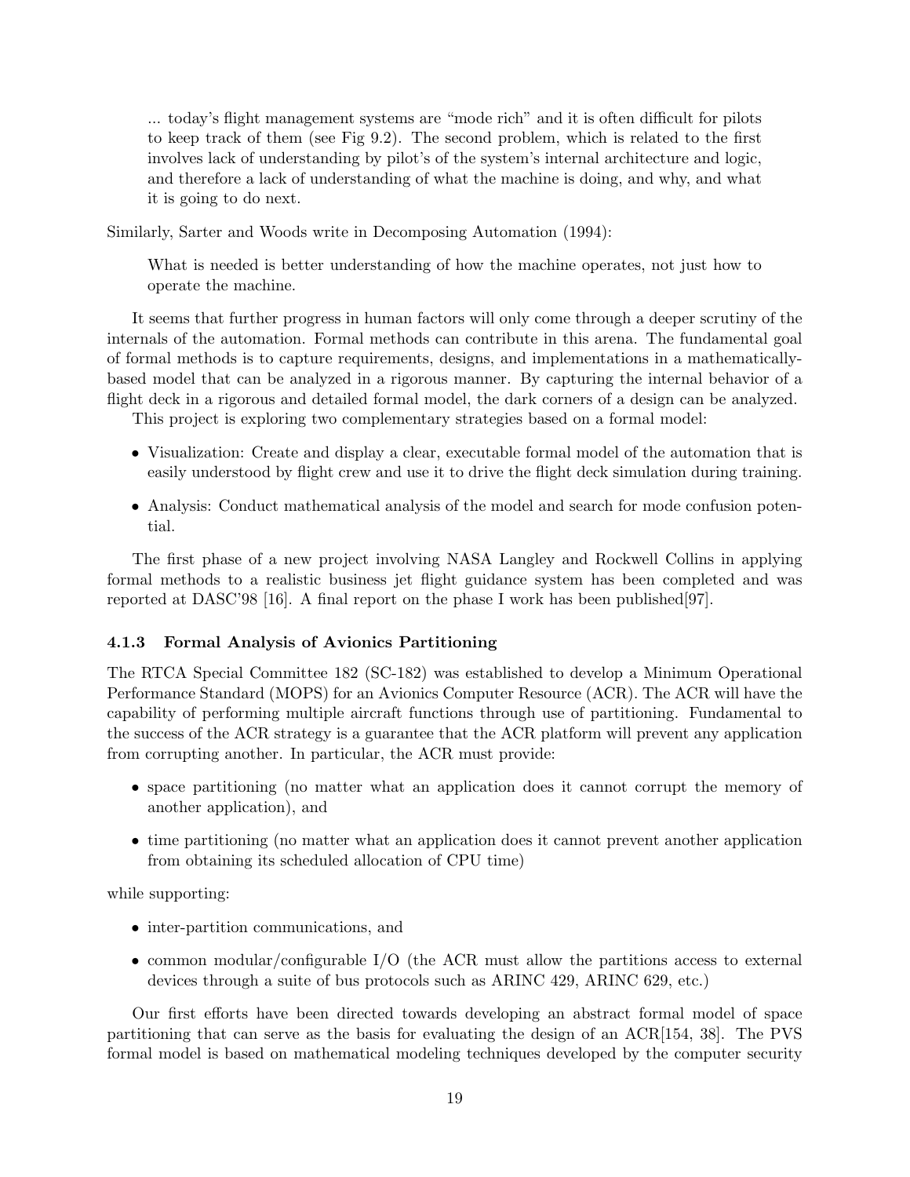> ... today's flight management systems are "mode rich" and it is often difficult for pilots to keep track of them (see Fig 9.2). The second problem, which is related to the first involves lack of understanding by pilot's of the system's internal architecture and logic, and therefore a lack of understanding of what the machine is doing, and why, and what it is going to do next.

Similarly, Sarter and Woods write in Decomposing Automation (1994):

> What is needed is better understanding of how the machine operates, not just how to operate the machine.

It seems that further progress in human factors will only come through a deeper scrutiny of the internals of the automation. Formal methods can contribute in this arena. The fundamental goal of formal methods is to capture requirements, designs, and implementations in a mathematically-based model that can be analyzed in a rigorous manner. By capturing the internal behavior of a flight deck in a rigorous and detailed formal model, the dark corners of a design can be analyzed.

This project is exploring two complementary strategies based on a formal model:

- Visualization: Create and display a clear, executable formal model of the automation that is easily understood by flight crew and use it to drive the flight deck simulation during training.
- Analysis: Conduct mathematical analysis of the model and search for mode confusion potential.

The first phase of a new project involving NASA Langley and Rockwell Collins in applying formal methods to a realistic business jet flight guidance system has been completed and was reported at DASC'98 [16]. A final report on the phase I work has been published[97].

### 4.1.3 Formal Analysis of Avionics Partitioning

The RTCA Special Committee 182 (SC-182) was established to develop a Minimum Operational Performance Standard (MOPS) for an Avionics Computer Resource (ACR). The ACR will have the capability of performing multiple aircraft functions through use of partitioning. Fundamental to the success of the ACR strategy is a guarantee that the ACR platform will prevent any application from corrupting another. In particular, the ACR must provide:

- space partitioning (no matter what an application does it cannot corrupt the memory of another application), and
- time partitioning (no matter what an application does it cannot prevent another application from obtaining its scheduled allocation of CPU time)

while supporting:

- inter-partition communications, and
- common modular/configurable I/O (the ACR must allow the partitions access to external devices through a suite of bus protocols such as ARINC 429, ARINC 629, etc.)

Our first efforts have been directed towards developing an abstract formal model of space partitioning that can serve as the basis for evaluating the design of an ACR[154, 38]. The PVS formal model is based on mathematical modeling techniques developed by the computer security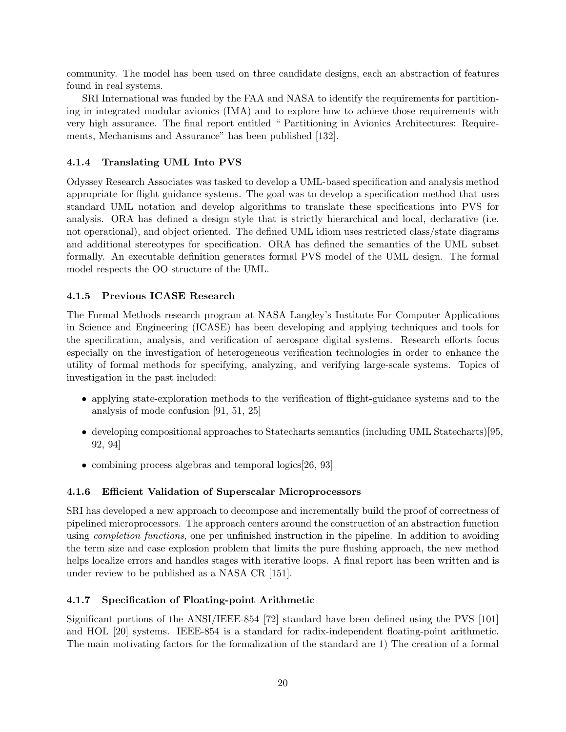community. The model has been used on three candidate designs, each an abstraction of features found in real systems.

SRI International was funded by the FAA and NASA to identify the requirements for partitioning in integrated modular avionics (IMA) and to explore how to achieve those requirements with very high assurance. The final report entitled " Partitioning in Avionics Architectures: Requirements, Mechanisms and Assurance" has been published [132].

### 4.1.4 Translating UML Into PVS

Odyssey Research Associates was tasked to develop a UML-based specification and analysis method appropriate for flight guidance systems. The goal was to develop a specification method that uses standard UML notation and develop algorithms to translate these specifications into PVS for analysis. ORA has defined a design style that is strictly hierarchical and local, declarative (i.e. not operational), and object oriented. The defined UML idiom uses restricted class/state diagrams and additional stereotypes for specification. ORA has defined the semantics of the UML subset formally. An executable definition generates formal PVS model of the UML design. The formal model respects the OO structure of the UML.

### 4.1.5 Previous ICASE Research

The Formal Methods research program at NASA Langley's Institute For Computer Applications in Science and Engineering (ICASE) has been developing and applying techniques and tools for the specification, analysis, and verification of aerospace digital systems. Research efforts focus especially on the investigation of heterogeneous verification technologies in order to enhance the utility of formal methods for specifying, analyzing, and verifying large-scale systems. Topics of investigation in the past included:

- applying state-exploration methods to the verification of flight-guidance systems and to the analysis of mode confusion [91, 51, 25]
- developing compositional approaches to Statecharts semantics (including UML Statecharts)[95, 92, 94]
- combining process algebras and temporal logics[26, 93]

### 4.1.6 Efficient Validation of Superscalar Microprocessors

SRI has developed a new approach to decompose and incrementally build the proof of correctness of pipelined microprocessors. The approach centers around the construction of an abstraction function using *completion functions*, one per unfinished instruction in the pipeline. In addition to avoiding the term size and case explosion problem that limits the pure flushing approach, the new method helps localize errors and handles stages with iterative loops. A final report has been written and is under review to be published as a NASA CR [151].

### 4.1.7 Specification of Floating-point Arithmetic

Significant portions of the ANSI/IEEE-854 [72] standard have been defined using the PVS [101] and HOL [20] systems. IEEE-854 is a standard for radix-independent floating-point arithmetic. The main motivating factors for the formalization of the standard are 1) The creation of a formal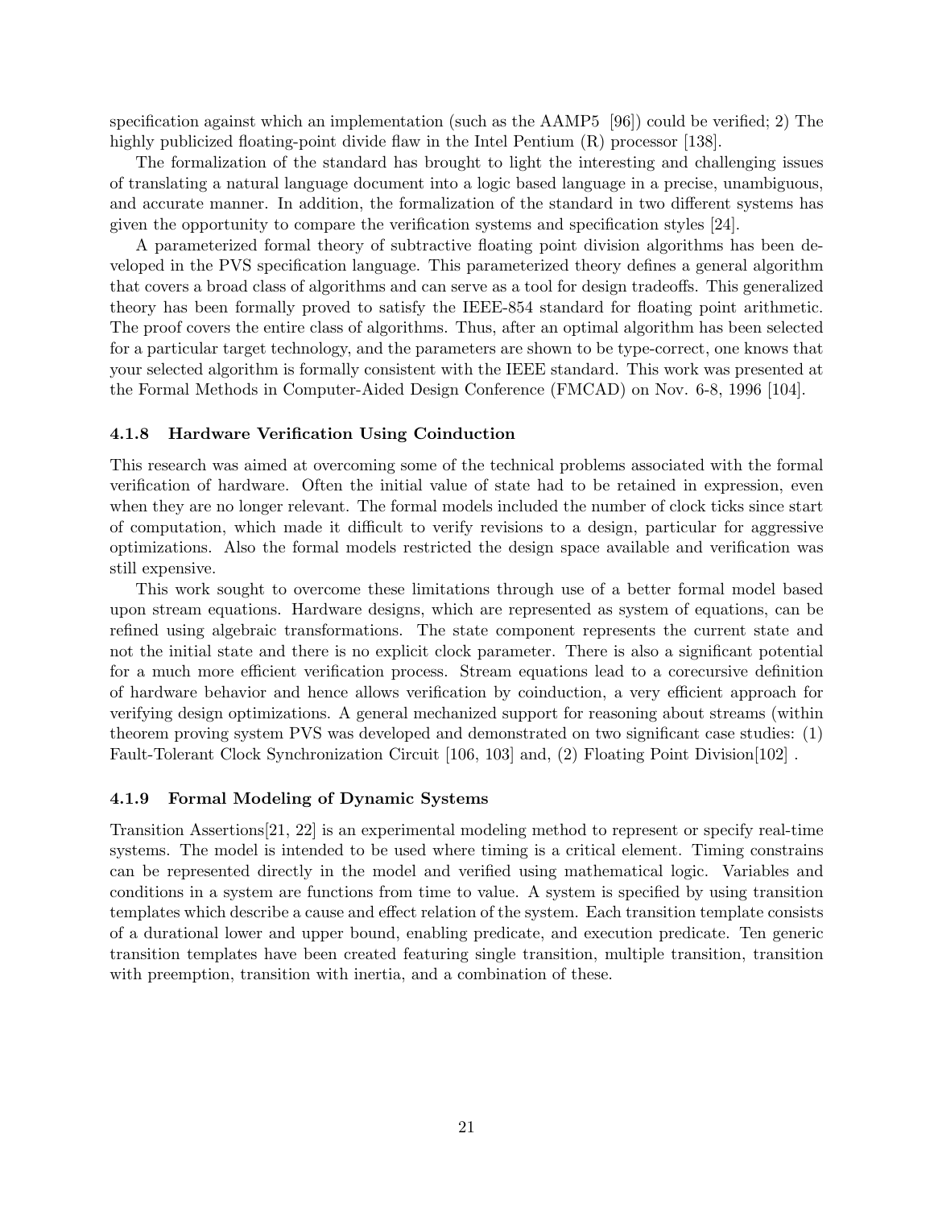specification against which an implementation (such as the AAMP5 [96]) could be verified; 2) The highly publicized floating-point divide flaw in the Intel Pentium (R) processor [138].

The formalization of the standard has brought to light the interesting and challenging issues of translating a natural language document into a logic based language in a precise, unambiguous, and accurate manner. In addition, the formalization of the standard in two different systems has given the opportunity to compare the verification systems and specification styles [24].

A parameterized formal theory of subtractive floating point division algorithms has been developed in the PVS specification language. This parameterized theory defines a general algorithm that covers a broad class of algorithms and can serve as a tool for design tradeoffs. This generalized theory has been formally proved to satisfy the IEEE-854 standard for floating point arithmetic. The proof covers the entire class of algorithms. Thus, after an optimal algorithm has been selected for a particular target technology, and the parameters are shown to be type-correct, one knows that your selected algorithm is formally consistent with the IEEE standard. This work was presented at the Formal Methods in Computer-Aided Design Conference (FMCAD) on Nov. 6-8, 1996 [104].

#### 4.1.8 Hardware Verification Using Coinduction

This research was aimed at overcoming some of the technical problems associated with the formal verification of hardware. Often the initial value of state had to be retained in expression, even when they are no longer relevant. The formal models included the number of clock ticks since start of computation, which made it difficult to verify revisions to a design, particular for aggressive optimizations. Also the formal models restricted the design space available and verification was still expensive.

This work sought to overcome these limitations through use of a better formal model based upon stream equations. Hardware designs, which are represented as system of equations, can be refined using algebraic transformations. The state component represents the current state and not the initial state and there is no explicit clock parameter. There is also a significant potential for a much more efficient verification process. Stream equations lead to a corecursive definition of hardware behavior and hence allows verification by coinduction, a very efficient approach for verifying design optimizations. A general mechanized support for reasoning about streams (within theorem proving system PVS was developed and demonstrated on two significant case studies: (1) Fault-Tolerant Clock Synchronization Circuit [106, 103] and, (2) Floating Point Division[102] .

#### 4.1.9 Formal Modeling of Dynamic Systems

Transition Assertions[21, 22] is an experimental modeling method to represent or specify real-time systems. The model is intended to be used where timing is a critical element. Timing constrains can be represented directly in the model and verified using mathematical logic. Variables and conditions in a system are functions from time to value. A system is specified by using transition templates which describe a cause and effect relation of the system. Each transition template consists of a durational lower and upper bound, enabling predicate, and execution predicate. Ten generic transition templates have been created featuring single transition, multiple transition, transition with preemption, transition with inertia, and a combination of these.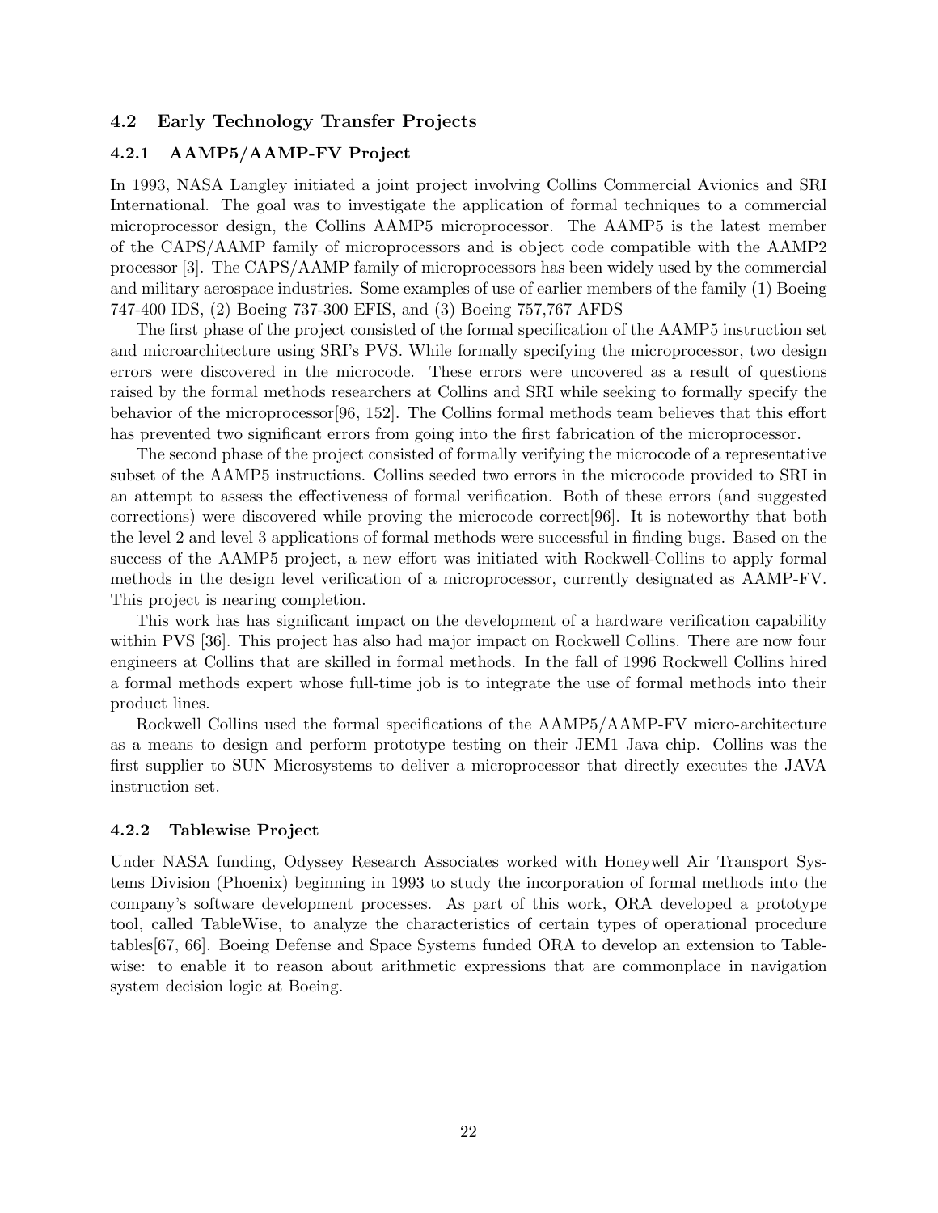### 4.2 Early Technology Transfer Projects

#### 4.2.1 AAMP5/AAMP-FV Project

In 1993, NASA Langley initiated a joint project involving Collins Commercial Avionics and SRI International. The goal was to investigate the application of formal techniques to a commercial microprocessor design, the Collins AAMP5 microprocessor. The AAMP5 is the latest member of the CAPS/AAMP family of microprocessors and is object code compatible with the AAMP2 processor [3]. The CAPS/AAMP family of microprocessors has been widely used by the commercial and military aerospace industries. Some examples of use of earlier members of the family (1) Boeing 747-400 IDS, (2) Boeing 737-300 EFIS, and (3) Boeing 757,767 AFDS

The first phase of the project consisted of the formal specification of the AAMP5 instruction set and microarchitecture using SRI's PVS. While formally specifying the microprocessor, two design errors were discovered in the microcode. These errors were uncovered as a result of questions raised by the formal methods researchers at Collins and SRI while seeking to formally specify the behavior of the microprocessor[96, 152]. The Collins formal methods team believes that this effort has prevented two significant errors from going into the first fabrication of the microprocessor.

The second phase of the project consisted of formally verifying the microcode of a representative subset of the AAMP5 instructions. Collins seeded two errors in the microcode provided to SRI in an attempt to assess the effectiveness of formal verification. Both of these errors (and suggested corrections) were discovered while proving the microcode correct[96]. It is noteworthy that both the level 2 and level 3 applications of formal methods were successful in finding bugs. Based on the success of the AAMP5 project, a new effort was initiated with Rockwell-Collins to apply formal methods in the design level verification of a microprocessor, currently designated as AAMP-FV. This project is nearing completion.

This work has has significant impact on the development of a hardware verification capability within PVS [36]. This project has also had major impact on Rockwell Collins. There are now four engineers at Collins that are skilled in formal methods. In the fall of 1996 Rockwell Collins hired a formal methods expert whose full-time job is to integrate the use of formal methods into their product lines.

Rockwell Collins used the formal specifications of the AAMP5/AAMP-FV micro-architecture as a means to design and perform prototype testing on their JEM1 Java chip. Collins was the first supplier to SUN Microsystems to deliver a microprocessor that directly executes the JAVA instruction set.

#### 4.2.2 Tablewise Project

Under NASA funding, Odyssey Research Associates worked with Honeywell Air Transport Systems Division (Phoenix) beginning in 1993 to study the incorporation of formal methods into the company's software development processes. As part of this work, ORA developed a prototype tool, called TableWise, to analyze the characteristics of certain types of operational procedure tables[67, 66]. Boeing Defense and Space Systems funded ORA to develop an extension to Tablewise: to enable it to reason about arithmetic expressions that are commonplace in navigation system decision logic at Boeing.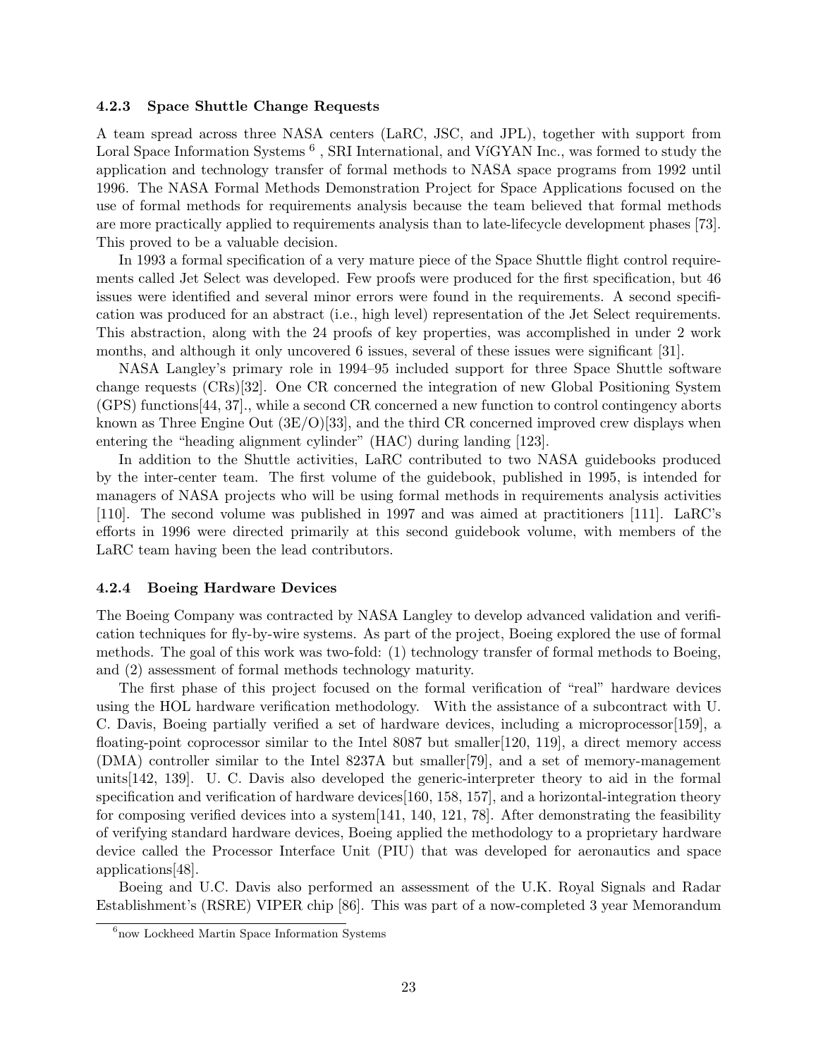#### 4.2.3 Space Shuttle Change Requests

A team spread across three NASA centers (LaRC, JSC, and JPL), together with support from Loral Space Information Systems [6] , SRI International, and VíGYAN Inc., was formed to study the application and technology transfer of formal methods to NASA space programs from 1992 until 1996. The NASA Formal Methods Demonstration Project for Space Applications focused on the use of formal methods for requirements analysis because the team believed that formal methods are more practically applied to requirements analysis than to late-lifecycle development phases [73]. This proved to be a valuable decision.

In 1993 a formal specification of a very mature piece of the Space Shuttle flight control requirements called Jet Select was developed. Few proofs were produced for the first specification, but 46 issues were identified and several minor errors were found in the requirements. A second specification was produced for an abstract (i.e., high level) representation of the Jet Select requirements. This abstraction, along with the 24 proofs of key properties, was accomplished in under 2 work months, and although it only uncovered 6 issues, several of these issues were significant [31].

NASA Langley's primary role in 1994–95 included support for three Space Shuttle software change requests (CRs)[32]. One CR concerned the integration of new Global Positioning System (GPS) functions[44, 37]., while a second CR concerned a new function to control contingency aborts known as Three Engine Out (3E/O)[33], and the third CR concerned improved crew displays when entering the "heading alignment cylinder" (HAC) during landing [123].

In addition to the Shuttle activities, LaRC contributed to two NASA guidebooks produced by the inter-center team. The first volume of the guidebook, published in 1995, is intended for managers of NASA projects who will be using formal methods in requirements analysis activities [110]. The second volume was published in 1997 and was aimed at practitioners [111]. LaRC's efforts in 1996 were directed primarily at this second guidebook volume, with members of the LaRC team having been the lead contributors.

#### 4.2.4 Boeing Hardware Devices

The Boeing Company was contracted by NASA Langley to develop advanced validation and verification techniques for fly-by-wire systems. As part of the project, Boeing explored the use of formal methods. The goal of this work was two-fold: (1) technology transfer of formal methods to Boeing, and (2) assessment of formal methods technology maturity.

The first phase of this project focused on the formal verification of "real" hardware devices using the HOL hardware verification methodology. With the assistance of a subcontract with U. C. Davis, Boeing partially verified a set of hardware devices, including a microprocessor[159], a floating-point coprocessor similar to the Intel 8087 but smaller[120, 119], a direct memory access (DMA) controller similar to the Intel 8237A but smaller[79], and a set of memory-management units[142, 139]. U. C. Davis also developed the generic-interpreter theory to aid in the formal specification and verification of hardware devices[160, 158, 157], and a horizontal-integration theory for composing verified devices into a system[141, 140, 121, 78]. After demonstrating the feasibility of verifying standard hardware devices, Boeing applied the methodology to a proprietary hardware device called the Processor Interface Unit (PIU) that was developed for aeronautics and space applications[48].

Boeing and U.C. Davis also performed an assessment of the U.K. Royal Signals and Radar Establishment's (RSRE) VIPER chip [86]. This was part of a now-completed 3 year Memorandum

[6] now Lockheed Martin Space Information Systems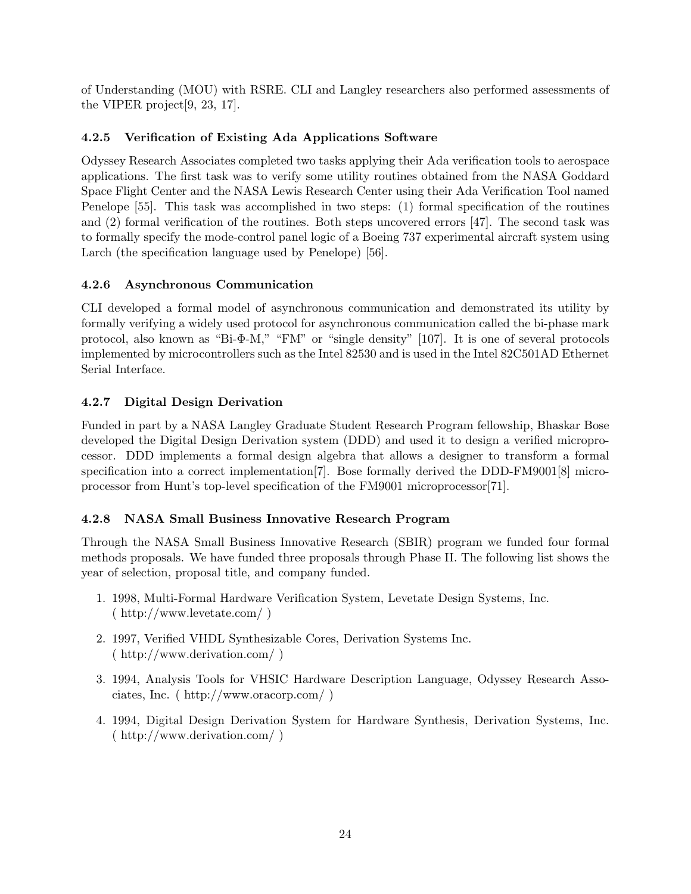of Understanding (MOU) with RSRE. CLI and Langley researchers also performed assessments of the VIPER project[9, 23, 17].

#### 4.2.5 Verification of Existing Ada Applications Software

Odyssey Research Associates completed two tasks applying their Ada verification tools to aerospace applications. The first task was to verify some utility routines obtained from the NASA Goddard Space Flight Center and the NASA Lewis Research Center using their Ada Verification Tool named Penelope [55]. This task was accomplished in two steps: (1) formal specification of the routines and (2) formal verification of the routines. Both steps uncovered errors [47]. The second task was to formally specify the mode-control panel logic of a Boeing 737 experimental aircraft system using Larch (the specification language used by Penelope) [56].

#### 4.2.6 Asynchronous Communication

CLI developed a formal model of asynchronous communication and demonstrated its utility by formally verifying a widely used protocol for asynchronous communication called the bi-phase mark protocol, also known as "Bi-Φ-M," "FM" or "single density" [107]. It is one of several protocols implemented by microcontrollers such as the Intel 82530 and is used in the Intel 82C501AD Ethernet Serial Interface.

#### 4.2.7 Digital Design Derivation

Funded in part by a NASA Langley Graduate Student Research Program fellowship, Bhaskar Bose developed the Digital Design Derivation system (DDD) and used it to design a verified microprocessor. DDD implements a formal design algebra that allows a designer to transform a formal specification into a correct implementation[7]. Bose formally derived the DDD-FM9001[8] microprocessor from Hunt's top-level specification of the FM9001 microprocessor[71].

#### 4.2.8 NASA Small Business Innovative Research Program

Through the NASA Small Business Innovative Research (SBIR) program we funded four formal methods proposals. We have funded three proposals through Phase II. The following list shows the year of selection, proposal title, and company funded.

1. 1998, Multi-Formal Hardware Verification System, Levetate Design Systems, Inc. ( http://www.levetate.com/ )
2. 1997, Verified VHDL Synthesizable Cores, Derivation Systems Inc. ( http://www.derivation.com/ )
3. 1994, Analysis Tools for VHSIC Hardware Description Language, Odyssey Research Associates, Inc. ( http://www.oracorp.com/ )
4. 1994, Digital Design Derivation System for Hardware Synthesis, Derivation Systems, Inc. ( http://www.derivation.com/ )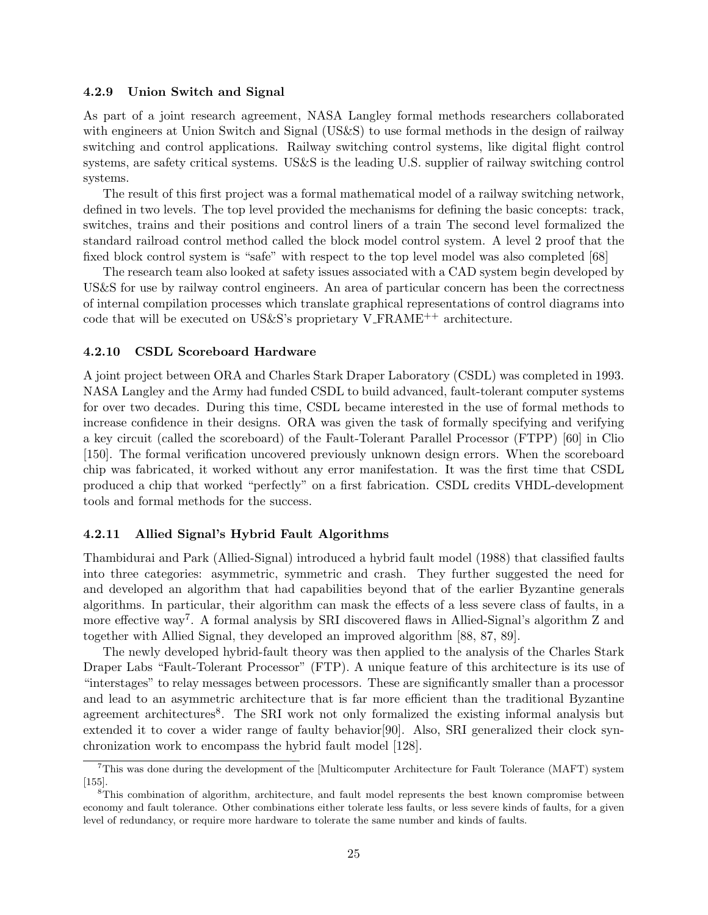#### 4.2.9 Union Switch and Signal

As part of a joint research agreement, NASA Langley formal methods researchers collaborated with engineers at Union Switch and Signal (US&S) to use formal methods in the design of railway switching and control applications. Railway switching control systems, like digital flight control systems, are safety critical systems. US&S is the leading U.S. supplier of railway switching control systems.

The result of this first project was a formal mathematical model of a railway switching network, defined in two levels. The top level provided the mechanisms for defining the basic concepts: track, switches, trains and their positions and control liners of a train The second level formalized the standard railroad control method called the block model control system. A level 2 proof that the fixed block control system is "safe" with respect to the top level model was also completed [68]

The research team also looked at safety issues associated with a CAD system begin developed by US&S for use by railway control engineers. An area of particular concern has been the correctness of internal compilation processes which translate graphical representations of control diagrams into code that will be executed on US&S's proprietary V_FRAME$^{++}$ architecture.

#### 4.2.10 CSDL Scoreboard Hardware

A joint project between ORA and Charles Stark Draper Laboratory (CSDL) was completed in 1993. NASA Langley and the Army had funded CSDL to build advanced, fault-tolerant computer systems for over two decades. During this time, CSDL became interested in the use of formal methods to increase confidence in their designs. ORA was given the task of formally specifying and verifying a key circuit (called the scoreboard) of the Fault-Tolerant Parallel Processor (FTPP) [60] in Clio [150]. The formal verification uncovered previously unknown design errors. When the scoreboard chip was fabricated, it worked without any error manifestation. It was the first time that CSDL produced a chip that worked "perfectly" on a first fabrication. CSDL credits VHDL-development tools and formal methods for the success.

#### 4.2.11 Allied Signal's Hybrid Fault Algorithms

Thambidurai and Park (Allied-Signal) introduced a hybrid fault model (1988) that classified faults into three categories: asymmetric, symmetric and crash. They further suggested the need for and developed an algorithm that had capabilities beyond that of the earlier Byzantine generals algorithms. In particular, their algorithm can mask the effects of a less severe class of faults, in a more effective way[7]. A formal analysis by SRI discovered flaws in Allied-Signal's algorithm Z and together with Allied Signal, they developed an improved algorithm [88, 87, 89].

The newly developed hybrid-fault theory was then applied to the analysis of the Charles Stark Draper Labs "Fault-Tolerant Processor" (FTP). A unique feature of this architecture is its use of "interstages" to relay messages between processors. These are significantly smaller than a processor and lead to an asymmetric architecture that is far more efficient than the traditional Byzantine agreement architectures[8]. The SRI work not only formalized the existing informal analysis but extended it to cover a wider range of faulty behavior[90]. Also, SRI generalized their clock synchronization work to encompass the hybrid fault model [128].

[7]This was done during the development of the [Multicomputer Architecture for Fault Tolerance (MAFT) system [155].

[8]This combination of algorithm, architecture, and fault model represents the best known compromise between economy and fault tolerance. Other combinations either tolerate less faults, or less severe kinds of faults, for a given level of redundancy, or require more hardware to tolerate the same number and kinds of faults.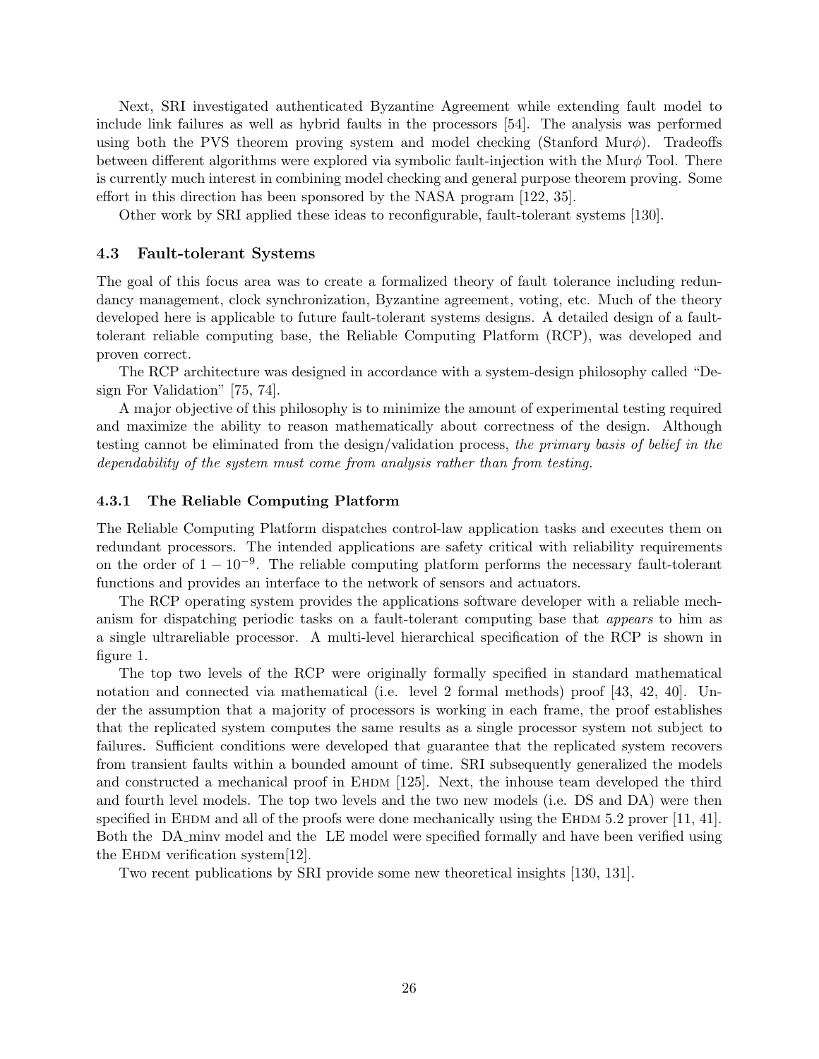Next, SRI investigated authenticated Byzantine Agreement while extending fault model to include link failures as well as hybrid faults in the processors [54]. The analysis was performed using both the PVS theorem proving system and model checking (Stanford Mur$\phi$). Tradeoffs between different algorithms were explored via symbolic fault-injection with the Mur$\phi$ Tool. There is currently much interest in combining model checking and general purpose theorem proving. Some effort in this direction has been sponsored by the NASA program [122, 35].

Other work by SRI applied these ideas to reconfigurable, fault-tolerant systems [130].

### 4.3 Fault-tolerant Systems

The goal of this focus area was to create a formalized theory of fault tolerance including redundancy management, clock synchronization, Byzantine agreement, voting, etc. Much of the theory developed here is applicable to future fault-tolerant systems designs. A detailed design of a fault-tolerant reliable computing base, the Reliable Computing Platform (RCP), was developed and proven correct.

The RCP architecture was designed in accordance with a system-design philosophy called "Design For Validation" [75, 74].

A major objective of this philosophy is to minimize the amount of experimental testing required and maximize the ability to reason mathematically about correctness of the design. Although testing cannot be eliminated from the design/validation process, *the primary basis of belief in the dependability of the system must come from analysis rather than from testing.*

#### 4.3.1 The Reliable Computing Platform

The Reliable Computing Platform dispatches control-law application tasks and executes them on redundant processors. The intended applications are safety critical with reliability requirements on the order of $1 - 10^{-9}$. The reliable computing platform performs the necessary fault-tolerant functions and provides an interface to the network of sensors and actuators.

The RCP operating system provides the applications software developer with a reliable mechanism for dispatching periodic tasks on a fault-tolerant computing base that *appears* to him as a single ultrareliable processor. A multi-level hierarchical specification of the RCP is shown in figure 1.

The top two levels of the RCP were originally formally specified in standard mathematical notation and connected via mathematical (i.e. level 2 formal methods) proof [43, 42, 40]. Under the assumption that a majority of processors is working in each frame, the proof establishes that the replicated system computes the same results as a single processor system not subject to failures. Sufficient conditions were developed that guarantee that the replicated system recovers from transient faults within a bounded amount of time. SRI subsequently generalized the models and constructed a mechanical proof in EHDM [125]. Next, the inhouse team developed the third and fourth level models. The top two levels and the two new models (i.e. DS and DA) were then specified in EHDM and all of the proofs were done mechanically using the EHDM 5.2 prover [11, 41]. Both the DA_minv model and the LE model were specified formally and have been verified using the EHDM verification system[12].

Two recent publications by SRI provide some new theoretical insights [130, 131].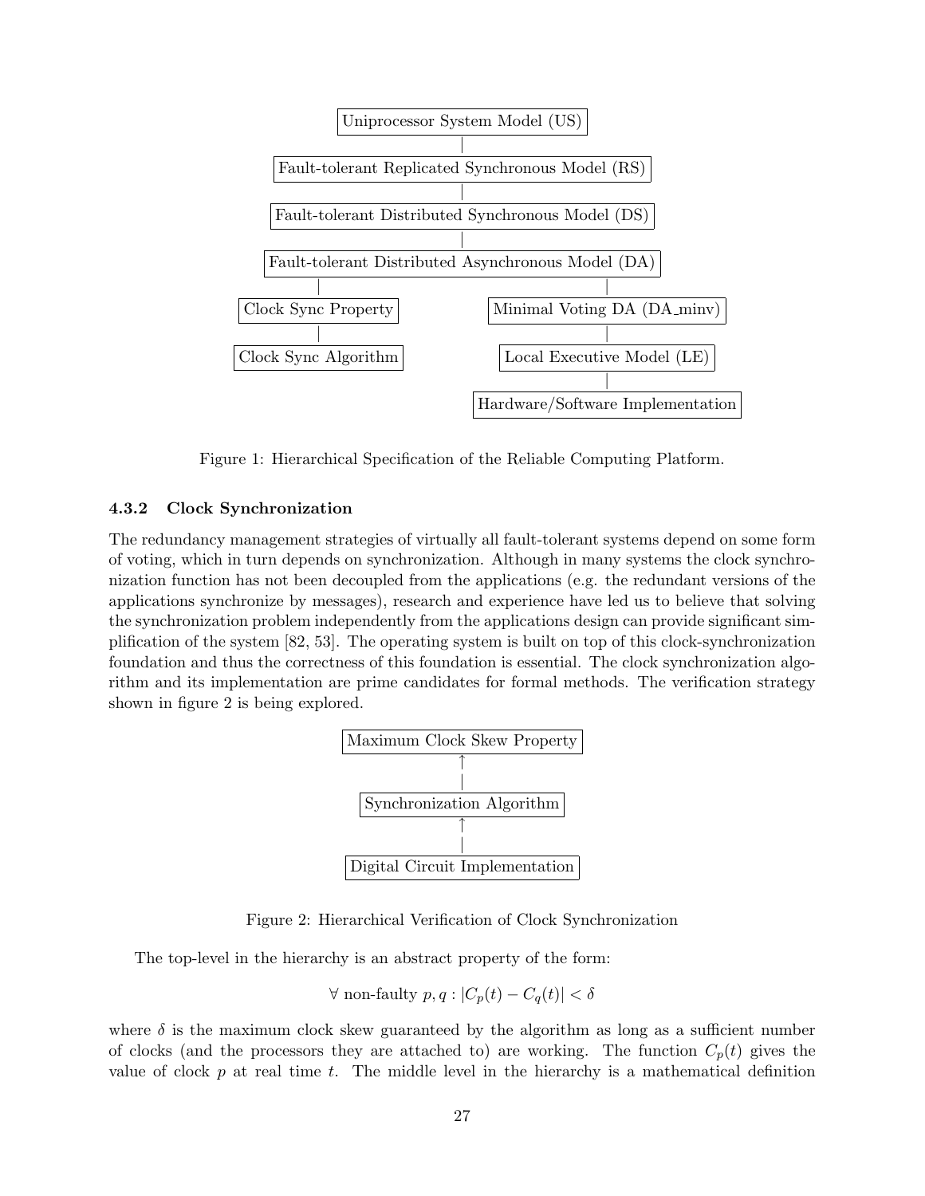Uniprocessor System Model (US)
|
Fault-tolerant Replicated Synchronous Model (RS)
|
Fault-tolerant Distributed Synchronous Model (DS)
|
Fault-tolerant Distributed Asynchronous Model (DA)

- Clock Sync Property
  - Clock Sync Algorithm
- Minimal Voting DA (DA_minv)
  - Local Executive Model (LE)
    - Hardware/Software Implementation

Figure 1: Hierarchical Specification of the Reliable Computing Platform.

### 4.3.2 Clock Synchronization

The redundancy management strategies of virtually all fault-tolerant systems depend on some form of voting, which in turn depends on synchronization. Although in many systems the clock synchronization function has not been decoupled from the applications (e.g. the redundant versions of the applications synchronize by messages), research and experience have led us to believe that solving the synchronization problem independently from the applications design can provide significant simplification of the system [82, 53]. The operating system is built on top of this clock-synchronization foundation and thus the correctness of this foundation is essential. The clock synchronization algorithm and its implementation are prime candidates for formal methods. The verification strategy shown in figure 2 is being explored.

Maximum Clock Skew Property
↑
Synchronization Algorithm
↑
Digital Circuit Implementation

Figure 2: Hierarchical Verification of Clock Synchronization

The top-level in the hierarchy is an abstract property of the form:

$$\forall \text{ non-faulty } p, q : |C_p(t) - C_q(t)| < \delta$$

where $\delta$ is the maximum clock skew guaranteed by the algorithm as long as a sufficient number of clocks (and the processors they are attached to) are working. The function $C_p(t)$ gives the value of clock $p$ at real time $t$. The middle level in the hierarchy is a mathematical definition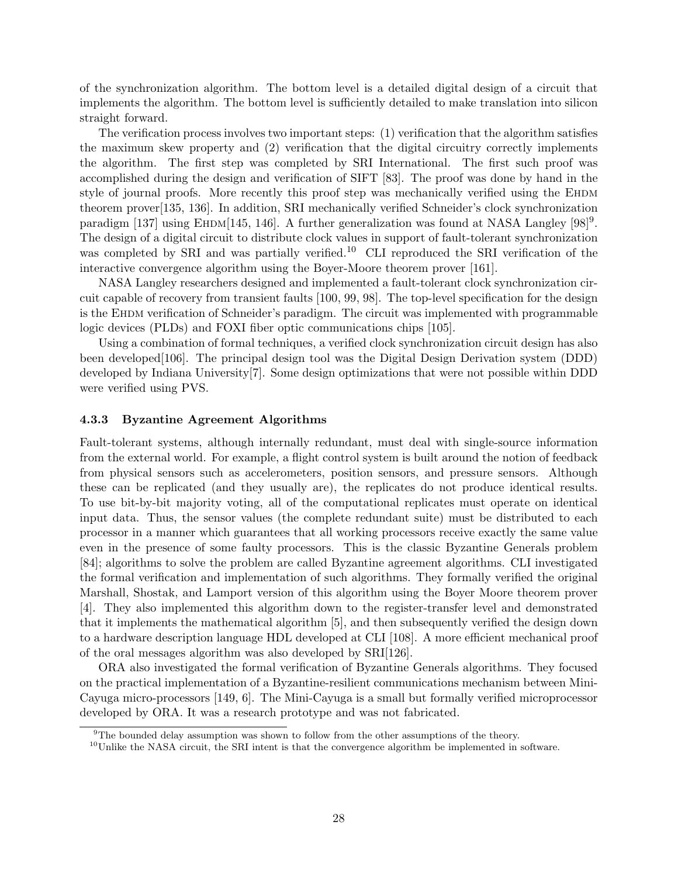of the synchronization algorithm. The bottom level is a detailed digital design of a circuit that implements the algorithm. The bottom level is sufficiently detailed to make translation into silicon straight forward.

The verification process involves two important steps: (1) verification that the algorithm satisfies the maximum skew property and (2) verification that the digital circuitry correctly implements the algorithm. The first step was completed by SRI International. The first such proof was accomplished during the design and verification of SIFT [83]. The proof was done by hand in the style of journal proofs. More recently this proof step was mechanically verified using the EHDM theorem prover[135, 136]. In addition, SRI mechanically verified Schneider's clock synchronization paradigm [137] using EHDM[145, 146]. A further generalization was found at NASA Langley [98][9]. The design of a digital circuit to distribute clock values in support of fault-tolerant synchronization was completed by SRI and was partially verified.[10] CLI reproduced the SRI verification of the interactive convergence algorithm using the Boyer-Moore theorem prover [161].

NASA Langley researchers designed and implemented a fault-tolerant clock synchronization circuit capable of recovery from transient faults [100, 99, 98]. The top-level specification for the design is the EHDM verification of Schneider's paradigm. The circuit was implemented with programmable logic devices (PLDs) and FOXI fiber optic communications chips [105].

Using a combination of formal techniques, a verified clock synchronization circuit design has also been developed[106]. The principal design tool was the Digital Design Derivation system (DDD) developed by Indiana University[7]. Some design optimizations that were not possible within DDD were verified using PVS.

### 4.3.3 Byzantine Agreement Algorithms

Fault-tolerant systems, although internally redundant, must deal with single-source information from the external world. For example, a flight control system is built around the notion of feedback from physical sensors such as accelerometers, position sensors, and pressure sensors. Although these can be replicated (and they usually are), the replicates do not produce identical results. To use bit-by-bit majority voting, all of the computational replicates must operate on identical input data. Thus, the sensor values (the complete redundant suite) must be distributed to each processor in a manner which guarantees that all working processors receive exactly the same value even in the presence of some faulty processors. This is the classic Byzantine Generals problem [84]; algorithms to solve the problem are called Byzantine agreement algorithms. CLI investigated the formal verification and implementation of such algorithms. They formally verified the original Marshall, Shostak, and Lamport version of this algorithm using the Boyer Moore theorem prover [4]. They also implemented this algorithm down to the register-transfer level and demonstrated that it implements the mathematical algorithm [5], and then subsequently verified the design down to a hardware description language HDL developed at CLI [108]. A more efficient mechanical proof of the oral messages algorithm was also developed by SRI[126].

ORA also investigated the formal verification of Byzantine Generals algorithms. They focused on the practical implementation of a Byzantine-resilient communications mechanism between Mini-Cayuga micro-processors [149, 6]. The Mini-Cayuga is a small but formally verified microprocessor developed by ORA. It was a research prototype and was not fabricated.

---

[9] The bounded delay assumption was shown to follow from the other assumptions of the theory.

[10] Unlike the NASA circuit, the SRI intent is that the convergence algorithm be implemented in software.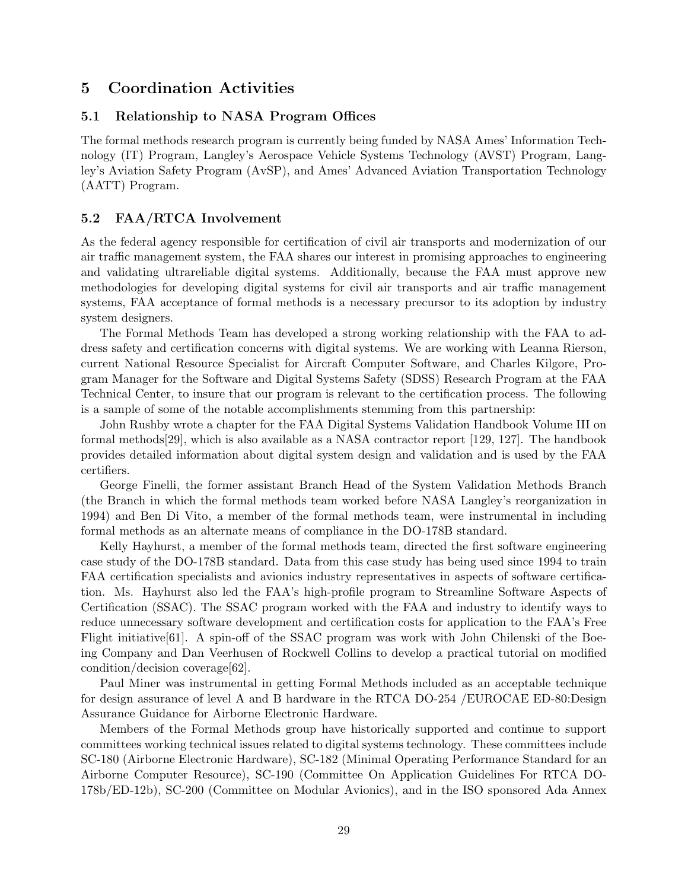## 5 Coordination Activities

### 5.1 Relationship to NASA Program Offices

The formal methods research program is currently being funded by NASA Ames' Information Technology (IT) Program, Langley's Aerospace Vehicle Systems Technology (AVST) Program, Langley's Aviation Safety Program (AvSP), and Ames' Advanced Aviation Transportation Technology (AATT) Program.

### 5.2 FAA/RTCA Involvement

As the federal agency responsible for certification of civil air transports and modernization of our air traffic management system, the FAA shares our interest in promising approaches to engineering and validating ultrareliable digital systems. Additionally, because the FAA must approve new methodologies for developing digital systems for civil air transports and air traffic management systems, FAA acceptance of formal methods is a necessary precursor to its adoption by industry system designers.

The Formal Methods Team has developed a strong working relationship with the FAA to address safety and certification concerns with digital systems. We are working with Leanna Rierson, current National Resource Specialist for Aircraft Computer Software, and Charles Kilgore, Program Manager for the Software and Digital Systems Safety (SDSS) Research Program at the FAA Technical Center, to insure that our program is relevant to the certification process. The following is a sample of some of the notable accomplishments stemming from this partnership:

John Rushby wrote a chapter for the FAA Digital Systems Validation Handbook Volume III on formal methods[29], which is also available as a NASA contractor report [129, 127]. The handbook provides detailed information about digital system design and validation and is used by the FAA certifiers.

George Finelli, the former assistant Branch Head of the System Validation Methods Branch (the Branch in which the formal methods team worked before NASA Langley's reorganization in 1994) and Ben Di Vito, a member of the formal methods team, were instrumental in including formal methods as an alternate means of compliance in the DO-178B standard.

Kelly Hayhurst, a member of the formal methods team, directed the first software engineering case study of the DO-178B standard. Data from this case study has being used since 1994 to train FAA certification specialists and avionics industry representatives in aspects of software certification. Ms. Hayhurst also led the FAA's high-profile program to Streamline Software Aspects of Certification (SSAC). The SSAC program worked with the FAA and industry to identify ways to reduce unnecessary software development and certification costs for application to the FAA's Free Flight initiative[61]. A spin-off of the SSAC program was work with John Chilenski of the Boeing Company and Dan Veerhusen of Rockwell Collins to develop a practical tutorial on modified condition/decision coverage[62].

Paul Miner was instrumental in getting Formal Methods included as an acceptable technique for design assurance of level A and B hardware in the RTCA DO-254 /EUROCAE ED-80:Design Assurance Guidance for Airborne Electronic Hardware.

Members of the Formal Methods group have historically supported and continue to support committees working technical issues related to digital systems technology. These committees include SC-180 (Airborne Electronic Hardware), SC-182 (Minimal Operating Performance Standard for an Airborne Computer Resource), SC-190 (Committee On Application Guidelines For RTCA DO-178b/ED-12b), SC-200 (Committee on Modular Avionics), and in the ISO sponsored Ada Annex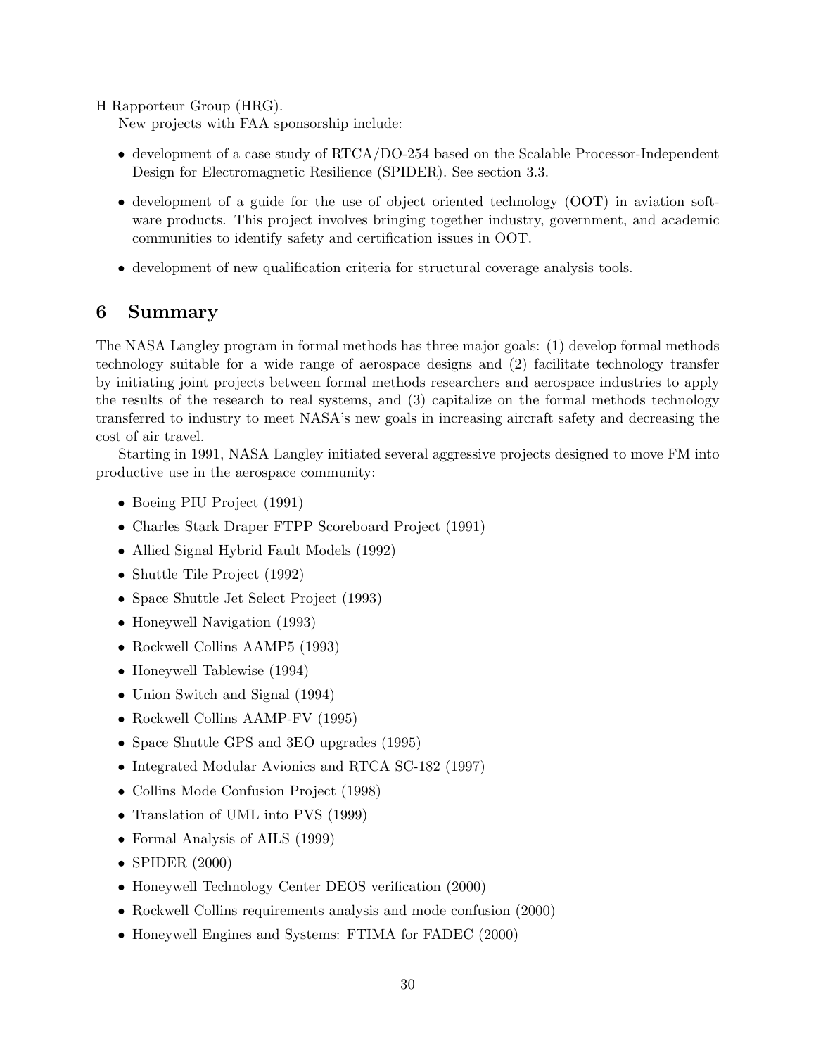H Rapporteur Group (HRG).

New projects with FAA sponsorship include:

- development of a case study of RTCA/DO-254 based on the Scalable Processor-Independent Design for Electromagnetic Resilience (SPIDER). See section 3.3.
- development of a guide for the use of object oriented technology (OOT) in aviation software products. This project involves bringing together industry, government, and academic communities to identify safety and certification issues in OOT.
- development of new qualification criteria for structural coverage analysis tools.

# 6 Summary

The NASA Langley program in formal methods has three major goals: (1) develop formal methods technology suitable for a wide range of aerospace designs and (2) facilitate technology transfer by initiating joint projects between formal methods researchers and aerospace industries to apply the results of the research to real systems, and (3) capitalize on the formal methods technology transferred to industry to meet NASA's new goals in increasing aircraft safety and decreasing the cost of air travel.

Starting in 1991, NASA Langley initiated several aggressive projects designed to move FM into productive use in the aerospace community:

- Boeing PIU Project (1991)
- Charles Stark Draper FTPP Scoreboard Project (1991)
- Allied Signal Hybrid Fault Models (1992)
- Shuttle Tile Project (1992)
- Space Shuttle Jet Select Project (1993)
- Honeywell Navigation (1993)
- Rockwell Collins AAMP5 (1993)
- Honeywell Tablewise (1994)
- Union Switch and Signal (1994)
- Rockwell Collins AAMP-FV (1995)
- Space Shuttle GPS and 3EO upgrades (1995)
- Integrated Modular Avionics and RTCA SC-182 (1997)
- Collins Mode Confusion Project (1998)
- Translation of UML into PVS (1999)
- Formal Analysis of AILS (1999)
- SPIDER (2000)
- Honeywell Technology Center DEOS verification (2000)
- Rockwell Collins requirements analysis and mode confusion (2000)
- Honeywell Engines and Systems: FTIMA for FADEC (2000)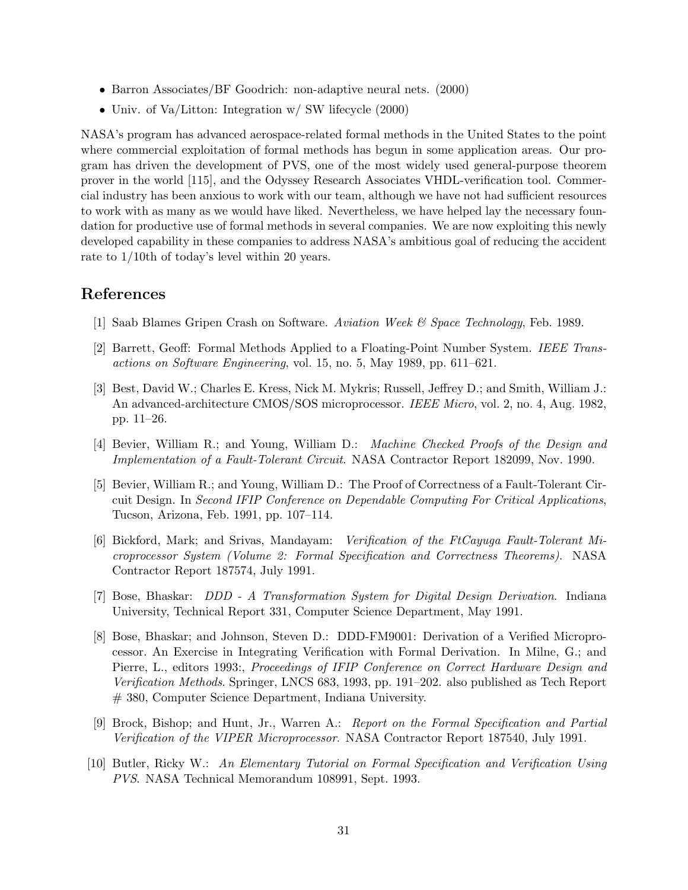- Barron Associates/BF Goodrich: non-adaptive neural nets. (2000)
- Univ. of Va/Litton: Integration w/ SW lifecycle (2000)

NASA's program has advanced aerospace-related formal methods in the United States to the point where commercial exploitation of formal methods has begun in some application areas. Our program has driven the development of PVS, one of the most widely used general-purpose theorem prover in the world [115], and the Odyssey Research Associates VHDL-verification tool. Commercial industry has been anxious to work with our team, although we have not had sufficient resources to work with as many as we would have liked. Nevertheless, we have helped lay the necessary foundation for productive use of formal methods in several companies. We are now exploiting this newly developed capability in these companies to address NASA's ambitious goal of reducing the accident rate to 1/10th of today's level within 20 years.

## References

[1] Saab Blames Gripen Crash on Software. *Aviation Week & Space Technology*, Feb. 1989.

[2] Barrett, Geoff: Formal Methods Applied to a Floating-Point Number System. *IEEE Transactions on Software Engineering*, vol. 15, no. 5, May 1989, pp. 611–621.

[3] Best, David W.; Charles E. Kress, Nick M. Mykris; Russell, Jeffrey D.; and Smith, William J.: An advanced-architecture CMOS/SOS microprocessor. *IEEE Micro*, vol. 2, no. 4, Aug. 1982, pp. 11–26.

[4] Bevier, William R.; and Young, William D.: *Machine Checked Proofs of the Design and Implementation of a Fault-Tolerant Circuit*. NASA Contractor Report 182099, Nov. 1990.

[5] Bevier, William R.; and Young, William D.: The Proof of Correctness of a Fault-Tolerant Circuit Design. In *Second IFIP Conference on Dependable Computing For Critical Applications*, Tucson, Arizona, Feb. 1991, pp. 107–114.

[6] Bickford, Mark; and Srivas, Mandayam: *Verification of the FtCayuga Fault-Tolerant Microprocessor System (Volume 2: Formal Specification and Correctness Theorems)*. NASA Contractor Report 187574, July 1991.

[7] Bose, Bhaskar: *DDD - A Transformation System for Digital Design Derivation*. Indiana University, Technical Report 331, Computer Science Department, May 1991.

[8] Bose, Bhaskar; and Johnson, Steven D.: DDD-FM9001: Derivation of a Verified Microprocessor. An Exercise in Integrating Verification with Formal Derivation. In Milne, G.; and Pierre, L., editors 1993:, *Proceedings of IFIP Conference on Correct Hardware Design and Verification Methods*. Springer, LNCS 683, 1993, pp. 191–202. also published as Tech Report # 380, Computer Science Department, Indiana University.

[9] Brock, Bishop; and Hunt, Jr., Warren A.: *Report on the Formal Specification and Partial Verification of the VIPER Microprocessor*. NASA Contractor Report 187540, July 1991.

[10] Butler, Ricky W.: *An Elementary Tutorial on Formal Specification and Verification Using PVS*. NASA Technical Memorandum 108991, Sept. 1993.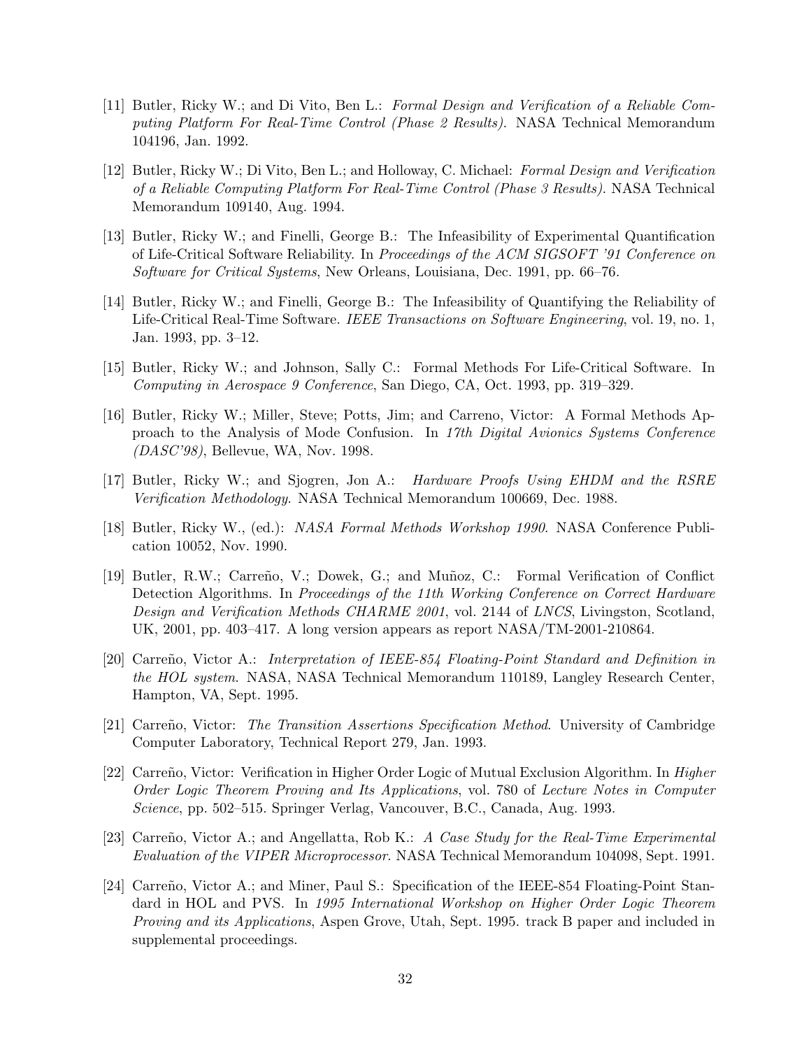[11] Butler, Ricky W.; and Di Vito, Ben L.: *Formal Design and Verification of a Reliable Computing Platform For Real-Time Control (Phase 2 Results)*. NASA Technical Memorandum 104196, Jan. 1992.

[12] Butler, Ricky W.; Di Vito, Ben L.; and Holloway, C. Michael: *Formal Design and Verification of a Reliable Computing Platform For Real-Time Control (Phase 3 Results)*. NASA Technical Memorandum 109140, Aug. 1994.

[13] Butler, Ricky W.; and Finelli, George B.: The Infeasibility of Experimental Quantification of Life-Critical Software Reliability. In *Proceedings of the ACM SIGSOFT '91 Conference on Software for Critical Systems*, New Orleans, Louisiana, Dec. 1991, pp. 66–76.

[14] Butler, Ricky W.; and Finelli, George B.: The Infeasibility of Quantifying the Reliability of Life-Critical Real-Time Software. *IEEE Transactions on Software Engineering*, vol. 19, no. 1, Jan. 1993, pp. 3–12.

[15] Butler, Ricky W.; and Johnson, Sally C.: Formal Methods For Life-Critical Software. In *Computing in Aerospace 9 Conference*, San Diego, CA, Oct. 1993, pp. 319–329.

[16] Butler, Ricky W.; Miller, Steve; Potts, Jim; and Carreno, Victor: A Formal Methods Approach to the Analysis of Mode Confusion. In *17th Digital Avionics Systems Conference (DASC'98)*, Bellevue, WA, Nov. 1998.

[17] Butler, Ricky W.; and Sjogren, Jon A.: *Hardware Proofs Using EHDM and the RSRE Verification Methodology*. NASA Technical Memorandum 100669, Dec. 1988.

[18] Butler, Ricky W., (ed.): *NASA Formal Methods Workshop 1990*. NASA Conference Publication 10052, Nov. 1990.

[19] Butler, R.W.; Carreño, V.; Dowek, G.; and Muñoz, C.: Formal Verification of Conflict Detection Algorithms. In *Proceedings of the 11th Working Conference on Correct Hardware Design and Verification Methods CHARME 2001*, vol. 2144 of *LNCS*, Livingston, Scotland, UK, 2001, pp. 403–417. A long version appears as report NASA/TM-2001-210864.

[20] Carreño, Victor A.: *Interpretation of IEEE-854 Floating-Point Standard and Definition in the HOL system*. NASA, NASA Technical Memorandum 110189, Langley Research Center, Hampton, VA, Sept. 1995.

[21] Carreño, Victor: *The Transition Assertions Specification Method*. University of Cambridge Computer Laboratory, Technical Report 279, Jan. 1993.

[22] Carreño, Victor: Verification in Higher Order Logic of Mutual Exclusion Algorithm. In *Higher Order Logic Theorem Proving and Its Applications*, vol. 780 of *Lecture Notes in Computer Science*, pp. 502–515. Springer Verlag, Vancouver, B.C., Canada, Aug. 1993.

[23] Carreño, Victor A.; and Angellatta, Rob K.: *A Case Study for the Real-Time Experimental Evaluation of the VIPER Microprocessor*. NASA Technical Memorandum 104098, Sept. 1991.

[24] Carreño, Victor A.; and Miner, Paul S.: Specification of the IEEE-854 Floating-Point Standard in HOL and PVS. In *1995 International Workshop on Higher Order Logic Theorem Proving and its Applications*, Aspen Grove, Utah, Sept. 1995. track B paper and included in supplemental proceedings.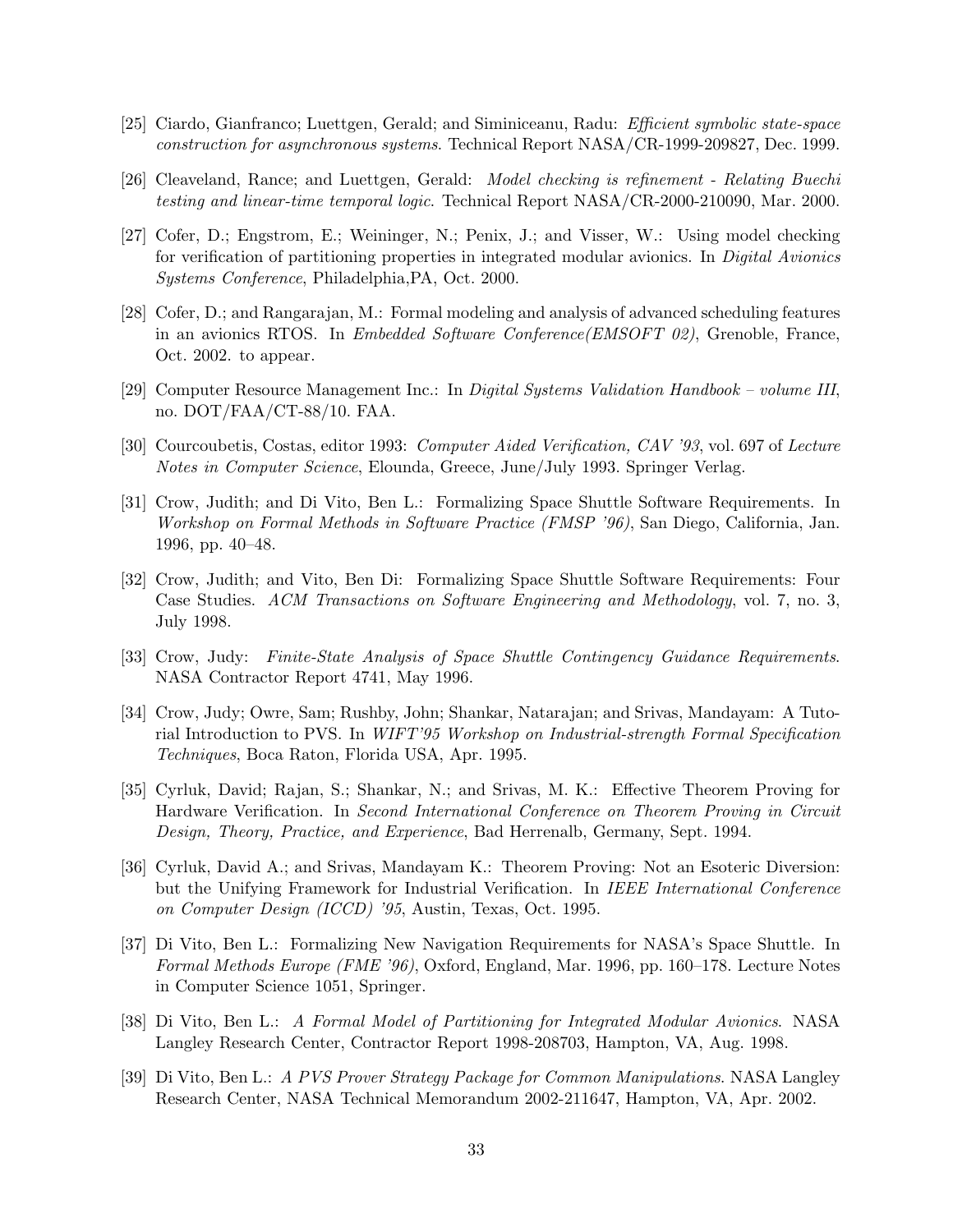[25] Ciardo, Gianfranco; Luettgen, Gerald; and Siminiceanu, Radu: *Efficient symbolic state-space construction for asynchronous systems*. Technical Report NASA/CR-1999-209827, Dec. 1999.

[26] Cleaveland, Rance; and Luettgen, Gerald: *Model checking is refinement - Relating Buechi testing and linear-time temporal logic*. Technical Report NASA/CR-2000-210090, Mar. 2000.

[27] Cofer, D.; Engstrom, E.; Weininger, N.; Penix, J.; and Visser, W.: Using model checking for verification of partitioning properties in integrated modular avionics. In *Digital Avionics Systems Conference*, Philadelphia,PA, Oct. 2000.

[28] Cofer, D.; and Rangarajan, M.: Formal modeling and analysis of advanced scheduling features in an avionics RTOS. In *Embedded Software Conference(EMSOFT 02)*, Grenoble, France, Oct. 2002. to appear.

[29] Computer Resource Management Inc.: In *Digital Systems Validation Handbook – volume III*, no. DOT/FAA/CT-88/10. FAA.

[30] Courcoubetis, Costas, editor 1993: *Computer Aided Verification, CAV '93*, vol. 697 of *Lecture Notes in Computer Science*, Elounda, Greece, June/July 1993. Springer Verlag.

[31] Crow, Judith; and Di Vito, Ben L.: Formalizing Space Shuttle Software Requirements. In *Workshop on Formal Methods in Software Practice (FMSP '96)*, San Diego, California, Jan. 1996, pp. 40–48.

[32] Crow, Judith; and Vito, Ben Di: Formalizing Space Shuttle Software Requirements: Four Case Studies. *ACM Transactions on Software Engineering and Methodology*, vol. 7, no. 3, July 1998.

[33] Crow, Judy: *Finite-State Analysis of Space Shuttle Contingency Guidance Requirements*. NASA Contractor Report 4741, May 1996.

[34] Crow, Judy; Owre, Sam; Rushby, John; Shankar, Natarajan; and Srivas, Mandayam: A Tutorial Introduction to PVS. In *WIFT'95 Workshop on Industrial-strength Formal Specification Techniques*, Boca Raton, Florida USA, Apr. 1995.

[35] Cyrluk, David; Rajan, S.; Shankar, N.; and Srivas, M. K.: Effective Theorem Proving for Hardware Verification. In *Second International Conference on Theorem Proving in Circuit Design, Theory, Practice, and Experience*, Bad Herrenalb, Germany, Sept. 1994.

[36] Cyrluk, David A.; and Srivas, Mandayam K.: Theorem Proving: Not an Esoteric Diversion: but the Unifying Framework for Industrial Verification. In *IEEE International Conference on Computer Design (ICCD) '95*, Austin, Texas, Oct. 1995.

[37] Di Vito, Ben L.: Formalizing New Navigation Requirements for NASA's Space Shuttle. In *Formal Methods Europe (FME '96)*, Oxford, England, Mar. 1996, pp. 160–178. Lecture Notes in Computer Science 1051, Springer.

[38] Di Vito, Ben L.: *A Formal Model of Partitioning for Integrated Modular Avionics*. NASA Langley Research Center, Contractor Report 1998-208703, Hampton, VA, Aug. 1998.

[39] Di Vito, Ben L.: *A PVS Prover Strategy Package for Common Manipulations*. NASA Langley Research Center, NASA Technical Memorandum 2002-211647, Hampton, VA, Apr. 2002.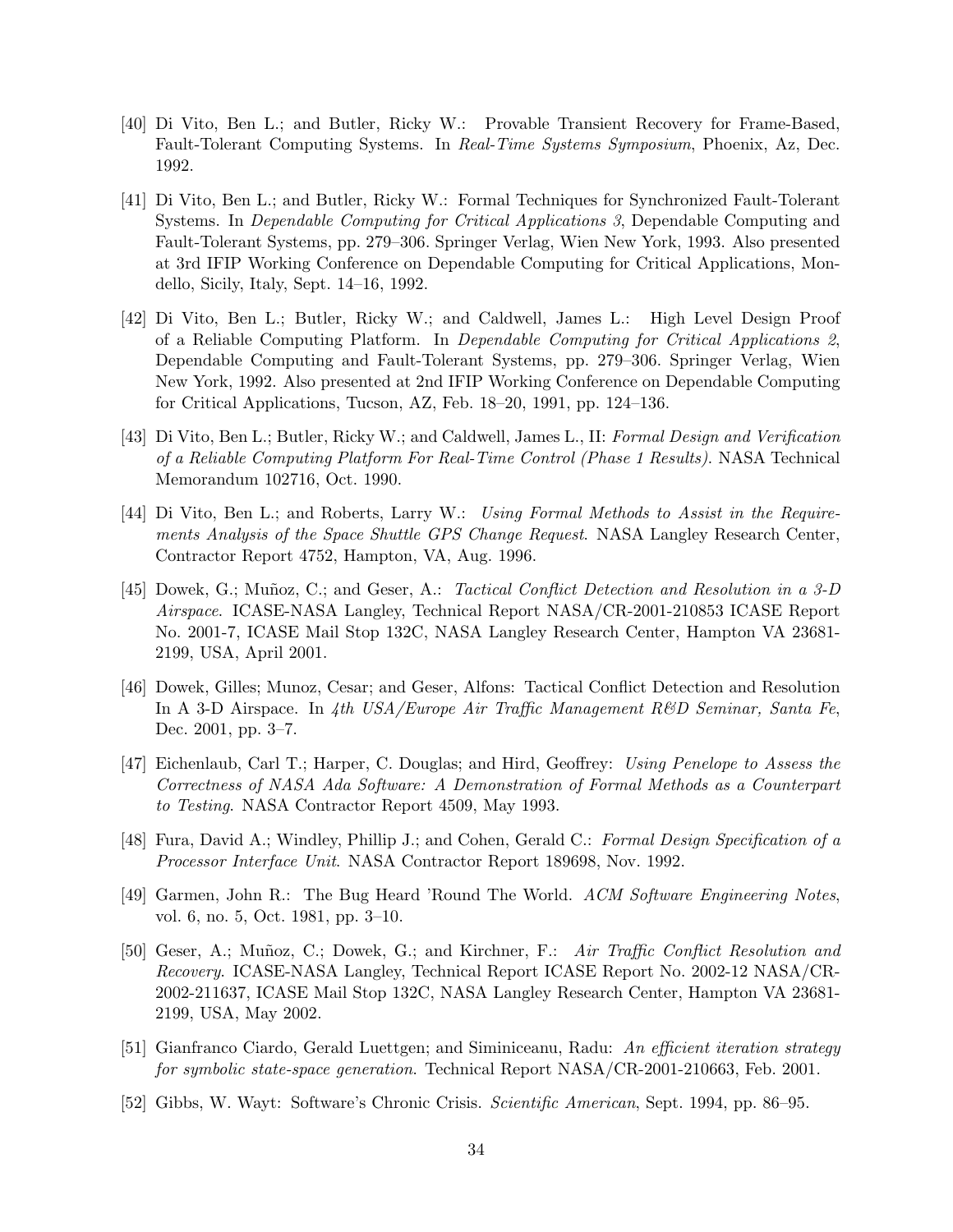[40] Di Vito, Ben L.; and Butler, Ricky W.: Provable Transient Recovery for Frame-Based, Fault-Tolerant Computing Systems. In *Real-Time Systems Symposium*, Phoenix, Az, Dec. 1992.

[41] Di Vito, Ben L.; and Butler, Ricky W.: Formal Techniques for Synchronized Fault-Tolerant Systems. In *Dependable Computing for Critical Applications 3*, Dependable Computing and Fault-Tolerant Systems, pp. 279–306. Springer Verlag, Wien New York, 1993. Also presented at 3rd IFIP Working Conference on Dependable Computing for Critical Applications, Mondello, Sicily, Italy, Sept. 14–16, 1992.

[42] Di Vito, Ben L.; Butler, Ricky W.; and Caldwell, James L.: High Level Design Proof of a Reliable Computing Platform. In *Dependable Computing for Critical Applications 2*, Dependable Computing and Fault-Tolerant Systems, pp. 279–306. Springer Verlag, Wien New York, 1992. Also presented at 2nd IFIP Working Conference on Dependable Computing for Critical Applications, Tucson, AZ, Feb. 18–20, 1991, pp. 124–136.

[43] Di Vito, Ben L.; Butler, Ricky W.; and Caldwell, James L., II: *Formal Design and Verification of a Reliable Computing Platform For Real-Time Control (Phase 1 Results)*. NASA Technical Memorandum 102716, Oct. 1990.

[44] Di Vito, Ben L.; and Roberts, Larry W.: *Using Formal Methods to Assist in the Requirements Analysis of the Space Shuttle GPS Change Request*. NASA Langley Research Center, Contractor Report 4752, Hampton, VA, Aug. 1996.

[45] Dowek, G.; Muñoz, C.; and Geser, A.: *Tactical Conflict Detection and Resolution in a 3-D Airspace*. ICASE-NASA Langley, Technical Report NASA/CR-2001-210853 ICASE Report No. 2001-7, ICASE Mail Stop 132C, NASA Langley Research Center, Hampton VA 23681-2199, USA, April 2001.

[46] Dowek, Gilles; Munoz, Cesar; and Geser, Alfons: Tactical Conflict Detection and Resolution In A 3-D Airspace. In *4th USA/Europe Air Traffic Management R&D Seminar, Santa Fe*, Dec. 2001, pp. 3–7.

[47] Eichenlaub, Carl T.; Harper, C. Douglas; and Hird, Geoffrey: *Using Penelope to Assess the Correctness of NASA Ada Software: A Demonstration of Formal Methods as a Counterpart to Testing*. NASA Contractor Report 4509, May 1993.

[48] Fura, David A.; Windley, Phillip J.; and Cohen, Gerald C.: *Formal Design Specification of a Processor Interface Unit*. NASA Contractor Report 189698, Nov. 1992.

[49] Garmen, John R.: The Bug Heard 'Round The World. *ACM Software Engineering Notes*, vol. 6, no. 5, Oct. 1981, pp. 3–10.

[50] Geser, A.; Muñoz, C.; Dowek, G.; and Kirchner, F.: *Air Traffic Conflict Resolution and Recovery*. ICASE-NASA Langley, Technical Report ICASE Report No. 2002-12 NASA/CR-2002-211637, ICASE Mail Stop 132C, NASA Langley Research Center, Hampton VA 23681-2199, USA, May 2002.

[51] Gianfranco Ciardo, Gerald Luettgen; and Siminiceanu, Radu: *An efficient iteration strategy for symbolic state-space generation*. Technical Report NASA/CR-2001-210663, Feb. 2001.

[52] Gibbs, W. Wayt: Software's Chronic Crisis. *Scientific American*, Sept. 1994, pp. 86–95.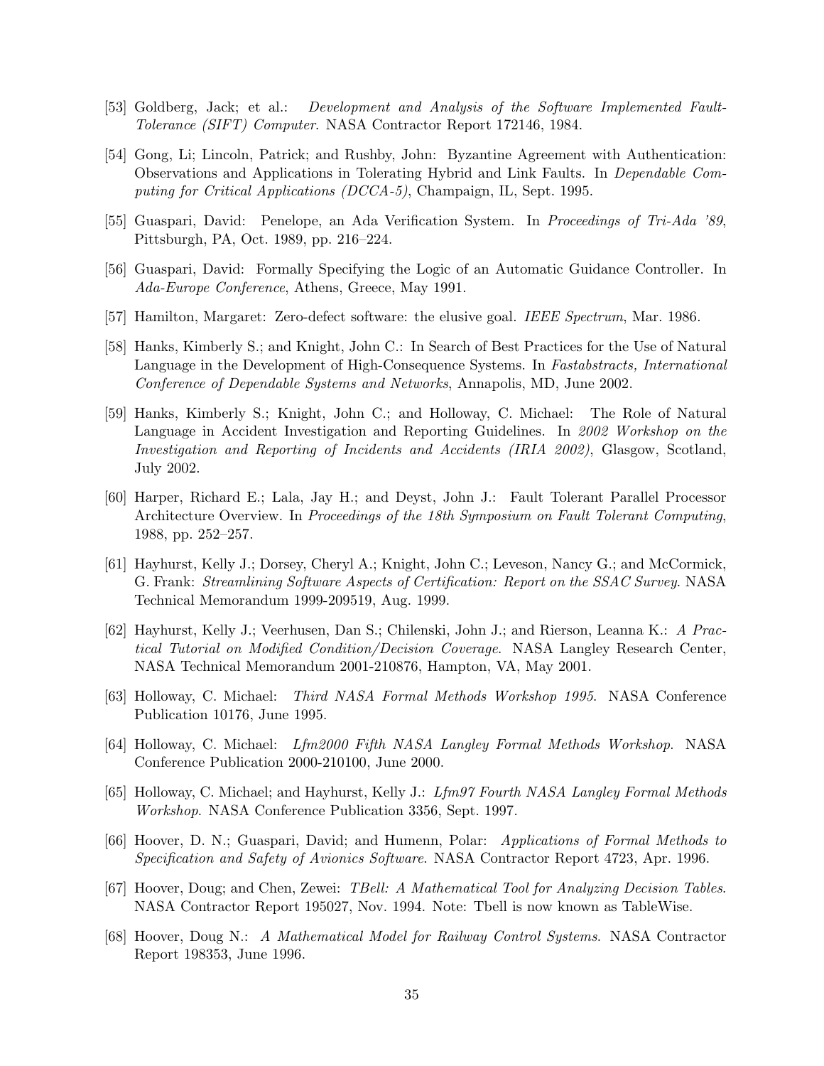[53] Goldberg, Jack; et al.: *Development and Analysis of the Software Implemented Fault-Tolerance (SIFT) Computer*. NASA Contractor Report 172146, 1984.

[54] Gong, Li; Lincoln, Patrick; and Rushby, John: Byzantine Agreement with Authentication: Observations and Applications in Tolerating Hybrid and Link Faults. In *Dependable Computing for Critical Applications (DCCA-5)*, Champaign, IL, Sept. 1995.

[55] Guaspari, David: Penelope, an Ada Verification System. In *Proceedings of Tri-Ada '89*, Pittsburgh, PA, Oct. 1989, pp. 216–224.

[56] Guaspari, David: Formally Specifying the Logic of an Automatic Guidance Controller. In *Ada-Europe Conference*, Athens, Greece, May 1991.

[57] Hamilton, Margaret: Zero-defect software: the elusive goal. *IEEE Spectrum*, Mar. 1986.

[58] Hanks, Kimberly S.; and Knight, John C.: In Search of Best Practices for the Use of Natural Language in the Development of High-Consequence Systems. In *Fastabstracts, International Conference of Dependable Systems and Networks*, Annapolis, MD, June 2002.

[59] Hanks, Kimberly S.; Knight, John C.; and Holloway, C. Michael: The Role of Natural Language in Accident Investigation and Reporting Guidelines. In *2002 Workshop on the Investigation and Reporting of Incidents and Accidents (IRIA 2002)*, Glasgow, Scotland, July 2002.

[60] Harper, Richard E.; Lala, Jay H.; and Deyst, John J.: Fault Tolerant Parallel Processor Architecture Overview. In *Proceedings of the 18th Symposium on Fault Tolerant Computing*, 1988, pp. 252–257.

[61] Hayhurst, Kelly J.; Dorsey, Cheryl A.; Knight, John C.; Leveson, Nancy G.; and McCormick, G. Frank: *Streamlining Software Aspects of Certification: Report on the SSAC Survey*. NASA Technical Memorandum 1999-209519, Aug. 1999.

[62] Hayhurst, Kelly J.; Veerhusen, Dan S.; Chilenski, John J.; and Rierson, Leanna K.: *A Practical Tutorial on Modified Condition/Decision Coverage*. NASA Langley Research Center, NASA Technical Memorandum 2001-210876, Hampton, VA, May 2001.

[63] Holloway, C. Michael: *Third NASA Formal Methods Workshop 1995*. NASA Conference Publication 10176, June 1995.

[64] Holloway, C. Michael: *Lfm2000 Fifth NASA Langley Formal Methods Workshop*. NASA Conference Publication 2000-210100, June 2000.

[65] Holloway, C. Michael; and Hayhurst, Kelly J.: *Lfm97 Fourth NASA Langley Formal Methods Workshop*. NASA Conference Publication 3356, Sept. 1997.

[66] Hoover, D. N.; Guaspari, David; and Humenn, Polar: *Applications of Formal Methods to Specification and Safety of Avionics Software*. NASA Contractor Report 4723, Apr. 1996.

[67] Hoover, Doug; and Chen, Zewei: *TBell: A Mathematical Tool for Analyzing Decision Tables*. NASA Contractor Report 195027, Nov. 1994. Note: Tbell is now known as TableWise.

[68] Hoover, Doug N.: *A Mathematical Model for Railway Control Systems*. NASA Contractor Report 198353, June 1996.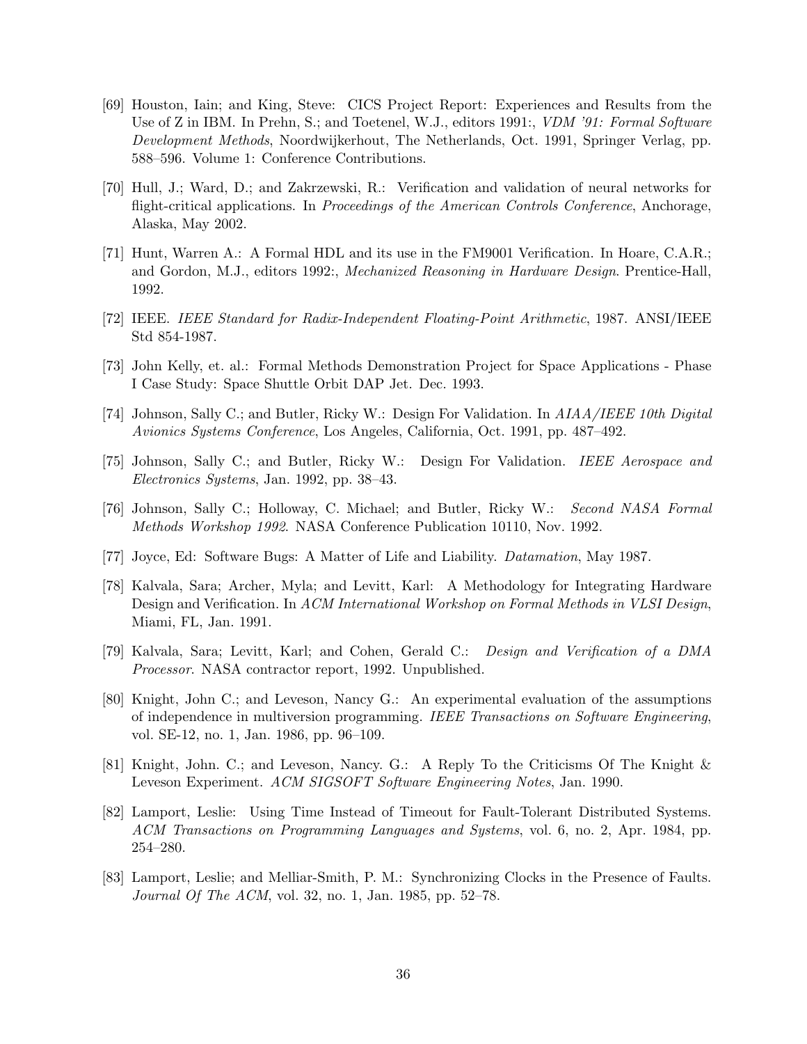[69] Houston, Iain; and King, Steve: CICS Project Report: Experiences and Results from the Use of Z in IBM. In Prehn, S.; and Toetenel, W.J., editors 1991:, *VDM '91: Formal Software Development Methods*, Noordwijkerhout, The Netherlands, Oct. 1991, Springer Verlag, pp. 588–596. Volume 1: Conference Contributions.

[70] Hull, J.; Ward, D.; and Zakrzewski, R.: Verification and validation of neural networks for flight-critical applications. In *Proceedings of the American Controls Conference*, Anchorage, Alaska, May 2002.

[71] Hunt, Warren A.: A Formal HDL and its use in the FM9001 Verification. In Hoare, C.A.R.; and Gordon, M.J., editors 1992:, *Mechanized Reasoning in Hardware Design*. Prentice-Hall, 1992.

[72] IEEE. *IEEE Standard for Radix-Independent Floating-Point Arithmetic*, 1987. ANSI/IEEE Std 854-1987.

[73] John Kelly, et. al.: Formal Methods Demonstration Project for Space Applications - Phase I Case Study: Space Shuttle Orbit DAP Jet. Dec. 1993.

[74] Johnson, Sally C.; and Butler, Ricky W.: Design For Validation. In *AIAA/IEEE 10th Digital Avionics Systems Conference*, Los Angeles, California, Oct. 1991, pp. 487–492.

[75] Johnson, Sally C.; and Butler, Ricky W.: Design For Validation. *IEEE Aerospace and Electronics Systems*, Jan. 1992, pp. 38–43.

[76] Johnson, Sally C.; Holloway, C. Michael; and Butler, Ricky W.: *Second NASA Formal Methods Workshop 1992*. NASA Conference Publication 10110, Nov. 1992.

[77] Joyce, Ed: Software Bugs: A Matter of Life and Liability. *Datamation*, May 1987.

[78] Kalvala, Sara; Archer, Myla; and Levitt, Karl: A Methodology for Integrating Hardware Design and Verification. In *ACM International Workshop on Formal Methods in VLSI Design*, Miami, FL, Jan. 1991.

[79] Kalvala, Sara; Levitt, Karl; and Cohen, Gerald C.: *Design and Verification of a DMA Processor*. NASA contractor report, 1992. Unpublished.

[80] Knight, John C.; and Leveson, Nancy G.: An experimental evaluation of the assumptions of independence in multiversion programming. *IEEE Transactions on Software Engineering*, vol. SE-12, no. 1, Jan. 1986, pp. 96–109.

[81] Knight, John. C.; and Leveson, Nancy. G.: A Reply To the Criticisms Of The Knight & Leveson Experiment. *ACM SIGSOFT Software Engineering Notes*, Jan. 1990.

[82] Lamport, Leslie: Using Time Instead of Timeout for Fault-Tolerant Distributed Systems. *ACM Transactions on Programming Languages and Systems*, vol. 6, no. 2, Apr. 1984, pp. 254–280.

[83] Lamport, Leslie; and Melliar-Smith, P. M.: Synchronizing Clocks in the Presence of Faults. *Journal Of The ACM*, vol. 32, no. 1, Jan. 1985, pp. 52–78.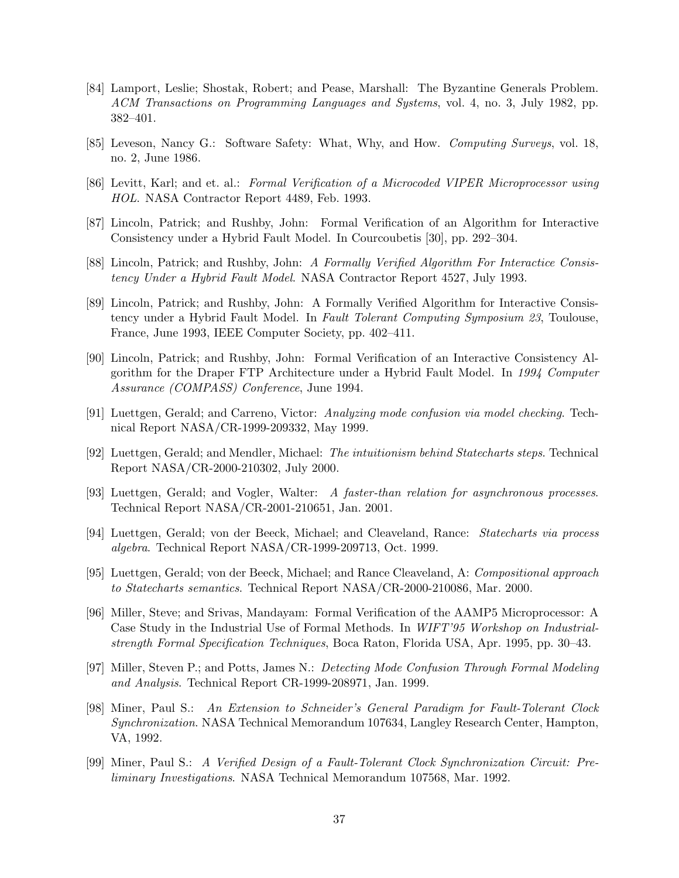[84] Lamport, Leslie; Shostak, Robert; and Pease, Marshall: The Byzantine Generals Problem. *ACM Transactions on Programming Languages and Systems*, vol. 4, no. 3, July 1982, pp. 382–401.

[85] Leveson, Nancy G.: Software Safety: What, Why, and How. *Computing Surveys*, vol. 18, no. 2, June 1986.

[86] Levitt, Karl; and et. al.: *Formal Verification of a Microcoded VIPER Microprocessor using HOL*. NASA Contractor Report 4489, Feb. 1993.

[87] Lincoln, Patrick; and Rushby, John: Formal Verification of an Algorithm for Interactive Consistency under a Hybrid Fault Model. In Courcoubetis [30], pp. 292–304.

[88] Lincoln, Patrick; and Rushby, John: *A Formally Verified Algorithm For Interactice Consistency Under a Hybrid Fault Model*. NASA Contractor Report 4527, July 1993.

[89] Lincoln, Patrick; and Rushby, John: A Formally Verified Algorithm for Interactive Consistency under a Hybrid Fault Model. In *Fault Tolerant Computing Symposium 23*, Toulouse, France, June 1993, IEEE Computer Society, pp. 402–411.

[90] Lincoln, Patrick; and Rushby, John: Formal Verification of an Interactive Consistency Algorithm for the Draper FTP Architecture under a Hybrid Fault Model. In *1994 Computer Assurance (COMPASS) Conference*, June 1994.

[91] Luettgen, Gerald; and Carreno, Victor: *Analyzing mode confusion via model checking*. Technical Report NASA/CR-1999-209332, May 1999.

[92] Luettgen, Gerald; and Mendler, Michael: *The intuitionism behind Statecharts steps*. Technical Report NASA/CR-2000-210302, July 2000.

[93] Luettgen, Gerald; and Vogler, Walter: *A faster-than relation for asynchronous processes*. Technical Report NASA/CR-2001-210651, Jan. 2001.

[94] Luettgen, Gerald; von der Beeck, Michael; and Cleaveland, Rance: *Statecharts via process algebra*. Technical Report NASA/CR-1999-209713, Oct. 1999.

[95] Luettgen, Gerald; von der Beeck, Michael; and Rance Cleaveland, A: *Compositional approach to Statecharts semantics*. Technical Report NASA/CR-2000-210086, Mar. 2000.

[96] Miller, Steve; and Srivas, Mandayam: Formal Verification of the AAMP5 Microprocessor: A Case Study in the Industrial Use of Formal Methods. In *WIFT'95 Workshop on Industrial-strength Formal Specification Techniques*, Boca Raton, Florida USA, Apr. 1995, pp. 30–43.

[97] Miller, Steven P.; and Potts, James N.: *Detecting Mode Confusion Through Formal Modeling and Analysis*. Technical Report CR-1999-208971, Jan. 1999.

[98] Miner, Paul S.: *An Extension to Schneider's General Paradigm for Fault-Tolerant Clock Synchronization*. NASA Technical Memorandum 107634, Langley Research Center, Hampton, VA, 1992.

[99] Miner, Paul S.: *A Verified Design of a Fault-Tolerant Clock Synchronization Circuit: Preliminary Investigations*. NASA Technical Memorandum 107568, Mar. 1992.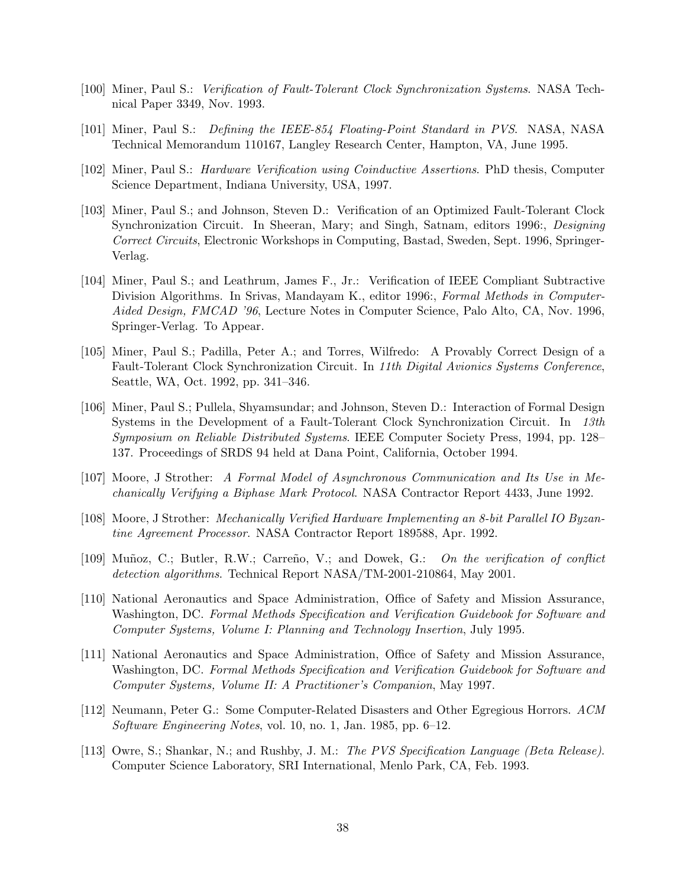[100] Miner, Paul S.: *Verification of Fault-Tolerant Clock Synchronization Systems*. NASA Technical Paper 3349, Nov. 1993.

[101] Miner, Paul S.: *Defining the IEEE-854 Floating-Point Standard in PVS*. NASA, NASA Technical Memorandum 110167, Langley Research Center, Hampton, VA, June 1995.

[102] Miner, Paul S.: *Hardware Verification using Coinductive Assertions*. PhD thesis, Computer Science Department, Indiana University, USA, 1997.

[103] Miner, Paul S.; and Johnson, Steven D.: Verification of an Optimized Fault-Tolerant Clock Synchronization Circuit. In Sheeran, Mary; and Singh, Satnam, editors 1996:, *Designing Correct Circuits*, Electronic Workshops in Computing, Bastad, Sweden, Sept. 1996, Springer-Verlag.

[104] Miner, Paul S.; and Leathrum, James F., Jr.: Verification of IEEE Compliant Subtractive Division Algorithms. In Srivas, Mandayam K., editor 1996:, *Formal Methods in Computer-Aided Design, FMCAD '96*, Lecture Notes in Computer Science, Palo Alto, CA, Nov. 1996, Springer-Verlag. To Appear.

[105] Miner, Paul S.; Padilla, Peter A.; and Torres, Wilfredo: A Provably Correct Design of a Fault-Tolerant Clock Synchronization Circuit. In *11th Digital Avionics Systems Conference*, Seattle, WA, Oct. 1992, pp. 341–346.

[106] Miner, Paul S.; Pullela, Shyamsundar; and Johnson, Steven D.: Interaction of Formal Design Systems in the Development of a Fault-Tolerant Clock Synchronization Circuit. In *13th Symposium on Reliable Distributed Systems*. IEEE Computer Society Press, 1994, pp. 128–137. Proceedings of SRDS 94 held at Dana Point, California, October 1994.

[107] Moore, J Strother: *A Formal Model of Asynchronous Communication and Its Use in Mechanically Verifying a Biphase Mark Protocol*. NASA Contractor Report 4433, June 1992.

[108] Moore, J Strother: *Mechanically Verified Hardware Implementing an 8-bit Parallel IO Byzantine Agreement Processor*. NASA Contractor Report 189588, Apr. 1992.

[109] Muñoz, C.; Butler, R.W.; Carreño, V.; and Dowek, G.: *On the verification of conflict detection algorithms*. Technical Report NASA/TM-2001-210864, May 2001.

[110] National Aeronautics and Space Administration, Office of Safety and Mission Assurance, Washington, DC. *Formal Methods Specification and Verification Guidebook for Software and Computer Systems, Volume I: Planning and Technology Insertion*, July 1995.

[111] National Aeronautics and Space Administration, Office of Safety and Mission Assurance, Washington, DC. *Formal Methods Specification and Verification Guidebook for Software and Computer Systems, Volume II: A Practitioner's Companion*, May 1997.

[112] Neumann, Peter G.: Some Computer-Related Disasters and Other Egregious Horrors. *ACM Software Engineering Notes*, vol. 10, no. 1, Jan. 1985, pp. 6–12.

[113] Owre, S.; Shankar, N.; and Rushby, J. M.: *The PVS Specification Language (Beta Release)*. Computer Science Laboratory, SRI International, Menlo Park, CA, Feb. 1993.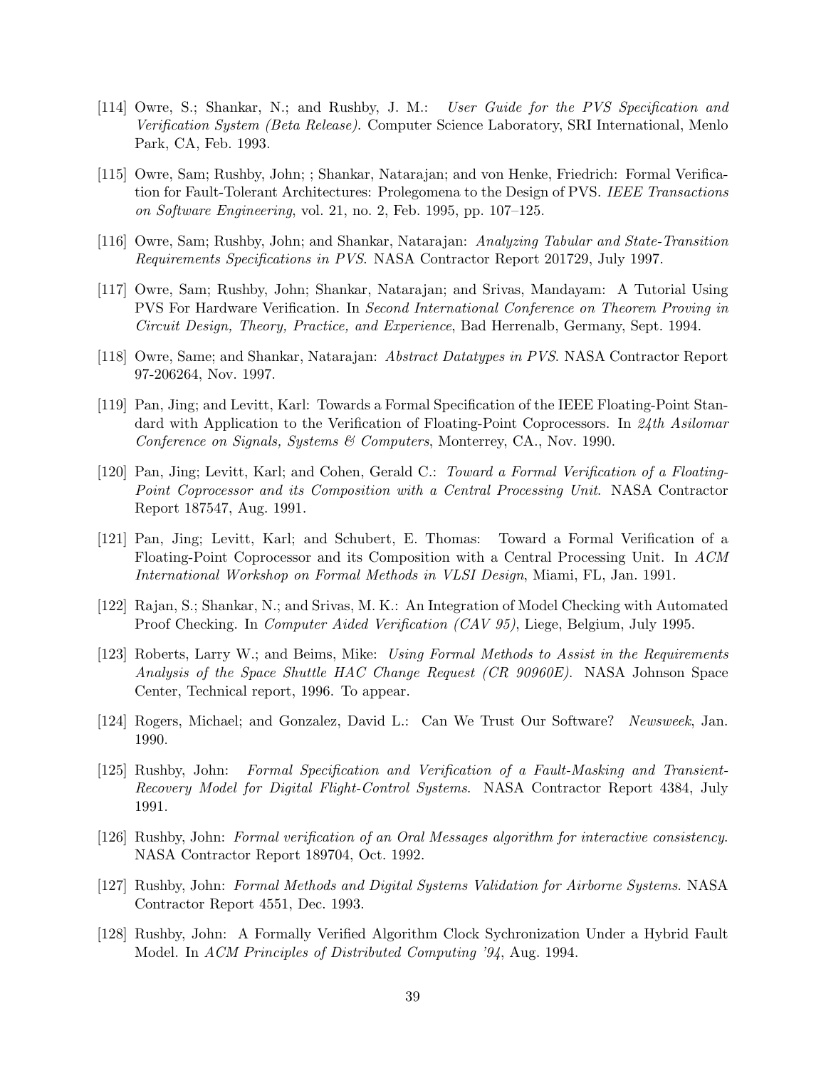[114] Owre, S.; Shankar, N.; and Rushby, J. M.: *User Guide for the PVS Specification and Verification System (Beta Release)*. Computer Science Laboratory, SRI International, Menlo Park, CA, Feb. 1993.

[115] Owre, Sam; Rushby, John; ; Shankar, Natarajan; and von Henke, Friedrich: Formal Verification for Fault-Tolerant Architectures: Prolegomena to the Design of PVS. *IEEE Transactions on Software Engineering*, vol. 21, no. 2, Feb. 1995, pp. 107–125.

[116] Owre, Sam; Rushby, John; and Shankar, Natarajan: *Analyzing Tabular and State-Transition Requirements Specifications in PVS*. NASA Contractor Report 201729, July 1997.

[117] Owre, Sam; Rushby, John; Shankar, Natarajan; and Srivas, Mandayam: A Tutorial Using PVS For Hardware Verification. In *Second International Conference on Theorem Proving in Circuit Design, Theory, Practice, and Experience*, Bad Herrenalb, Germany, Sept. 1994.

[118] Owre, Same; and Shankar, Natarajan: *Abstract Datatypes in PVS*. NASA Contractor Report 97-206264, Nov. 1997.

[119] Pan, Jing; and Levitt, Karl: Towards a Formal Specification of the IEEE Floating-Point Standard with Application to the Verification of Floating-Point Coprocessors. In *24th Asilomar Conference on Signals, Systems & Computers*, Monterrey, CA., Nov. 1990.

[120] Pan, Jing; Levitt, Karl; and Cohen, Gerald C.: *Toward a Formal Verification of a Floating-Point Coprocessor and its Composition with a Central Processing Unit*. NASA Contractor Report 187547, Aug. 1991.

[121] Pan, Jing; Levitt, Karl; and Schubert, E. Thomas: Toward a Formal Verification of a Floating-Point Coprocessor and its Composition with a Central Processing Unit. In *ACM International Workshop on Formal Methods in VLSI Design*, Miami, FL, Jan. 1991.

[122] Rajan, S.; Shankar, N.; and Srivas, M. K.: An Integration of Model Checking with Automated Proof Checking. In *Computer Aided Verification (CAV 95)*, Liege, Belgium, July 1995.

[123] Roberts, Larry W.; and Beims, Mike: *Using Formal Methods to Assist in the Requirements Analysis of the Space Shuttle HAC Change Request (CR 90960E)*. NASA Johnson Space Center, Technical report, 1996. To appear.

[124] Rogers, Michael; and Gonzalez, David L.: Can We Trust Our Software? *Newsweek*, Jan. 1990.

[125] Rushby, John: *Formal Specification and Verification of a Fault-Masking and Transient-Recovery Model for Digital Flight-Control Systems*. NASA Contractor Report 4384, July 1991.

[126] Rushby, John: *Formal verification of an Oral Messages algorithm for interactive consistency*. NASA Contractor Report 189704, Oct. 1992.

[127] Rushby, John: *Formal Methods and Digital Systems Validation for Airborne Systems*. NASA Contractor Report 4551, Dec. 1993.

[128] Rushby, John: A Formally Verified Algorithm Clock Sychronization Under a Hybrid Fault Model. In *ACM Principles of Distributed Computing '94*, Aug. 1994.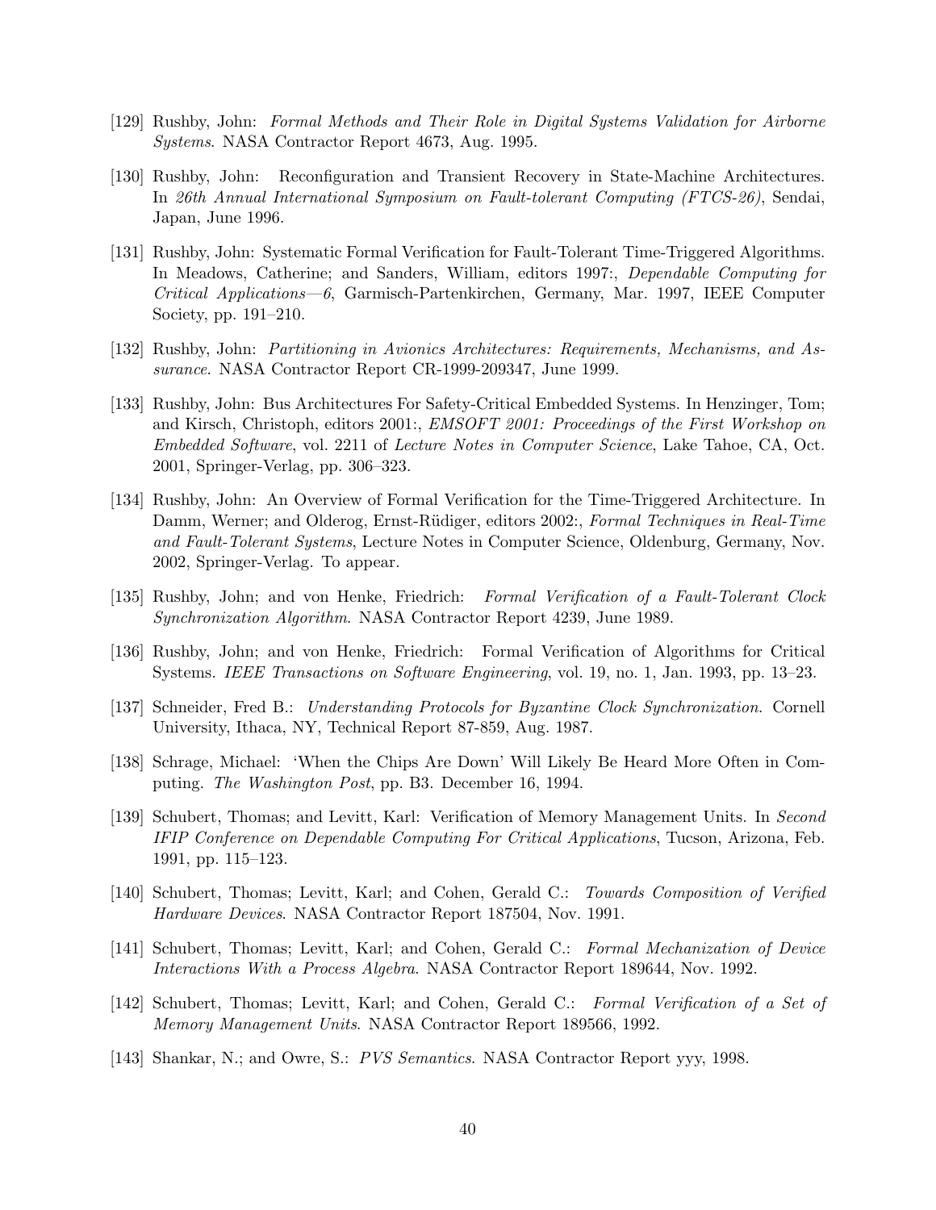[129] Rushby, John: *Formal Methods and Their Role in Digital Systems Validation for Airborne Systems*. NASA Contractor Report 4673, Aug. 1995.

[130] Rushby, John: Reconfiguration and Transient Recovery in State-Machine Architectures. In *26th Annual International Symposium on Fault-tolerant Computing (FTCS-26)*, Sendai, Japan, June 1996.

[131] Rushby, John: Systematic Formal Verification for Fault-Tolerant Time-Triggered Algorithms. In Meadows, Catherine; and Sanders, William, editors 1997:, *Dependable Computing for Critical Applications—6*, Garmisch-Partenkirchen, Germany, Mar. 1997, IEEE Computer Society, pp. 191–210.

[132] Rushby, John: *Partitioning in Avionics Architectures: Requirements, Mechanisms, and Assurance*. NASA Contractor Report CR-1999-209347, June 1999.

[133] Rushby, John: Bus Architectures For Safety-Critical Embedded Systems. In Henzinger, Tom; and Kirsch, Christoph, editors 2001:, *EMSOFT 2001: Proceedings of the First Workshop on Embedded Software*, vol. 2211 of *Lecture Notes in Computer Science*, Lake Tahoe, CA, Oct. 2001, Springer-Verlag, pp. 306–323.

[134] Rushby, John: An Overview of Formal Verification for the Time-Triggered Architecture. In Damm, Werner; and Olderog, Ernst-Rüdiger, editors 2002:, *Formal Techniques in Real-Time and Fault-Tolerant Systems*, Lecture Notes in Computer Science, Oldenburg, Germany, Nov. 2002, Springer-Verlag. To appear.

[135] Rushby, John; and von Henke, Friedrich: *Formal Verification of a Fault-Tolerant Clock Synchronization Algorithm*. NASA Contractor Report 4239, June 1989.

[136] Rushby, John; and von Henke, Friedrich: Formal Verification of Algorithms for Critical Systems. *IEEE Transactions on Software Engineering*, vol. 19, no. 1, Jan. 1993, pp. 13–23.

[137] Schneider, Fred B.: *Understanding Protocols for Byzantine Clock Synchronization*. Cornell University, Ithaca, NY, Technical Report 87-859, Aug. 1987.

[138] Schrage, Michael: 'When the Chips Are Down' Will Likely Be Heard More Often in Computing. *The Washington Post*, pp. B3. December 16, 1994.

[139] Schubert, Thomas; and Levitt, Karl: Verification of Memory Management Units. In *Second IFIP Conference on Dependable Computing For Critical Applications*, Tucson, Arizona, Feb. 1991, pp. 115–123.

[140] Schubert, Thomas; Levitt, Karl; and Cohen, Gerald C.: *Towards Composition of Verified Hardware Devices*. NASA Contractor Report 187504, Nov. 1991.

[141] Schubert, Thomas; Levitt, Karl; and Cohen, Gerald C.: *Formal Mechanization of Device Interactions With a Process Algebra*. NASA Contractor Report 189644, Nov. 1992.

[142] Schubert, Thomas; Levitt, Karl; and Cohen, Gerald C.: *Formal Verification of a Set of Memory Management Units*. NASA Contractor Report 189566, 1992.

[143] Shankar, N.; and Owre, S.: *PVS Semantics*. NASA Contractor Report yyy, 1998.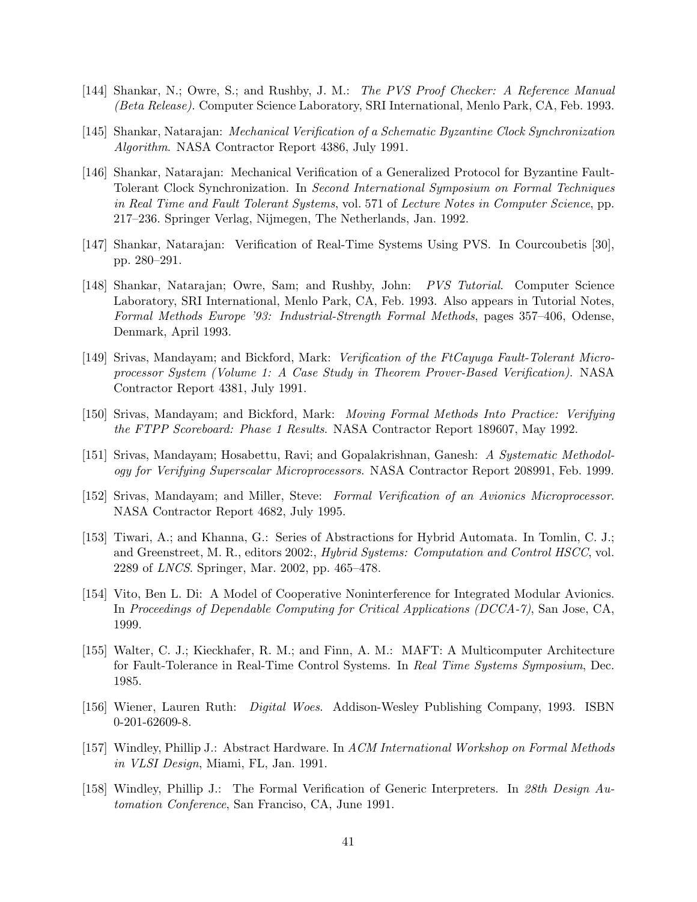[144] Shankar, N.; Owre, S.; and Rushby, J. M.: *The PVS Proof Checker: A Reference Manual (Beta Release)*. Computer Science Laboratory, SRI International, Menlo Park, CA, Feb. 1993.

[145] Shankar, Natarajan: *Mechanical Verification of a Schematic Byzantine Clock Synchronization Algorithm*. NASA Contractor Report 4386, July 1991.

[146] Shankar, Natarajan: Mechanical Verification of a Generalized Protocol for Byzantine Fault-Tolerant Clock Synchronization. In *Second International Symposium on Formal Techniques in Real Time and Fault Tolerant Systems*, vol. 571 of *Lecture Notes in Computer Science*, pp. 217–236. Springer Verlag, Nijmegen, The Netherlands, Jan. 1992.

[147] Shankar, Natarajan: Verification of Real-Time Systems Using PVS. In Courcoubetis [30], pp. 280–291.

[148] Shankar, Natarajan; Owre, Sam; and Rushby, John: *PVS Tutorial*. Computer Science Laboratory, SRI International, Menlo Park, CA, Feb. 1993. Also appears in Tutorial Notes, *Formal Methods Europe '93: Industrial-Strength Formal Methods*, pages 357–406, Odense, Denmark, April 1993.

[149] Srivas, Mandayam; and Bickford, Mark: *Verification of the FtCayuga Fault-Tolerant Microprocessor System (Volume 1: A Case Study in Theorem Prover-Based Verification)*. NASA Contractor Report 4381, July 1991.

[150] Srivas, Mandayam; and Bickford, Mark: *Moving Formal Methods Into Practice: Verifying the FTPP Scoreboard: Phase 1 Results*. NASA Contractor Report 189607, May 1992.

[151] Srivas, Mandayam; Hosabettu, Ravi; and Gopalakrishnan, Ganesh: *A Systematic Methodology for Verifying Superscalar Microprocessors*. NASA Contractor Report 208991, Feb. 1999.

[152] Srivas, Mandayam; and Miller, Steve: *Formal Verification of an Avionics Microprocessor*. NASA Contractor Report 4682, July 1995.

[153] Tiwari, A.; and Khanna, G.: Series of Abstractions for Hybrid Automata. In Tomlin, C. J.; and Greenstreet, M. R., editors 2002:, *Hybrid Systems: Computation and Control HSCC*, vol. 2289 of *LNCS*. Springer, Mar. 2002, pp. 465–478.

[154] Vito, Ben L. Di: A Model of Cooperative Noninterference for Integrated Modular Avionics. In *Proceedings of Dependable Computing for Critical Applications (DCCA-7)*, San Jose, CA, 1999.

[155] Walter, C. J.; Kieckhafer, R. M.; and Finn, A. M.: MAFT: A Multicomputer Architecture for Fault-Tolerance in Real-Time Control Systems. In *Real Time Systems Symposium*, Dec. 1985.

[156] Wiener, Lauren Ruth: *Digital Woes*. Addison-Wesley Publishing Company, 1993. ISBN 0-201-62609-8.

[157] Windley, Phillip J.: Abstract Hardware. In *ACM International Workshop on Formal Methods in VLSI Design*, Miami, FL, Jan. 1991.

[158] Windley, Phillip J.: The Formal Verification of Generic Interpreters. In *28th Design Automation Conference*, San Francisco, CA, June 1991.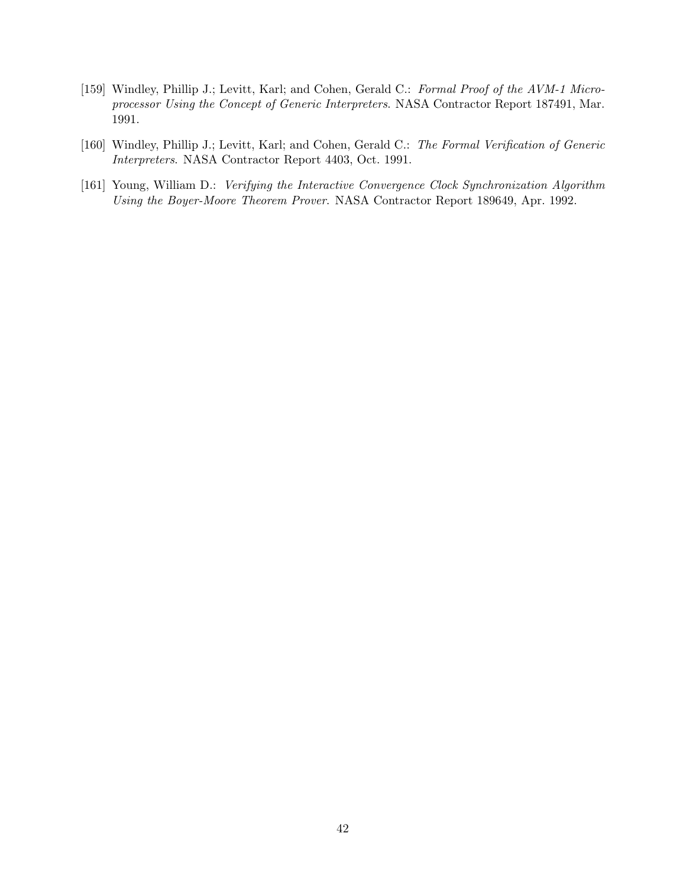[159] Windley, Phillip J.; Levitt, Karl; and Cohen, Gerald C.: *Formal Proof of the AVM-1 Microprocessor Using the Concept of Generic Interpreters*. NASA Contractor Report 187491, Mar. 1991.

[160] Windley, Phillip J.; Levitt, Karl; and Cohen, Gerald C.: *The Formal Verification of Generic Interpreters*. NASA Contractor Report 4403, Oct. 1991.

[161] Young, William D.: *Verifying the Interactive Convergence Clock Synchronization Algorithm Using the Boyer-Moore Theorem Prover*. NASA Contractor Report 189649, Apr. 1992.